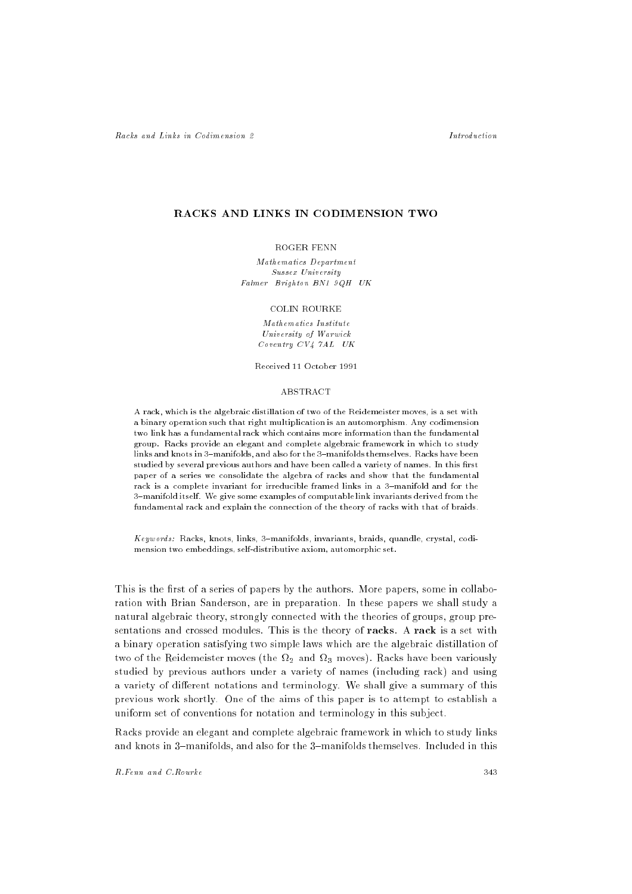# RACKS AND LINKS IN CODIMENSION TWO

ROGER FENN

*Mathematics Department*
*Sussex University*
*Falmer Brighton BN1 9QH UK*

COLIN ROURKE

*Mathematics Institute*
*University of Warwick*
*Coventry CV4 7AL UK*

Received 11 October 1991

## ABSTRACT

A rack, which is the algebraic distillation of two of the Reidemeister moves, is a set with a binary operation such that right multiplication is an automorphism. Any codimension two link has a fundamental rack which contains more information than the fundamental group. Racks provide an elegant and complete algebraic framework in which to study links and knots in 3–manifolds, and also for the 3–manifolds themselves. Racks have been studied by several previous authors and have been called a variety of names. In this first paper of a series we consolidate the algebra of racks and show that the fundamental rack is a complete invariant for irreducible framed links in a 3–manifold and for the 3–manifold itself. We give some examples of computable link invariants derived from the fundamental rack and explain the connection of the theory of racks with that of braids.

*Keywords:* Racks, knots, links, 3–manifolds, invariants, braids, quandle, crystal, codimension two embeddings, self-distributive axiom, automorphic set.

This is the first of a series of papers by the authors. More papers, some in collaboration with Brian Sanderson, are in preparation. In these papers we shall study a natural algebraic theory, strongly connected with the theories of groups, group presentations and crossed modules. This is the theory of **racks**. A **rack** is a set with a binary operation satisfying two simple laws which are the algebraic distillation of two of the Reidemeister moves (the $\Omega_2$ and $\Omega_3$ moves). Racks have been variously studied by previous authors under a variety of names (including rack) and using a variety of different notations and terminology. We shall give a summary of this previous work shortly. One of the aims of this paper is to attempt to establish a uniform set of conventions for notation and terminology in this subject.

Racks provide an elegant and complete algebraic framework in which to study links and knots in 3–manifolds, and also for the 3–manifolds themselves. Included in this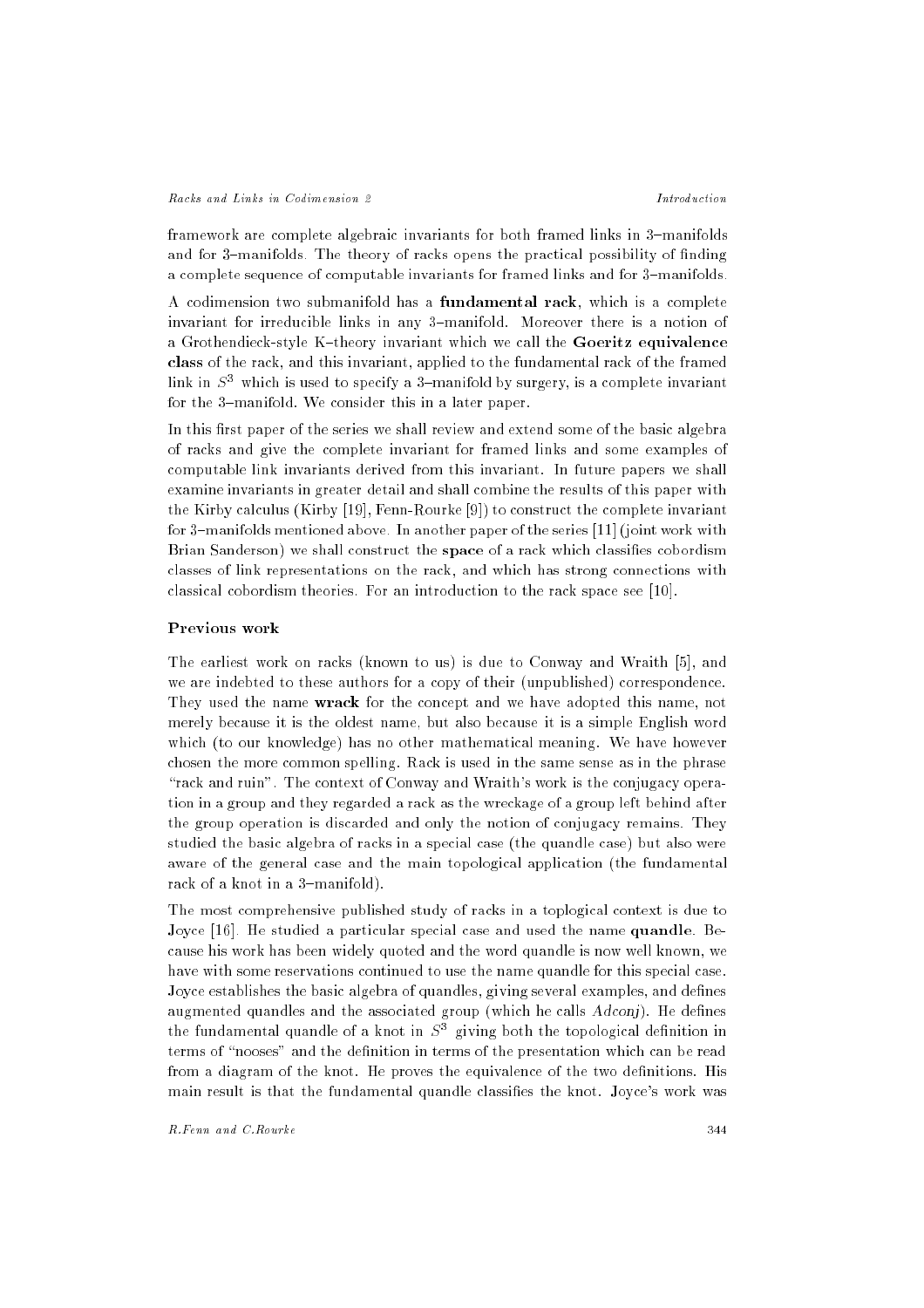framework are complete algebraic invariants for both framed links in 3–manifolds and for 3–manifolds. The theory of racks opens the practical possibility of finding a complete sequence of computable invariants for framed links and for 3–manifolds.

A codimension two submanifold has a **fundamental rack**, which is a complete invariant for irreducible links in any 3–manifold. Moreover there is a notion of a Grothendieck-style K–theory invariant which we call the **Goeritz equivalence class** of the rack, and this invariant, applied to the fundamental rack of the framed link in $S^3$ which is used to specify a 3–manifold by surgery, is a complete invariant for the 3–manifold. We consider this in a later paper.

In this first paper of the series we shall review and extend some of the basic algebra of racks and give the complete invariant for framed links and some examples of computable link invariants derived from this invariant. In future papers we shall examine invariants in greater detail and shall combine the results of this paper with the Kirby calculus (Kirby [19], Fenn-Rourke [9]) to construct the complete invariant for 3–manifolds mentioned above. In another paper of the series [11] (joint work with Brian Sanderson) we shall construct the **space** of a rack which classifies cobordism classes of link representations on the rack, and which has strong connections with classical cobordism theories. For an introduction to the rack space see [10].

### Previous work

The earliest work on racks (known to us) is due to Conway and Wraith [5], and we are indebted to these authors for a copy of their (unpublished) correspondence. They used the name **wrack** for the concept and we have adopted this name, not merely because it is the oldest name, but also because it is a simple English word which (to our knowledge) has no other mathematical meaning. We have however chosen the more common spelling. Rack is used in the same sense as in the phrase "rack and ruin". The context of Conway and Wraith's work is the conjugacy operation in a group and they regarded a rack as the wreckage of a group left behind after the group operation is discarded and only the notion of conjugacy remains. They studied the basic algebra of racks in a special case (the quandle case) but also were aware of the general case and the main topological application (the fundamental rack of a knot in a 3–manifold).

The most comprehensive published study of racks in a toplogical context is due to Joyce [16]. He studied a particular special case and used the name **quandle**. Because his work has been widely quoted and the word quandle is now well known, we have with some reservations continued to use the name quandle for this special case. Joyce establishes the basic algebra of quandles, giving several examples, and defines augmented quandles and the associated group (which he calls *Adconj*). He defines the fundamental quandle of a knot in $S^3$ giving both the topological definition in terms of "nooses" and the definition in terms of the presentation which can be read from a diagram of the knot. He proves the equivalence of the two definitions. His main result is that the fundamental quandle classifies the knot. Joyce's work was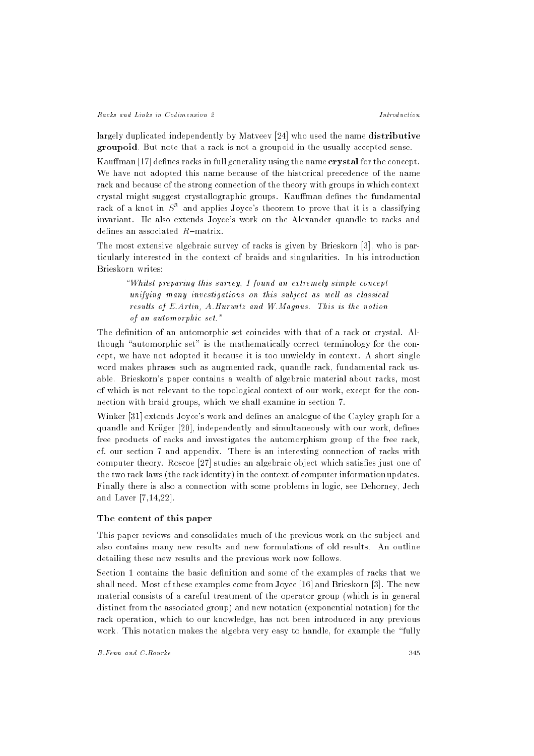largely duplicated independently by Matveev [24] who used the name **distributive groupoid**. But note that a rack is not a groupoid in the usually accepted sense.

Kauffman [17] defines racks in full generality using the name **crystal** for the concept. We have not adopted this name because of the historical precedence of the name rack and because of the strong connection of the theory with groups in which context crystal might suggest crystallographic groups. Kauffman defines the fundamental rack of a knot in $S^3$ and applies Joyce's theorem to prove that it is a classifying invariant. He also extends Joyce's work on the Alexander quandle to racks and defines an associated $R$–matrix.

The most extensive algebraic survey of racks is given by Brieskorn [3], who is particularly interested in the context of braids and singularities. In his introduction Brieskorn writes:

> *"Whilst preparing this survey, I found an extremely simple concept unifying many investigations on this subject as well as classical results of E.Artin, A.Hurwitz and W.Magnus. This is the notion of an automorphic set."*

The definition of an automorphic set coincides with that of a rack or crystal. Although "automorphic set" is the mathematically correct terminology for the concept, we have not adopted it because it is too unwieldy in context. A short single word makes phrases such as augmented rack, quandle rack, fundamental rack usable. Brieskorn's paper contains a wealth of algebraic material about racks, most of which is not relevant to the topological context of our work, except for the connection with braid groups, which we shall examine in section 7.

Winker [31] extends Joyce's work and defines an analogue of the Cayley graph for a quandle and Krüger [20], independently and simultaneously with our work, defines free products of racks and investigates the automorphism group of the free rack, cf. our section 7 and appendix. There is an interesting connection of racks with computer theory. Roscoe [27] studies an algebraic object which satisfies just one of the two rack laws (the rack identity) in the context of computer information updates. Finally there is also a connection with some problems in logic, see Dehorney, Jech and Laver [7,14,22].

### The content of this paper

This paper reviews and consolidates much of the previous work on the subject and also contains many new results and new formulations of old results. An outline detailing these new results and the previous work now follows.

Section 1 contains the basic definition and some of the examples of racks that we shall need. Most of these examples come from Joyce [16] and Brieskorn [3]. The new material consists of a careful treatment of the operator group (which is in general distinct from the associated group) and new notation (exponential notation) for the rack operation, which to our knowledge, has not been introduced in any previous work. This notation makes the algebra very easy to handle, for example the "fully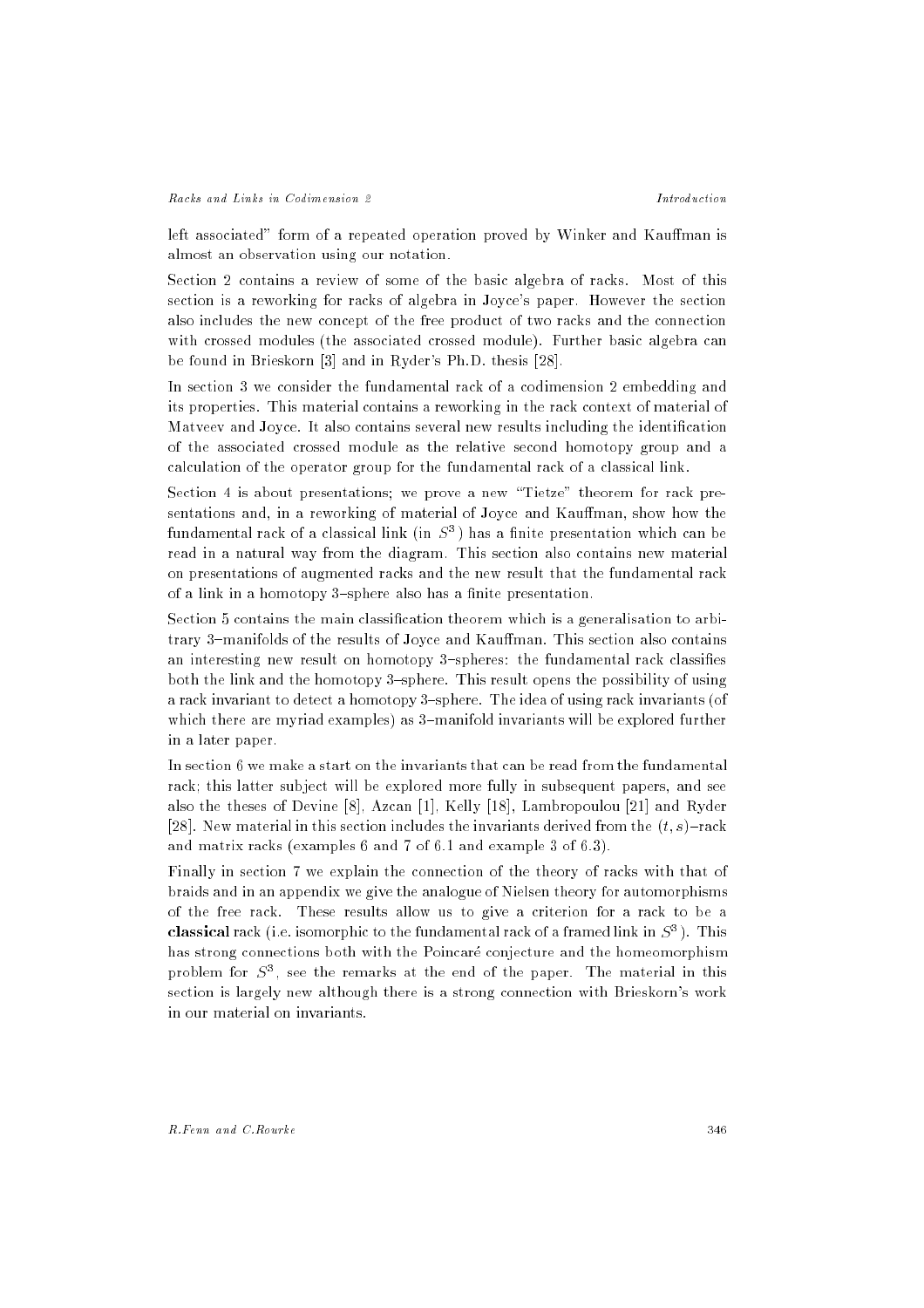left associated" form of a repeated operation proved by Winker and Kauffman is almost an observation using our notation.

Section 2 contains a review of some of the basic algebra of racks. Most of this section is a reworking for racks of algebra in Joyce's paper. However the section also includes the new concept of the free product of two racks and the connection with crossed modules (the associated crossed module). Further basic algebra can be found in Brieskorn [3] and in Ryder's Ph.D. thesis [28].

In section 3 we consider the fundamental rack of a codimension 2 embedding and its properties. This material contains a reworking in the rack context of material of Matveev and Joyce. It also contains several new results including the identification of the associated crossed module as the relative second homotopy group and a calculation of the operator group for the fundamental rack of a classical link.

Section 4 is about presentations; we prove a new "Tietze" theorem for rack presentations and, in a reworking of material of Joyce and Kauffman, show how the fundamental rack of a classical link (in $S^3$) has a finite presentation which can be read in a natural way from the diagram. This section also contains new material on presentations of augmented racks and the new result that the fundamental rack of a link in a homotopy 3–sphere also has a finite presentation.

Section 5 contains the main classification theorem which is a generalisation to arbitrary 3–manifolds of the results of Joyce and Kauffman. This section also contains an interesting new result on homotopy 3–spheres: the fundamental rack classifies both the link and the homotopy 3–sphere. This result opens the possibility of using a rack invariant to detect a homotopy 3–sphere. The idea of using rack invariants (of which there are myriad examples) as 3–manifold invariants will be explored further in a later paper.

In section 6 we make a start on the invariants that can be read from the fundamental rack; this latter subject will be explored more fully in subsequent papers, and see also the theses of Devine [8], Azcan [1], Kelly [18], Lambropoulou [21] and Ryder [28]. New material in this section includes the invariants derived from the $(t, s)$–rack and matrix racks (examples 6 and 7 of 6.1 and example 3 of 6.3).

Finally in section 7 we explain the connection of the theory of racks with that of braids and in an appendix we give the analogue of Nielsen theory for automorphisms of the free rack. These results allow us to give a criterion for a rack to be a **classical** rack (i.e. isomorphic to the fundamental rack of a framed link in $S^3$). This has strong connections both with the Poincaré conjecture and the homeomorphism problem for $S^3$, see the remarks at the end of the paper. The material in this section is largely new although there is a strong connection with Brieskorn's work in our material on invariants.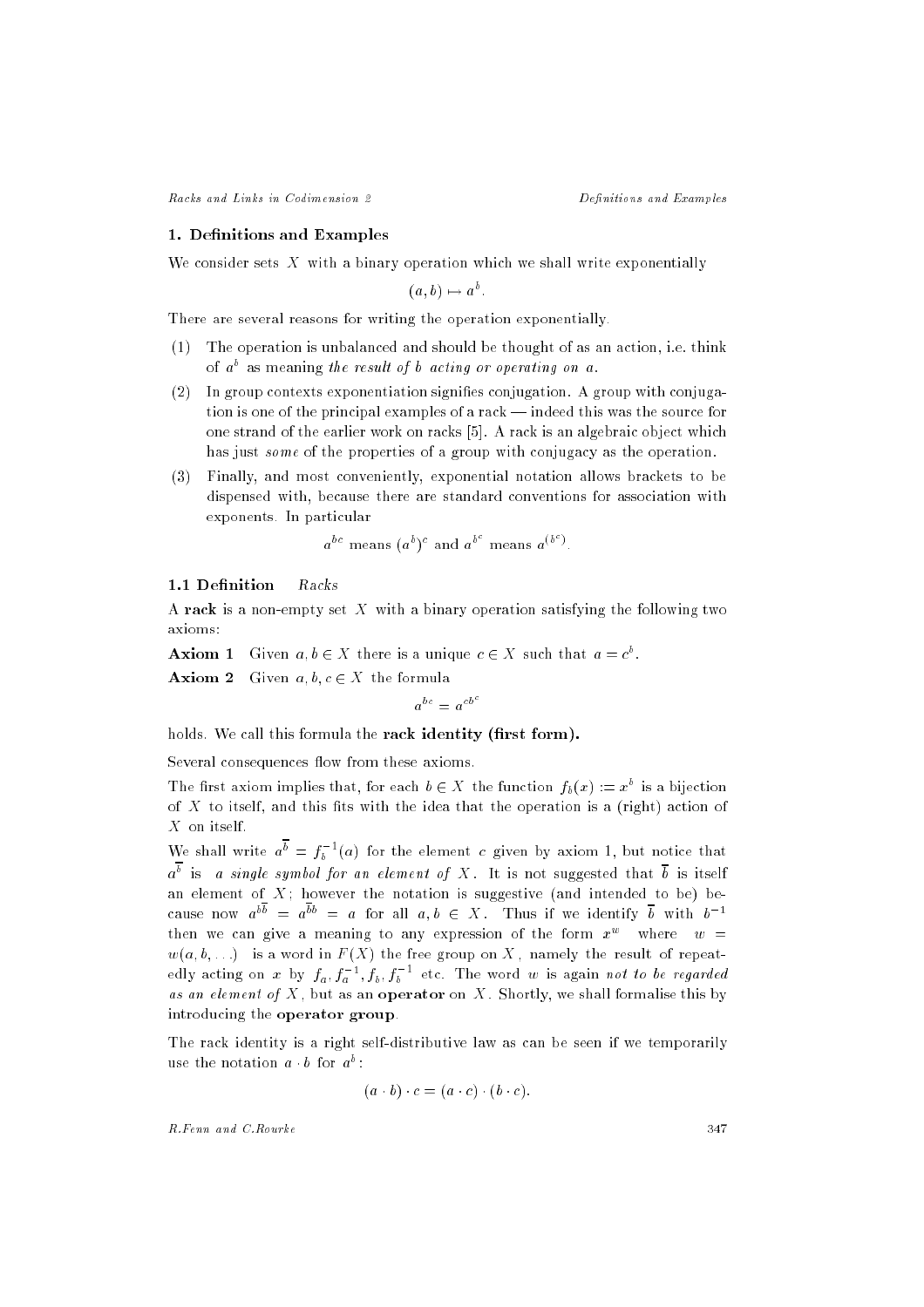## 1. Definitions and Examples

We consider sets $X$ with a binary operation which we shall write exponentially

$$(a, b) \mapsto a^b.$$

There are several reasons for writing the operation exponentially.

(1) The operation is unbalanced and should be thought of as an action, i.e. think of $a^b$ as meaning *the result of $b$ acting or operating on $a$*.

(2) In group contexts exponentiation signifies conjugation. A group with conjugation is one of the principal examples of a rack — indeed this was the source for one strand of the earlier work on racks [5]. A rack is an algebraic object which has just *some* of the properties of a group with conjugacy as the operation.

(3) Finally, and most conveniently, exponential notation allows brackets to be dispensed with, because there are standard conventions for association with exponents. In particular

$$a^{bc} \text{ means } (a^b)^c \text{ and } a^{b^c} \text{ means } a^{(b^c)}.$$

### 1.1 Definition *Racks*

A **rack** is a non-empty set $X$ with a binary operation satisfying the following two axioms:

**Axiom 1** Given $a, b \in X$ there is a unique $c \in X$ such that $a = c^b$.

**Axiom 2** Given $a, b, c \in X$ the formula

$$a^{bc} = a^{cb^c}$$

holds. We call this formula the **rack identity (first form).**

Several consequences flow from these axioms.

The first axiom implies that, for each $b \in X$ the function $f_b(x) := x^b$ is a bijection of $X$ to itself, and this fits with the idea that the operation is a (right) action of $X$ on itself.

We shall write $a^{\overline{b}} = f_b^{-1}(a)$ for the element $c$ given by axiom 1, but notice that $a^{\overline{b}}$ is *a single symbol for an element of $X$*. It is not suggested that $\overline{b}$ is itself an element of $X$; however the notation is suggestive (and intended to be) because now $a^{b\overline{b}} = a^{\overline{b}b} = a$ for all $a, b \in X$. Thus if we identify $\overline{b}$ with $b^{-1}$ then we can give a meaning to any expression of the form $x^w$ where $w = w(a, b, \ldots)$ is a word in $F(X)$ the free group on $X$, namely the result of repeatedly acting on $x$ by $f_a, f_a^{-1}, f_b, f_b^{-1}$ etc. The word $w$ is again *not to be regarded as an element of $X$*, but as an **operator** on $X$. Shortly, we shall formalise this by introducing the **operator group**.

The rack identity is a right self-distributive law as can be seen if we temporarily use the notation $a \cdot b$ for $a^b$:

$$(a \cdot b) \cdot c = (a \cdot c) \cdot (b \cdot c).$$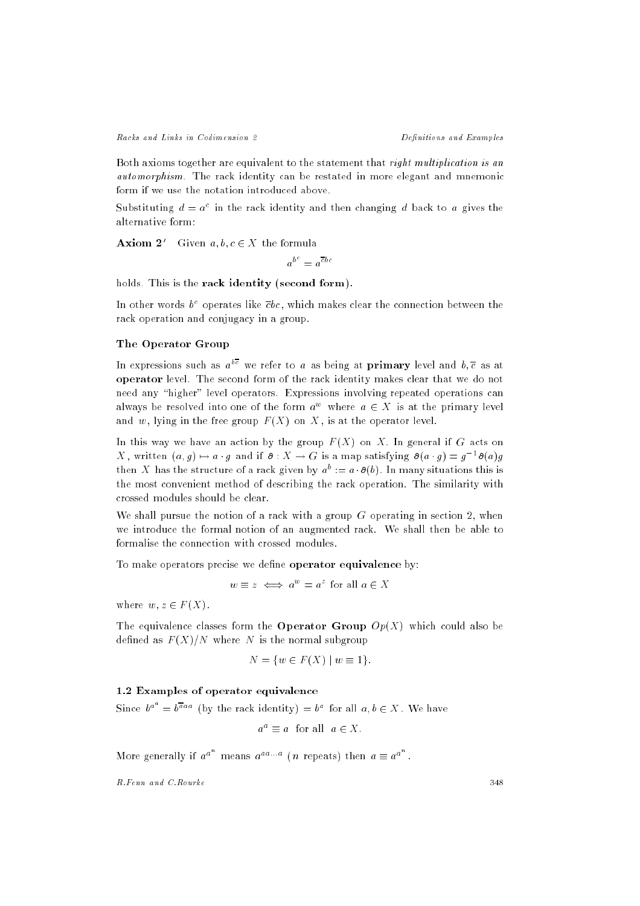Both axioms together are equivalent to the statement that *right multiplication is an automorphism*. The rack identity can be restated in more elegant and mnemonic form if we use the notation introduced above.

Substituting $d = a^c$ in the rack identity and then changing $d$ back to $a$ gives the alternative form:

**Axiom 2′** Given $a, b, c \in X$ the formula

$$a^{b^c} = a^{\overline{c}bc}$$

holds. This is the **rack identity (second form).**

In other words $b^c$ operates like $\overline{c}bc$, which makes clear the connection between the rack operation and conjugacy in a group.

### The Operator Group

In expressions such as $a^{b\overline{c}}$ we refer to $a$ as being at **primary** level and $b, \overline{c}$ as at **operator** level. The second form of the rack identity makes clear that we do not need any "higher" level operators. Expressions involving repeated operations can always be resolved into one of the form $a^w$ where $a \in X$ is at the primary level and $w$, lying in the free group $F(X)$ on $X$, is at the operator level.

In this way we have an action by the group $F(X)$ on $X$. In general if $G$ acts on $X$, written $(a, g) \mapsto a \cdot g$ and if $\partial : X \to G$ is a map satisfying $\partial(a \cdot g) = g^{-1}\partial(a)g$ then $X$ has the structure of a rack given by $a^b := a \cdot \partial(b)$. In many situations this is the most convenient method of describing the rack operation. The similarity with crossed modules should be clear.

We shall pursue the notion of a rack with a group $G$ operating in section 2, when we introduce the formal notion of an augmented rack. We shall then be able to formalise the connection with crossed modules.

To make operators precise we define **operator equivalence** by:

$$w \equiv z \iff a^w = a^z \text{ for all } a \in X$$

where $w, z \in F(X)$.

The equivalence classes form the **Operator Group** $Op(X)$ which could also be defined as $F(X)/N$ where $N$ is the normal subgroup

$$N = \{w \in F(X) \mid w \equiv 1\}.$$

### 1.2 Examples of operator equivalence

Since $b^{a^a} = b^{\overline{a}aa}$ (by the rack identity) $= b^a$ for all $a, b \in X$. We have

$$a^a \equiv a \text{ for all } a \in X.$$

More generally if $a^{a^n}$ means $a^{aa\dots a}$ ($n$ repeats) then $a \equiv a^{a^n}$.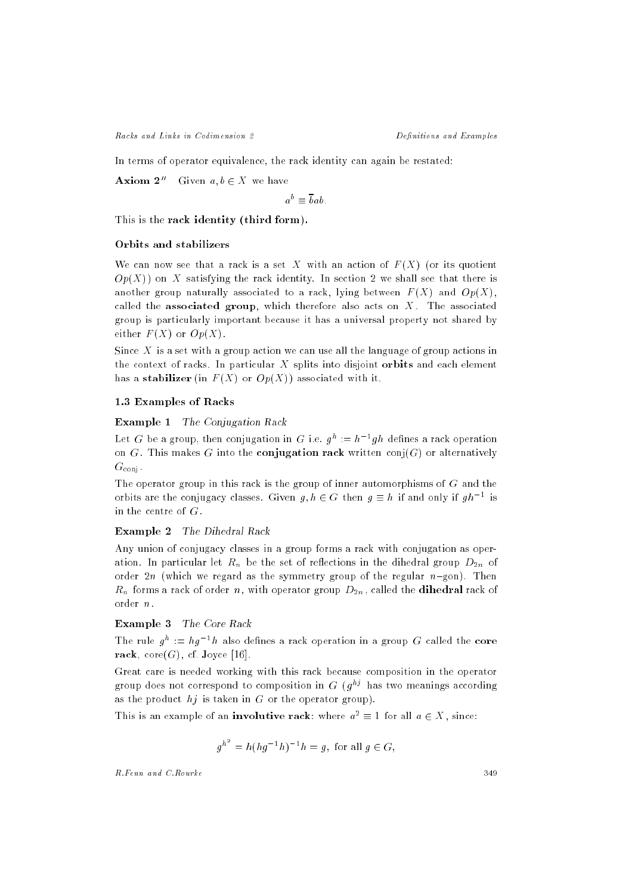In terms of operator equivalence, the rack identity can again be restated:

**Axiom 2''** Given $a, b \in X$ we have

$$a^b \equiv \overline{b}ab.$$

This is the **rack identity (third form).**

### Orbits and stabilizers

We can now see that a rack is a set $X$ with an action of $F(X)$ (or its quotient $Op(X)$) on $X$ satisfying the rack identity. In section 2 we shall see that there is another group naturally associated to a rack, lying between $F(X)$ and $Op(X)$, called the **associated group**, which therefore also acts on $X$. The associated group is particularly important because it has a universal property not shared by either $F(X)$ or $Op(X)$.

Since $X$ is a set with a group action we can use all the language of group actions in the context of racks. In particular $X$ splits into disjoint **orbits** and each element has a **stabilizer** (in $F(X)$ or $Op(X)$) associated with it.

## 1.3 Examples of Racks

**Example 1** *The Conjugation Rack*

Let $G$ be a group, then conjugation in $G$ i.e. $g^h := h^{-1}gh$ defines a rack operation on $G$. This makes $G$ into the **conjugation rack** written $\mathrm{conj}(G)$ or alternatively $G_{\mathrm{conj}}$.

The operator group in this rack is the group of inner automorphisms of $G$ and the orbits are the conjugacy classes. Given $g, h \in G$ then $g \equiv h$ if and only if $gh^{-1}$ is in the centre of $G$.

**Example 2** *The Dihedral Rack*

Any union of conjugacy classes in a group forms a rack with conjugation as operation. In particular let $R_n$ be the set of reflections in the dihedral group $D_{2n}$ of order $2n$ (which we regard as the symmetry group of the regular $n$–gon). Then $R_n$ forms a rack of order $n$, with operator group $D_{2n}$, called the **dihedral** rack of order $n$.

**Example 3** *The Core Rack*

The rule $g^h := hg^{-1}h$ also defines a rack operation in a group $G$ called the **core rack**, $\mathrm{core}(G)$, cf. Joyce [16].

Great care is needed working with this rack because composition in the operator group does not correspond to composition in $G$ ($g^{hj}$ has two meanings according as the product $hj$ is taken in $G$ or the operator group).

This is an example of an **involutive rack**: where $a^2 \equiv 1$ for all $a \in X$, since:

$$g^{h^2} = h(hg^{-1}h)^{-1}h = g, \text{ for all } g \in G,$$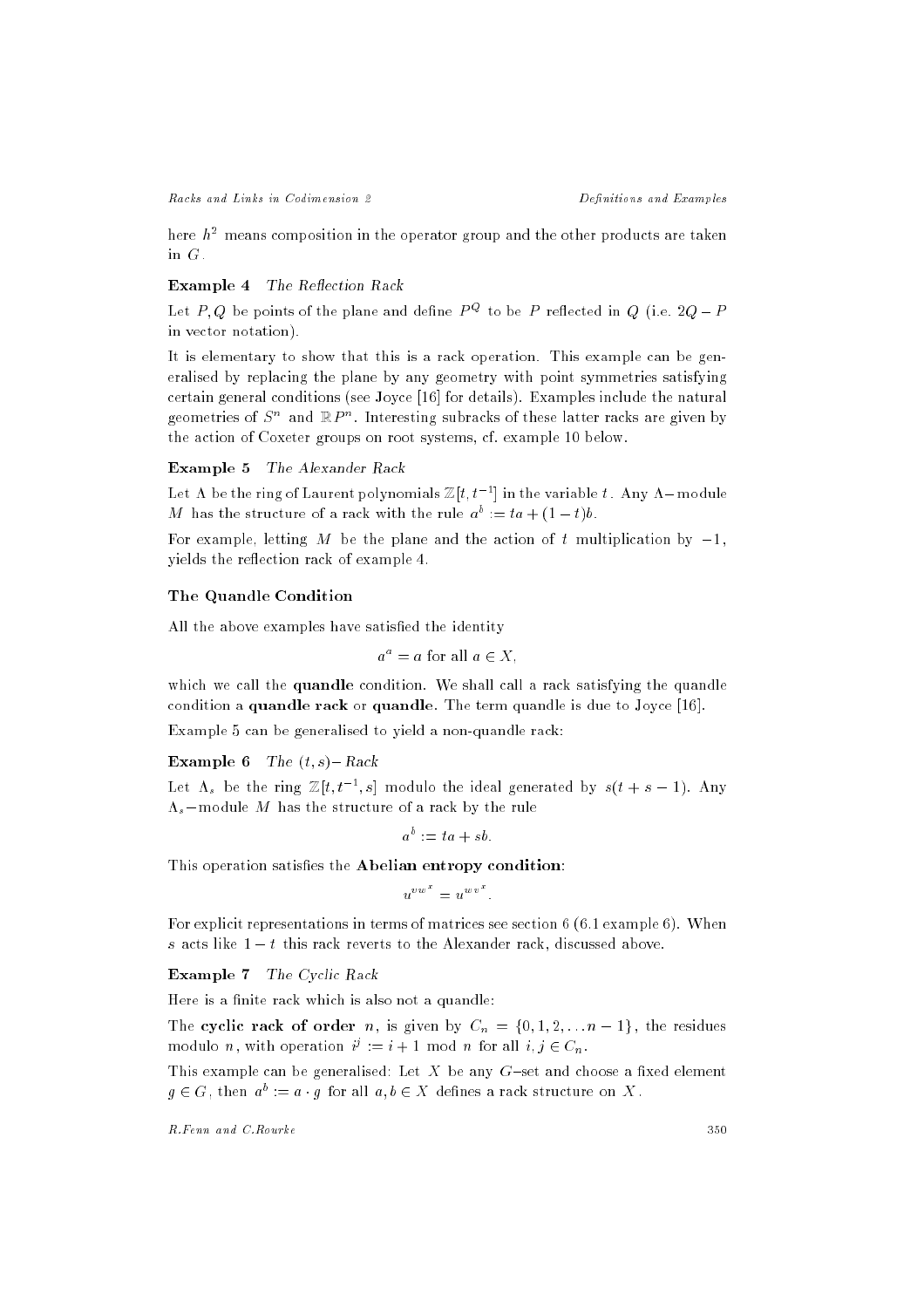here $h^2$ means composition in the operator group and the other products are taken in $G$.

**Example 4** *The Reflection Rack*

Let $P, Q$ be points of the plane and define $P^Q$ to be $P$ reflected in $Q$ (i.e. $2Q - P$ in vector notation).

It is elementary to show that this is a rack operation. This example can be generalised by replacing the plane by any geometry with point symmetries satisfying certain general conditions (see Joyce [16] for details). Examples include the natural geometries of $S^n$ and $\mathbb{R}P^n$. Interesting subracks of these latter racks are given by the action of Coxeter groups on root systems, cf. example 10 below.

**Example 5** *The Alexander Rack*

Let $\Lambda$ be the ring of Laurent polynomials $\mathbb{Z}[t, t^{-1}]$ in the variable $t$. Any $\Lambda-$module $M$ has the structure of a rack with the rule $a^b := ta + (1-t)b$.

For example, letting $M$ be the plane and the action of $t$ multiplication by $-1$, yields the reflection rack of example 4.

### The Quandle Condition

All the above examples have satisfied the identity

$$a^a = a \text{ for all } a \in X,$$

which we call the **quandle** condition. We shall call a rack satisfying the quandle condition a **quandle rack** or **quandle**. The term quandle is due to Joyce [16].

Example 5 can be generalised to yield a non-quandle rack:

**Example 6** *The $(t,s)-$ Rack*

Let $\Lambda_s$ be the ring $\mathbb{Z}[t, t^{-1}, s]$ modulo the ideal generated by $s(t+s-1)$. Any $\Lambda_s-$module $M$ has the structure of a rack by the rule

$$a^b := ta + sb.$$

This operation satisfies the **Abelian entropy condition**:

$$u^{vw^x} = u^{wv^x}.$$

For explicit representations in terms of matrices see section 6 (6.1 example 6). When $s$ acts like $1-t$ this rack reverts to the Alexander rack, discussed above.

**Example 7** *The Cyclic Rack*

Here is a finite rack which is also not a quandle:

The **cyclic rack of order** $n$, is given by $C_n = \{0, 1, 2, \ldots n-1\}$, the residues modulo $n$, with operation $i^j := i + 1 \bmod n$ for all $i, j \in C_n$.

This example can be generalised: Let $X$ be any $G-$set and choose a fixed element $g \in G$, then $a^b := a \cdot g$ for all $a, b \in X$ defines a rack structure on $X$.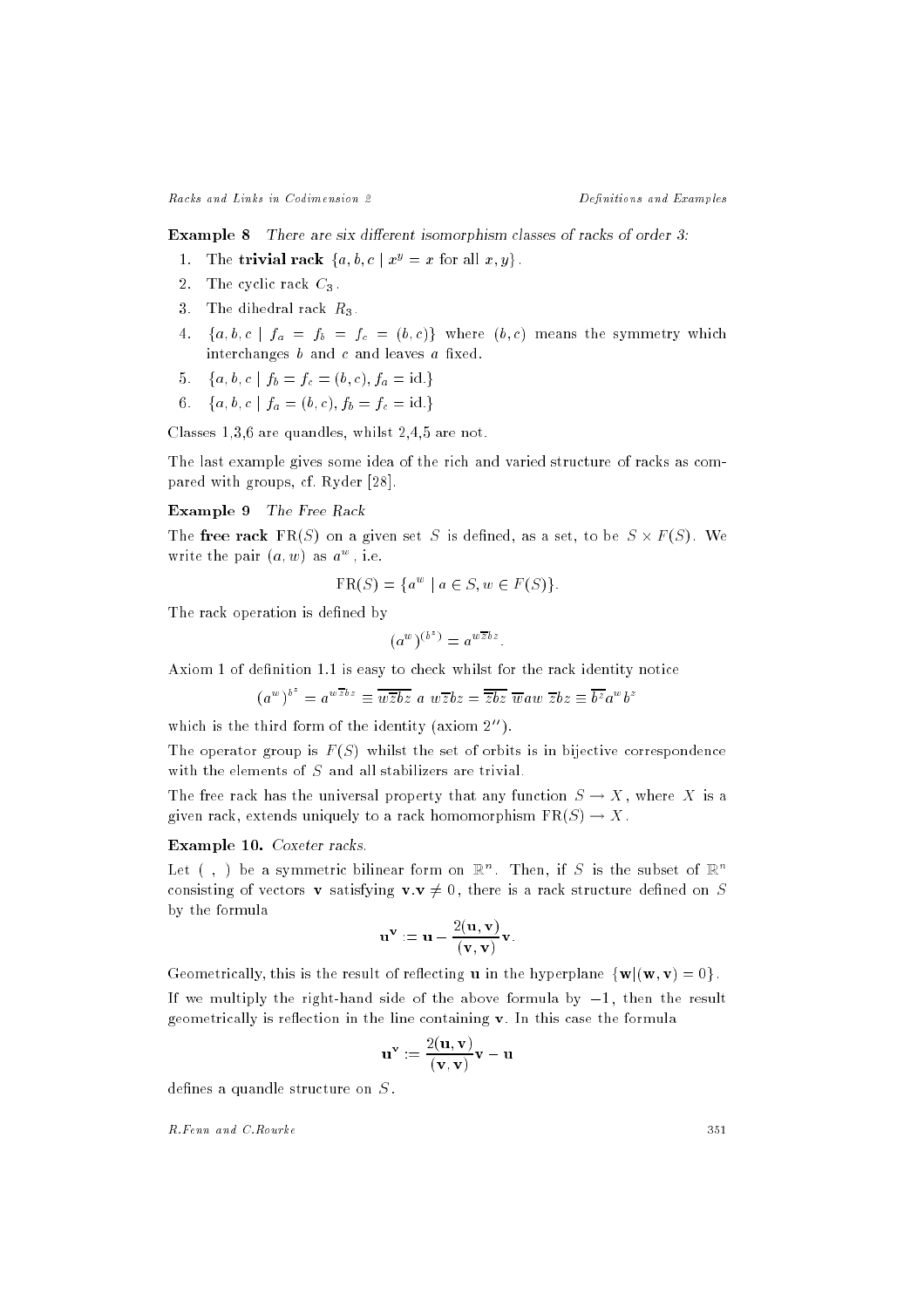**Example 8** *There are six different isomorphism classes of racks of order 3:*

1. The **trivial rack** $\{a, b, c \mid x^y = x \text{ for all } x, y\}$.
2. The cyclic rack $C_3$.
3. The dihedral rack $R_3$.
4. $\{a, b, c \mid f_a = f_b = f_c = (b, c)\}$ where $(b, c)$ means the symmetry which interchanges $b$ and $c$ and leaves $a$ fixed.
5. $\{a, b, c \mid f_b = f_c = (b, c), f_a = \text{id.}\}$
6. $\{a, b, c \mid f_a = (b, c), f_b = f_c = \text{id.}\}$

Classes 1,3,6 are quandles, whilst 2,4,5 are not.

The last example gives some idea of the rich and varied structure of racks as compared with groups, cf. Ryder [28].

**Example 9** *The Free Rack*

The **free rack** $\text{FR}(S)$ on a given set $S$ is defined, as a set, to be $S \times F(S)$. We write the pair $(a, w)$ as $a^w$, i.e.

$$\text{FR}(S) = \{a^w \mid a \in S, w \in F(S)\}.$$

The rack operation is defined by

$$(a^w)^{(b^z)} = a^{w\bar{z}bz}.$$

Axiom 1 of definition 1.1 is easy to check whilst for the rack identity notice

$$(a^w)^{b^z} = a^{w\bar{z}bz} \equiv \overline{w\bar{z}bz}\ a\ w\bar{z}bz = \overline{\bar{z}bz}\ \bar{w}aw\ \bar{z}bz \equiv \overline{b^z}a^w b^z$$

which is the third form of the identity (axiom $2''$).

The operator group is $F(S)$ whilst the set of orbits is in bijective correspondence with the elements of $S$ and all stabilizers are trivial.

The free rack has the universal property that any function $S \to X$, where $X$ is a given rack, extends uniquely to a rack homomorphism $\text{FR}(S) \to X$.

**Example 10.** *Coxeter racks.*

Let $(\ ,\ )$ be a symmetric bilinear form on $\mathbb{R}^n$. Then, if $S$ is the subset of $\mathbb{R}^n$ consisting of vectors $\mathbf{v}$ satisfying $\mathbf{v}.\mathbf{v} \neq 0$, there is a rack structure defined on $S$ by the formula

$$\mathbf{u}^{\mathbf{v}} := \mathbf{u} - \frac{2(\mathbf{u}, \mathbf{v})}{(\mathbf{v}, \mathbf{v})}\mathbf{v}.$$

Geometrically, this is the result of reflecting $\mathbf{u}$ in the hyperplane $\{\mathbf{w} | (\mathbf{w}, \mathbf{v}) = 0\}$.

If we multiply the right-hand side of the above formula by $-1$, then the result geometrically is reflection in the line containing $\mathbf{v}$. In this case the formula

$$\mathbf{u}^{\mathbf{v}} := \frac{2(\mathbf{u}, \mathbf{v})}{(\mathbf{v}, \mathbf{v})}\mathbf{v} - \mathbf{u}$$

defines a quandle structure on $S$.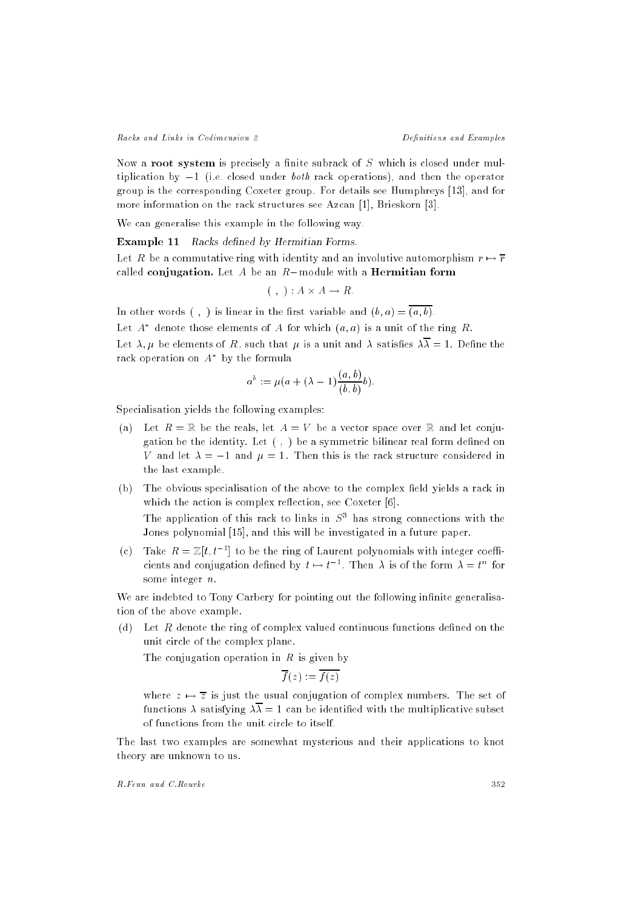Now a **root system** is precisely a finite subrack of $S$ which is closed under multiplication by $-1$ (i.e. closed under *both* rack operations), and then the operator group is the corresponding Coxeter group. For details see Humphreys [13], and for more information on the rack structures see Azcan [1], Brieskorn [3].

We can generalise this example in the following way.

**Example 11** *Racks defined by Hermitian Forms.*

Let $R$ be a commutative ring with identity and an involutive automorphism $r \mapsto \overline{r}$ called **conjugation.** Let $A$ be an $R-$module with a **Hermitian form**

$$( \; , \; ) : A \times A \to R.$$

In other words $( \; , \; )$ is linear in the first variable and $(b, a) = \overline{(a, b)}$.

Let $A^*$ denote those elements of $A$ for which $(a, a)$ is a unit of the ring $R$.

Let $\lambda, \mu$ be elements of $R$, such that $\mu$ is a unit and $\lambda$ satisfies $\lambda\overline{\lambda} = 1$. Define the rack operation on $A^*$ by the formula

$$a^b := \mu(a + (\lambda - 1)\frac{(a, b)}{(b, b)}b).$$

Specialisation yields the following examples:

(a) Let $R = \mathbb{R}$ be the reals, let $A = V$ be a vector space over $\mathbb{R}$ and let conjugation be the identity. Let $( \; , \; )$ be a symmetric bilinear real form defined on $V$ and let $\lambda = -1$ and $\mu = 1$. Then this is the rack structure considered in the last example.

(b) The obvious specialisation of the above to the complex field yields a rack in which the action is complex reflection, see Coxeter [6].

The application of this rack to links in $S^3$ has strong connections with the Jones polynomial [15], and this will be investigated in a future paper.

(c) Take $R = \mathbb{Z}[t, t^{-1}]$ to be the ring of Laurent polynomials with integer coefficients and conjugation defined by $t \mapsto t^{-1}$. Then $\lambda$ is of the form $\lambda = t^n$ for some integer $n$.

We are indebted to Tony Carbery for pointing out the following infinite generalisation of the above example.

(d) Let $R$ denote the ring of complex valued continuous functions defined on the unit circle of the complex plane.

The conjugation operation in $R$ is given by

$$\overline{f}(z) := \overline{f(z)}$$

where $z \mapsto \overline{z}$ is just the usual conjugation of complex numbers. The set of functions $\lambda$ satisfying $\lambda\overline{\lambda} = 1$ can be identified with the multiplicative subset of functions from the unit circle to itself.

The last two examples are somewhat mysterious and their applications to knot theory are unknown to us.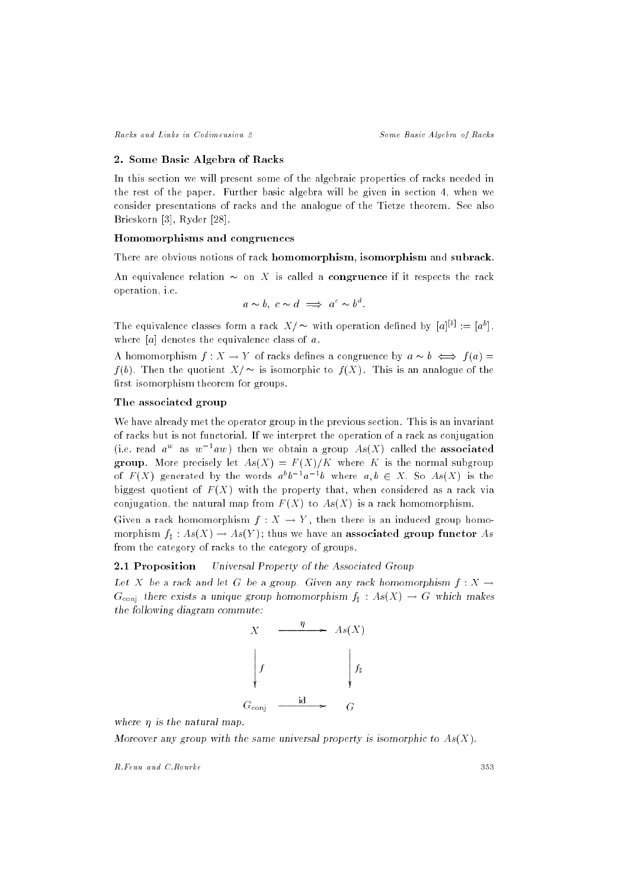## 2. Some Basic Algebra of Racks

In this section we will present some of the algebraic properties of racks needed in the rest of the paper. Further basic algebra will be given in section 4, when we consider presentations of racks and the analogue of the Tietze theorem. See also Brieskorn [3], Ryder [28].

### Homomorphisms and congruences

There are obvious notions of rack **homomorphism**, **isomorphism** and **subrack**.

An equivalence relation $\sim$ on $X$ is called a **congruence** if it respects the rack operation, i.e.

$$a \sim b,\ c \sim d \implies a^c \sim b^d.$$

The equivalence classes form a rack $X/\sim$ with operation defined by $[a]^{[b]} := [a^b]$, where $[a]$ denotes the equivalence class of $a$.

A homomorphism $f : X \to Y$ of racks defines a congruence by $a \sim b \iff f(a) = f(b)$. Then the quotient $X/\sim$ is isomorphic to $f(X)$. This is an analogue of the first isomorphism theorem for groups.

### The associated group

We have already met the operator group in the previous section. This is an invariant of racks but is not functorial. If we interpret the operation of a rack as conjugation (i.e. read $a^w$ as $w^{-1}aw$) then we obtain a group $As(X)$ called the **associated group**. More precisely let $As(X) = F(X)/K$ where $K$ is the normal subgroup of $F(X)$ generated by the words $a^b b^{-1} a^{-1} b$ where $a, b \in X$. So $As(X)$ is the biggest quotient of $F(X)$ with the property that, when considered as a rack via conjugation, the natural map from $F(X)$ to $As(X)$ is a rack homomorphism.

Given a rack homomorphism $f : X \to Y$, then there is an induced group homomorphism $f_\sharp : As(X) \to As(Y)$; thus we have an **associated group functor** $As$ from the category of racks to the category of groups.

**2.1 Proposition** *Universal Property of the Associated Group*

*Let $X$ be a rack and let $G$ be a group. Given any rack homomorphism $f : X \to G_{\text{conj}}$ there exists a unique group homomorphism $f_\sharp : As(X) \to G$ which makes the following diagram commute:*

$$\begin{array}{ccc} X & \xrightarrow{\ \eta\ } & As(X) \\ \Big\downarrow f & & \Big\downarrow f_\sharp \\ G_{\text{conj}} & \xrightarrow{\ \text{id}\ } & G \end{array}$$

*where $\eta$ is the natural map.*

*Moreover any group with the same universal property is isomorphic to $As(X)$.*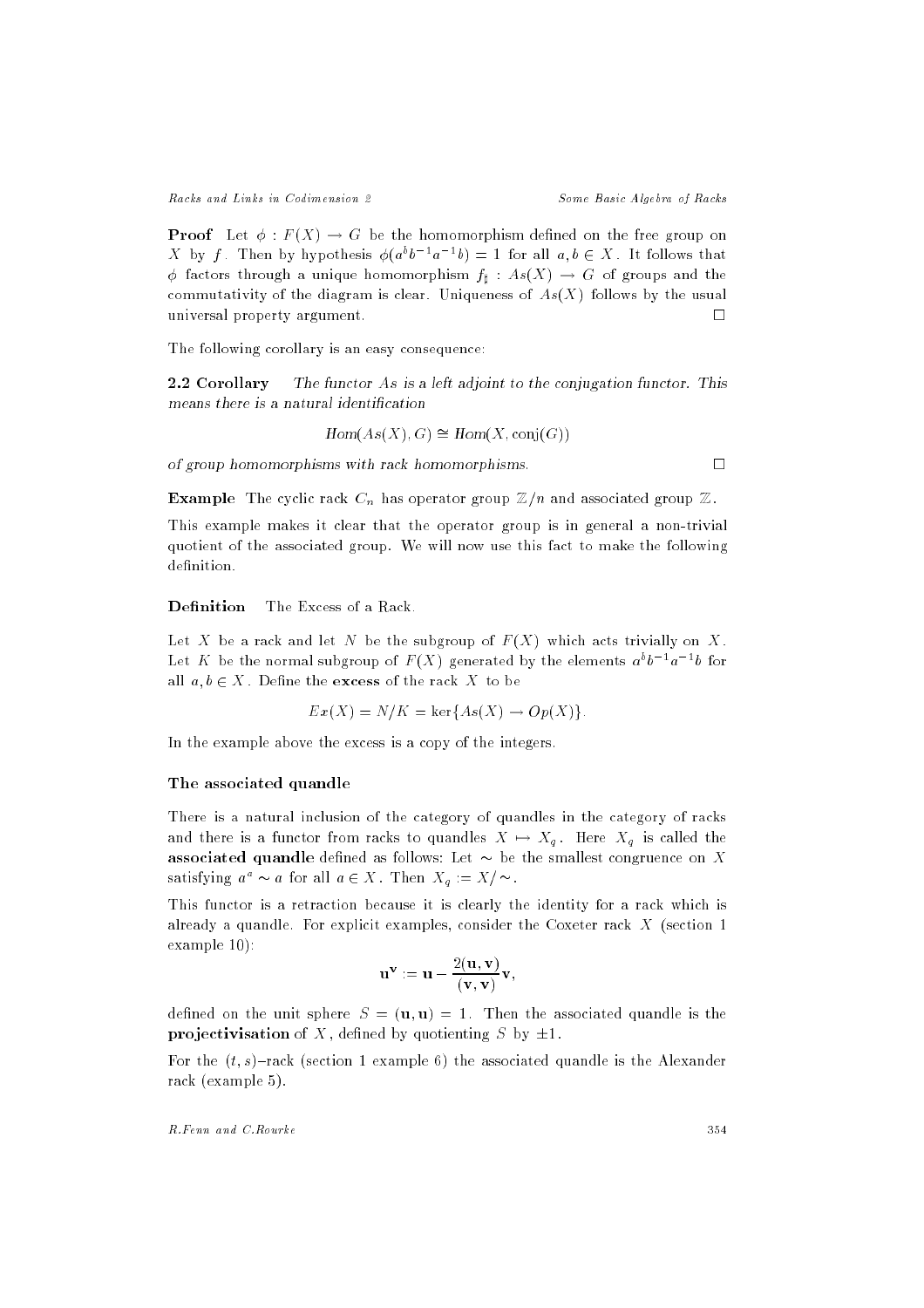**Proof** Let $\phi : F(X) \to G$ be the homomorphism defined on the free group on $X$ by $f$. Then by hypothesis $\phi(a^b b^{-1} a^{-1} b) = 1$ for all $a, b \in X$. It follows that $\phi$ factors through a unique homomorphism $f_\sharp : As(X) \to G$ of groups and the commutativity of the diagram is clear. Uniqueness of $As(X)$ follows by the usual universal property argument. $\square$

The following corollary is an easy consequence:

**2.2 Corollary** *The functor $As$ is a left adjoint to the conjugation functor. This means there is a natural identification*

$$Hom(As(X), G) \cong Hom(X, \mathrm{conj}(G))$$

*of group homomorphisms with rack homomorphisms.* $\square$

**Example** The cyclic rack $C_n$ has operator group $\mathbb{Z}/n$ and associated group $\mathbb{Z}$.

This example makes it clear that the operator group is in general a non-trivial quotient of the associated group. We will now use this fact to make the following definition.

**Definition** The Excess of a Rack.

Let $X$ be a rack and let $N$ be the subgroup of $F(X)$ which acts trivially on $X$. Let $K$ be the normal subgroup of $F(X)$ generated by the elements $a^b b^{-1} a^{-1} b$ for all $a, b \in X$. Define the **excess** of the rack $X$ to be

$$Ex(X) = N/K = \ker\{As(X) \to Op(X)\}.$$

In the example above the excess is a copy of the integers.

### The associated quandle

There is a natural inclusion of the category of quandles in the category of racks and there is a functor from racks to quandles $X \mapsto X_q$. Here $X_q$ is called the **associated quandle** defined as follows: Let $\sim$ be the smallest congruence on $X$ satisfying $a^a \sim a$ for all $a \in X$. Then $X_q := X/\sim$.

This functor is a retraction because it is clearly the identity for a rack which is already a quandle. For explicit examples, consider the Coxeter rack $X$ (section 1 example 10):

$$\mathbf{u}^{\mathbf{v}} := \mathbf{u} - \frac{2(\mathbf{u}, \mathbf{v})}{(\mathbf{v}, \mathbf{v})}\mathbf{v},$$

defined on the unit sphere $S = (\mathbf{u}, \mathbf{u}) = 1$. Then the associated quandle is the **projectivisation** of $X$, defined by quotienting $S$ by $\pm 1$.

For the $(t, s)$–rack (section 1 example 6) the associated quandle is the Alexander rack (example 5).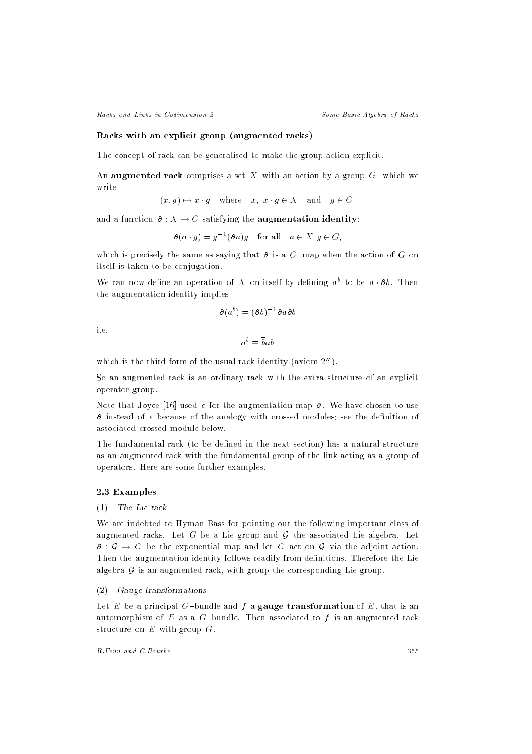### Racks with an explicit group (augmented racks)

The concept of rack can be generalised to make the group action explicit.

An **augmented rack** comprises a set $X$ with an action by a group $G$, which we write

$$(x, g) \mapsto x \cdot g \quad \text{where} \quad x,\ x \cdot g \in X \quad \text{and} \quad g \in G,$$

and a function $\partial : X \to G$ satisfying the **augmentation identity**:

$$\partial(a \cdot g) = g^{-1}(\partial a)g \quad \text{for all} \quad a \in X, g \in G,$$

which is precisely the same as saying that $\partial$ is a $G$–map when the action of $G$ on itself is taken to be conjugation.

We can now define an operation of $X$ on itself by defining $a^b$ to be $a \cdot \partial b$. Then the augmentation identity implies

$$\partial(a^b) = (\partial b)^{-1} \partial a \partial b$$

i.e.

$$a^b \equiv \overline{b}ab$$

which is the third form of the usual rack identity (axiom 2″).

So an augmented rack is an ordinary rack with the extra structure of an explicit operator group.

Note that Joyce [16] used $\epsilon$ for the augmentation map $\partial$. We have chosen to use $\partial$ instead of $\epsilon$ because of the analogy with crossed modules; see the definition of associated crossed module below.

The fundamental rack (to be defined in the next section) has a natural structure as an augmented rack with the fundamental group of the link acting as a group of operators. Here are some further examples.

## 2.3 Examples

(1) *The Lie rack*

We are indebted to Hyman Bass for pointing out the following important class of augmented racks. Let $G$ be a Lie group and $\mathcal{G}$ the associated Lie algebra. Let $\partial : \mathcal{G} \to G$ be the exponential map and let $G$ act on $\mathcal{G}$ via the adjoint action. Then the augmentation identity follows readily from definitions. Therefore the Lie algebra $\mathcal{G}$ is an augmented rack, with group the corresponding Lie group.

(2) *Gauge transformations*

Let $E$ be a principal $G$–bundle and $f$ a **gauge transformation** of $E$, that is an automorphism of $E$ as a $G$–bundle. Then associated to $f$ is an augmented rack structure on $E$ with group $G$.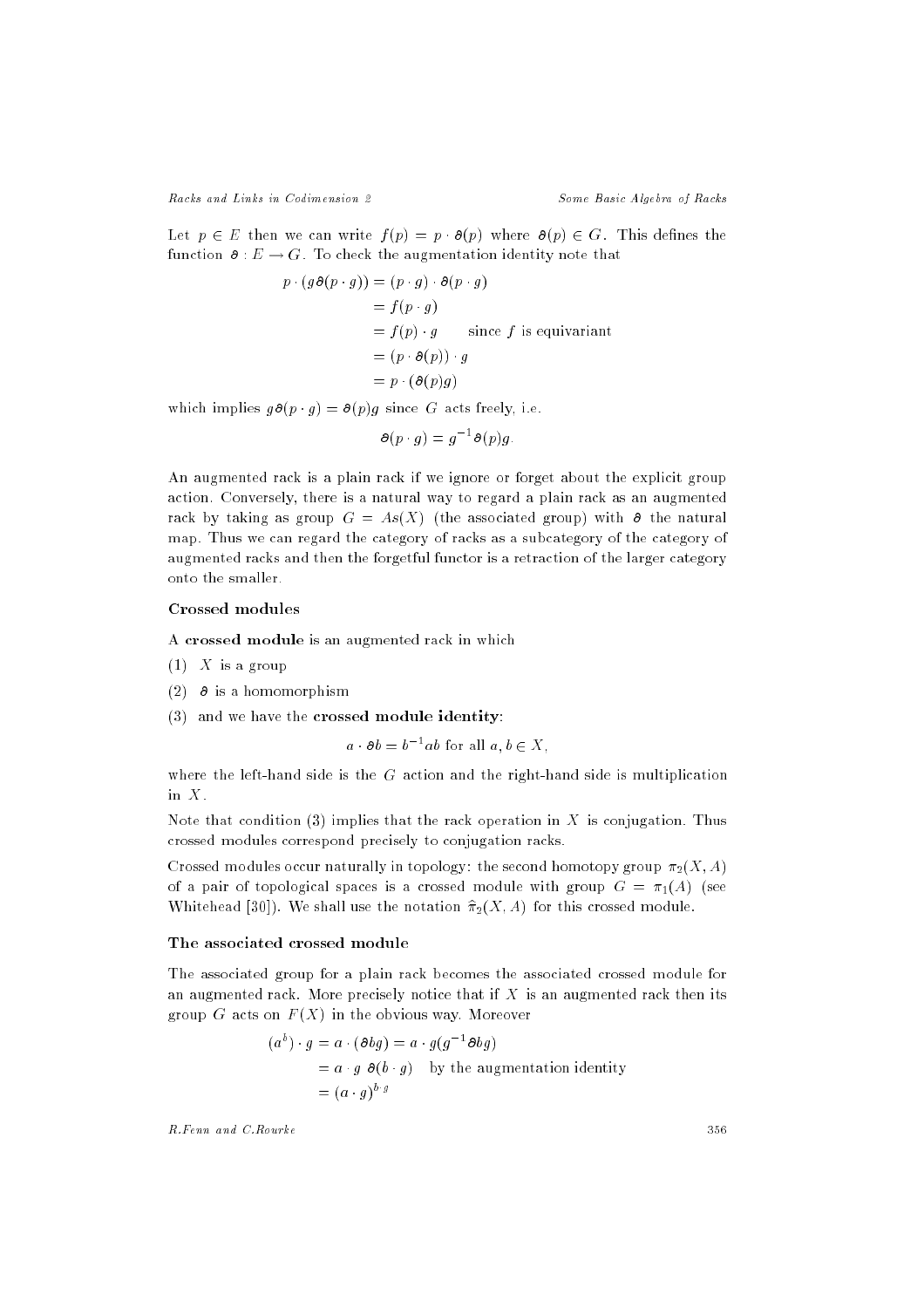Let $p \in E$ then we can write $f(p) = p \cdot \partial(p)$ where $\partial(p) \in G$. This defines the function $\partial : E \to G$. To check the augmentation identity note that

$$
\begin{aligned}
p \cdot (g\partial(p \cdot g)) &= (p \cdot g) \cdot \partial(p \cdot g) \\
&= f(p \cdot g) \\
&= f(p) \cdot g \qquad \text{since } f \text{ is equivariant} \\
&= (p \cdot \partial(p)) \cdot g \\
&= p \cdot (\partial(p)g)
\end{aligned}
$$

which implies $g\partial(p \cdot g) = \partial(p)g$ since $G$ acts freely, i.e.

$$\partial(p \cdot g) = g^{-1}\partial(p)g.$$

An augmented rack is a plain rack if we ignore or forget about the explicit group action. Conversely, there is a natural way to regard a plain rack as an augmented rack by taking as group $G = As(X)$ (the associated group) with $\partial$ the natural map. Thus we can regard the category of racks as a subcategory of the category of augmented racks and then the forgetful functor is a retraction of the larger category onto the smaller.

### Crossed modules

A **crossed module** is an augmented rack in which

(1) $X$ is a group

(2) $\partial$ is a homomorphism

(3) and we have the **crossed module identity**:

$$a \cdot \partial b = b^{-1}ab \text{ for all } a, b \in X,$$

where the left-hand side is the $G$ action and the right-hand side is multiplication in $X$.

Note that condition (3) implies that the rack operation in $X$ is conjugation. Thus crossed modules correspond precisely to conjugation racks.

Crossed modules occur naturally in topology: the second homotopy group $\pi_2(X, A)$ of a pair of topological spaces is a crossed module with group $G = \pi_1(A)$ (see Whitehead [30]). We shall use the notation $\hat{\pi}_2(X, A)$ for this crossed module.

### The associated crossed module

The associated group for a plain rack becomes the associated crossed module for an augmented rack. More precisely notice that if $X$ is an augmented rack then its group $G$ acts on $F(X)$ in the obvious way. Moreover

$$
\begin{aligned}
(a^b) \cdot g &= a \cdot (\partial bg) = a \cdot g(g^{-1}\partial bg) \\
&= a \cdot g \ \partial(b \cdot g) \quad \text{by the augmentation identity} \\
&= (a \cdot g)^{b \cdot g}
\end{aligned}
$$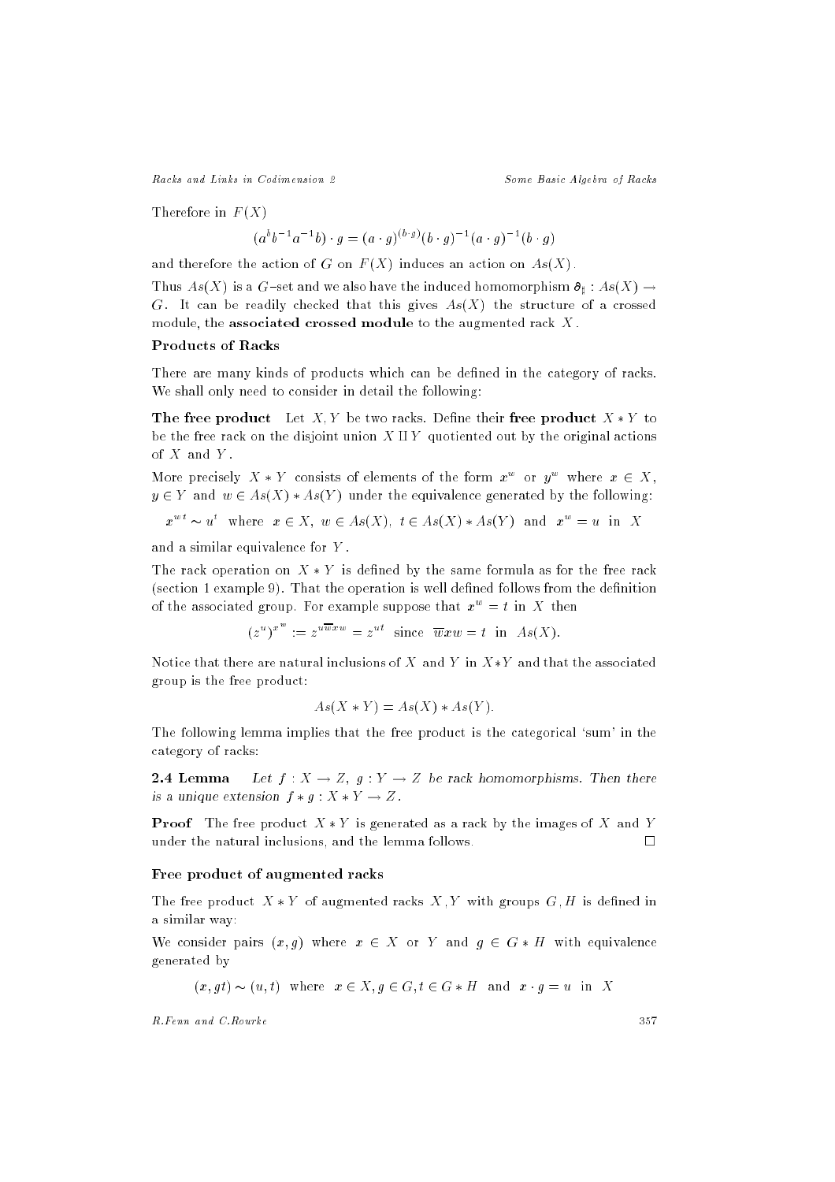Therefore in $F(X)$

$$(a^b b^{-1} a^{-1} b) \cdot g = (a \cdot g)^{(b \cdot g)} (b \cdot g)^{-1} (a \cdot g)^{-1} (b \cdot g)$$

and therefore the action of $G$ on $F(X)$ induces an action on $As(X)$.

Thus $As(X)$ is a $G$–set and we also have the induced homomorphism $\partial_\sharp : As(X) \to G$. It can be readily checked that this gives $As(X)$ the structure of a crossed module, the **associated crossed module** to the augmented rack $X$.

### Products of Racks

There are many kinds of products which can be defined in the category of racks. We shall only need to consider in detail the following:

**The free product** Let $X, Y$ be two racks. Define their **free product** $X * Y$ to be the free rack on the disjoint union $X \amalg Y$ quotiented out by the original actions of $X$ and $Y$.

More precisely $X * Y$ consists of elements of the form $x^w$ or $y^w$ where $x \in X$, $y \in Y$ and $w \in As(X) * As(Y)$ under the equivalence generated by the following:

$$x^{wt} \sim u^t \quad \text{where} \quad x \in X, \; w \in As(X), \; t \in As(X) * As(Y) \quad \text{and} \quad x^w = u \quad \text{in} \quad X$$

and a similar equivalence for $Y$.

The rack operation on $X * Y$ is defined by the same formula as for the free rack (section 1 example 9). That the operation is well defined follows from the definition of the associated group. For example suppose that $x^w = t$ in $X$ then

$$(z^u)^{x^w} := z^{u\overline{w}xw} = z^{ut} \quad \text{since} \quad \overline{w}xw = t \quad \text{in} \quad As(X).$$

Notice that there are natural inclusions of $X$ and $Y$ in $X * Y$ and that the associated group is the free product:

$$As(X * Y) = As(X) * As(Y).$$

The following lemma implies that the free product is the categorical 'sum' in the category of racks:

**2.4 Lemma** *Let $f : X \to Z$, $g : Y \to Z$ be rack homomorphisms. Then there is a unique extension $f * g : X * Y \to Z$.*

**Proof** The free product $X * Y$ is generated as a rack by the images of $X$ and $Y$ under the natural inclusions, and the lemma follows. $\square$

### Free product of augmented racks

The free product $X * Y$ of augmented racks $X, Y$ with groups $G, H$ is defined in a similar way:

We consider pairs $(x, g)$ where $x \in X$ or $Y$ and $g \in G * H$ with equivalence generated by

$$(x, gt) \sim (u, t) \quad \text{where} \quad x \in X, g \in G, t \in G * H \quad \text{and} \quad x \cdot g = u \quad \text{in} \quad X$$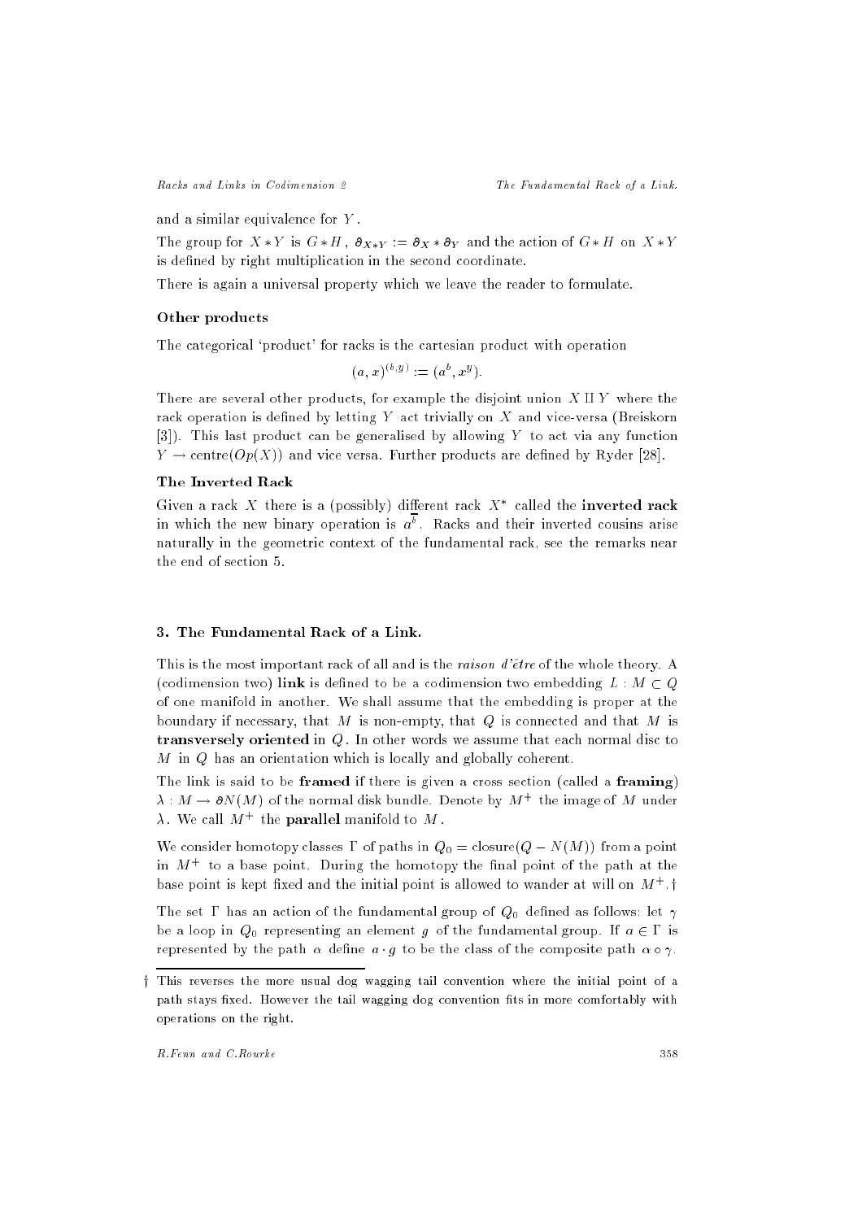and a similar equivalence for $Y$.

The group for $X*Y$ is $G*H$, $\partial_{X*Y} := \partial_X * \partial_Y$ and the action of $G*H$ on $X*Y$ is defined by right multiplication in the second coordinate.

There is again a universal property which we leave the reader to formulate.

### Other products

The categorical 'product' for racks is the cartesian product with operation

$$(a,x)^{(b,y)} := (a^b, x^y).$$

There are several other products, for example the disjoint union $X \amalg Y$ where the rack operation is defined by letting $Y$ act trivially on $X$ and vice-versa (Breiskorn [3]). This last product can be generalised by allowing $Y$ to act via any function $Y \to \text{centre}(Op(X))$ and vice versa. Further products are defined by Ryder [28].

### The Inverted Rack

Given a rack $X$ there is a (possibly) different rack $X^*$ called the **inverted rack** in which the new binary operation is $a^{\bar{b}}$. Racks and their inverted cousins arise naturally in the geometric context of the fundamental rack, see the remarks near the end of section 5.

## 3. The Fundamental Rack of a Link.

This is the most important rack of all and is the *raison d'être* of the whole theory. A (codimension two) **link** is defined to be a codimension two embedding $L : M \subset Q$ of one manifold in another. We shall assume that the embedding is proper at the boundary if necessary, that $M$ is non-empty, that $Q$ is connected and that $M$ is **transversely oriented** in $Q$. In other words we assume that each normal disc to $M$ in $Q$ has an orientation which is locally and globally coherent.

The link is said to be **framed** if there is given a cross section (called a **framing**) $\lambda : M \to \partial N(M)$ of the normal disk bundle. Denote by $M^+$ the image of $M$ under $\lambda$. We call $M^+$ the **parallel** manifold to $M$.

We consider homotopy classes $\Gamma$ of paths in $Q_0 = \text{closure}(Q - N(M))$ from a point in $M^+$ to a base point. During the homotopy the final point of the path at the base point is kept fixed and the initial point is allowed to wander at will on $M^+$.†

The set $\Gamma$ has an action of the fundamental group of $Q_0$ defined as follows: let $\gamma$ be a loop in $Q_0$ representing an element $g$ of the fundamental group. If $a \in \Gamma$ is represented by the path $\alpha$ define $a \cdot g$ to be the class of the composite path $\alpha \circ \gamma$.

† This reverses the more usual dog wagging tail convention where the initial point of a path stays fixed. However the tail wagging dog convention fits in more comfortably with operations on the right.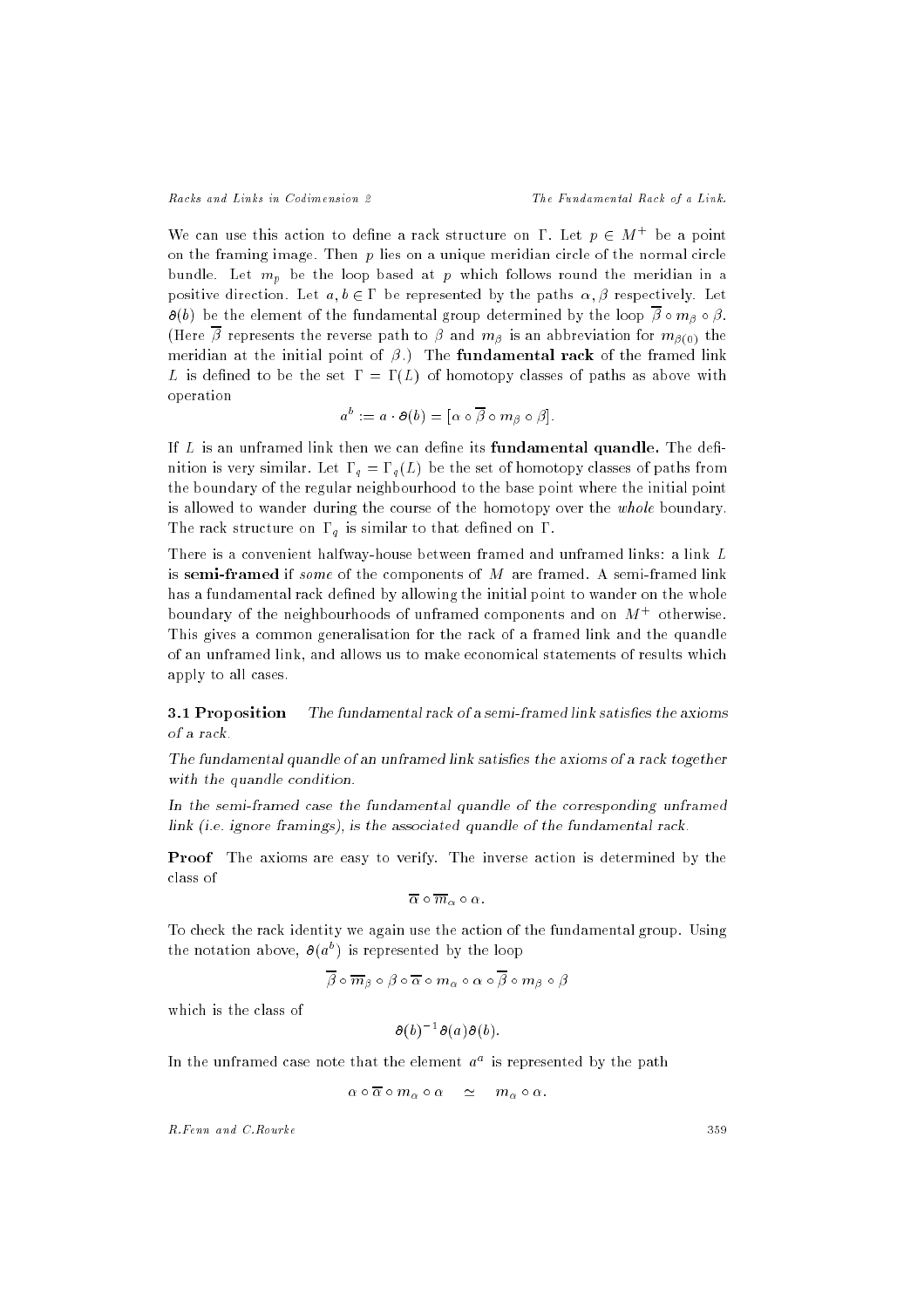We can use this action to define a rack structure on $\Gamma$. Let $p \in M^+$ be a point on the framing image. Then $p$ lies on a unique meridian circle of the normal circle bundle. Let $m_p$ be the loop based at $p$ which follows round the meridian in a positive direction. Let $a, b \in \Gamma$ be represented by the paths $\alpha, \beta$ respectively. Let $\partial(b)$ be the element of the fundamental group determined by the loop $\overline{\beta} \circ m_\beta \circ \beta$. (Here $\overline{\beta}$ represents the reverse path to $\beta$ and $m_\beta$ is an abbreviation for $m_{\beta(0)}$ the meridian at the initial point of $\beta$.) The **fundamental rack** of the framed link $L$ is defined to be the set $\Gamma = \Gamma(L)$ of homotopy classes of paths as above with operation

$$a^b := a \cdot \partial(b) = [\alpha \circ \overline{\beta} \circ m_\beta \circ \beta].$$

If $L$ is an unframed link then we can define its **fundamental quandle.** The definition is very similar. Let $\Gamma_q = \Gamma_q(L)$ be the set of homotopy classes of paths from the boundary of the regular neighbourhood to the base point where the initial point is allowed to wander during the course of the homotopy over the *whole* boundary. The rack structure on $\Gamma_q$ is similar to that defined on $\Gamma$.

There is a convenient halfway-house between framed and unframed links: a link $L$ is **semi-framed** if *some* of the components of $M$ are framed. A semi-framed link has a fundamental rack defined by allowing the initial point to wander on the whole boundary of the neighbourhoods of unframed components and on $M^+$ otherwise. This gives a common generalisation for the rack of a framed link and the quandle of an unframed link, and allows us to make economical statements of results which apply to all cases.

**3.1 Proposition** *The fundamental rack of a semi-framed link satisfies the axioms of a rack.*

*The fundamental quandle of an unframed link satisfies the axioms of a rack together with the quandle condition.*

*In the semi-framed case the fundamental quandle of the corresponding unframed link (i.e. ignore framings), is the associated quandle of the fundamental rack.*

**Proof** The axioms are easy to verify. The inverse action is determined by the class of

$$\overline{\alpha} \circ \overline{m}_\alpha \circ \alpha.$$

To check the rack identity we again use the action of the fundamental group. Using the notation above, $\partial(a^b)$ is represented by the loop

$$\overline{\beta} \circ \overline{m}_\beta \circ \beta \circ \overline{\alpha} \circ m_\alpha \circ \alpha \circ \overline{\beta} \circ m_\beta \circ \beta$$

which is the class of

$$\partial(b)^{-1}\partial(a)\partial(b).$$

In the unframed case note that the element $a^a$ is represented by the path

$$\alpha \circ \overline{\alpha} \circ m_\alpha \circ \alpha \quad \simeq \quad m_\alpha \circ \alpha.$$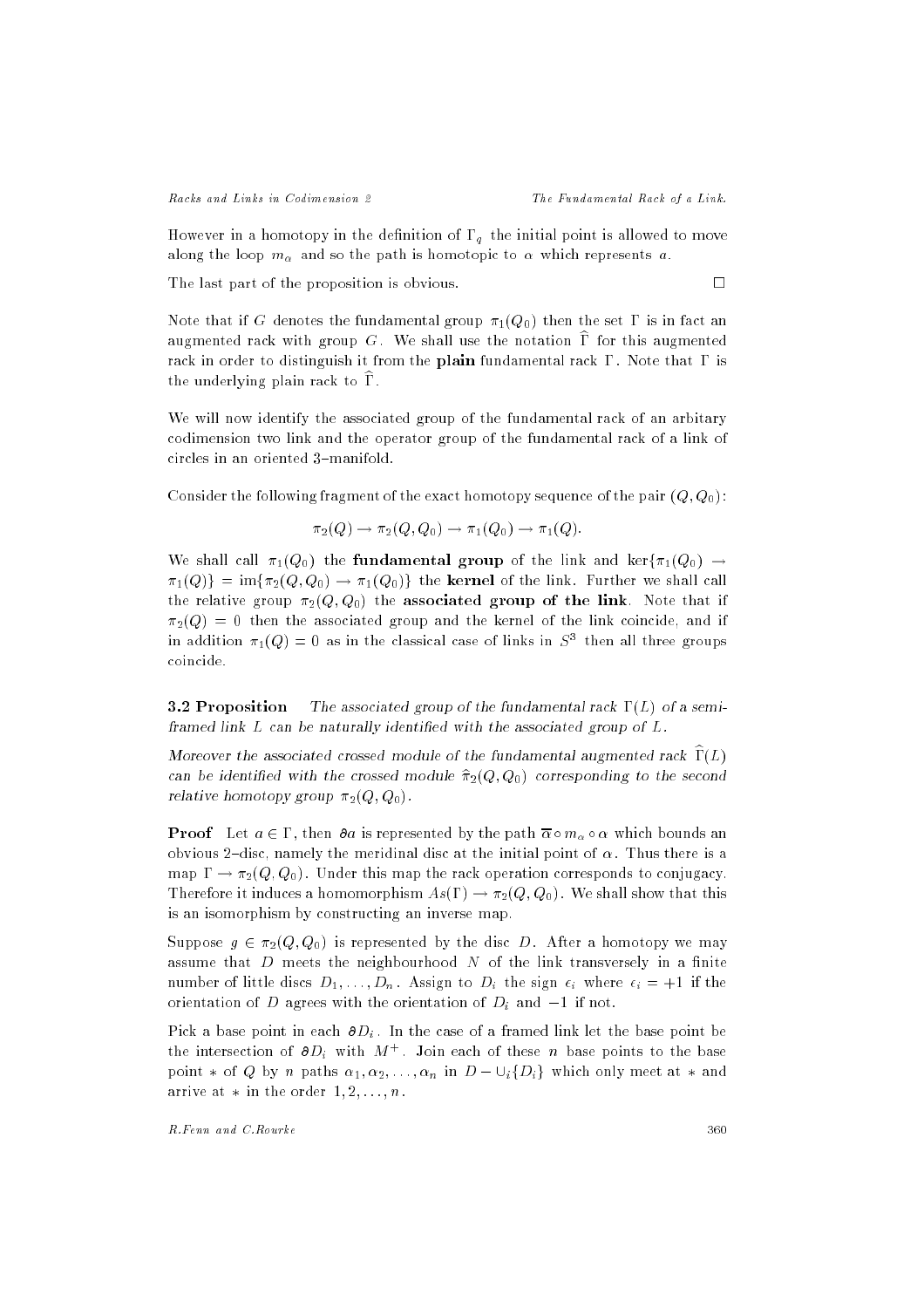However in a homotopy in the definition of $\Gamma_q$ the initial point is allowed to move along the loop $m_\alpha$ and so the path is homotopic to $\alpha$ which represents $a$.

The last part of the proposition is obvious. $\square$

Note that if $G$ denotes the fundamental group $\pi_1(Q_0)$ then the set $\Gamma$ is in fact an augmented rack with group $G$. We shall use the notation $\widehat{\Gamma}$ for this augmented rack in order to distinguish it from the **plain** fundamental rack $\Gamma$. Note that $\Gamma$ is the underlying plain rack to $\widehat{\Gamma}$.

We will now identify the associated group of the fundamental rack of an arbitary codimension two link and the operator group of the fundamental rack of a link of circles in an oriented 3–manifold.

Consider the following fragment of the exact homotopy sequence of the pair $(Q, Q_0)$:

$$\pi_2(Q) \to \pi_2(Q, Q_0) \to \pi_1(Q_0) \to \pi_1(Q).$$

We shall call $\pi_1(Q_0)$ the **fundamental group** of the link and $\ker\{\pi_1(Q_0) \to \pi_1(Q)\} = \operatorname{im}\{\pi_2(Q, Q_0) \to \pi_1(Q_0)\}$ the **kernel** of the link. Further we shall call the relative group $\pi_2(Q, Q_0)$ the **associated group of the link**. Note that if $\pi_2(Q) = 0$ then the associated group and the kernel of the link coincide, and if in addition $\pi_1(Q) = 0$ as in the classical case of links in $S^3$ then all three groups coincide.

**3.2 Proposition** *The associated group of the fundamental rack $\Gamma(L)$ of a semi-framed link $L$ can be naturally identified with the associated group of $L$.*

*Moreover the associated crossed module of the fundamental augmented rack $\widehat{\Gamma}(L)$ can be identified with the crossed module $\widehat{\pi}_2(Q, Q_0)$ corresponding to the second relative homotopy group $\pi_2(Q, Q_0)$.*

**Proof** Let $a \in \Gamma$, then $\partial a$ is represented by the path $\overline{\alpha} \circ m_\alpha \circ \alpha$ which bounds an obvious 2–disc, namely the meridinal disc at the initial point of $\alpha$. Thus there is a map $\Gamma \to \pi_2(Q, Q_0)$. Under this map the rack operation corresponds to conjugacy. Therefore it induces a homomorphism $As(\Gamma) \to \pi_2(Q, Q_0)$. We shall show that this is an isomorphism by constructing an inverse map.

Suppose $g \in \pi_2(Q, Q_0)$ is represented by the disc $D$. After a homotopy we may assume that $D$ meets the neighbourhood $N$ of the link transversely in a finite number of little discs $D_1, \ldots, D_n$. Assign to $D_i$ the sign $\epsilon_i$ where $\epsilon_i = +1$ if the orientation of $D$ agrees with the orientation of $D_i$ and $-1$ if not.

Pick a base point in each $\partial D_i$. In the case of a framed link let the base point be the intersection of $\partial D_i$ with $M^+$. Join each of these $n$ base points to the base point $*$ of $Q$ by $n$ paths $\alpha_1, \alpha_2, \ldots, \alpha_n$ in $D - \cup_i\{D_i\}$ which only meet at $*$ and arrive at $*$ in the order $1, 2, \ldots, n$.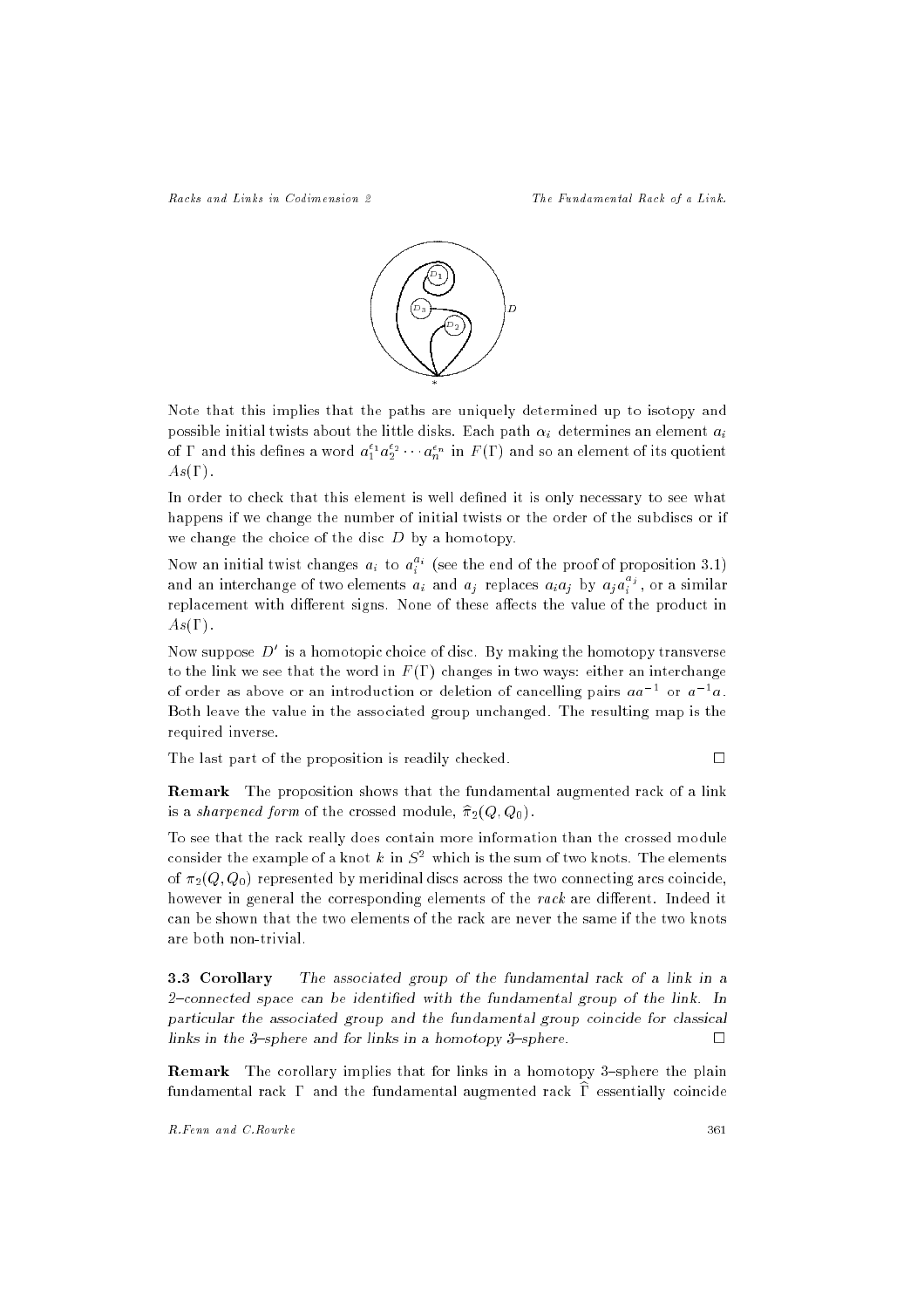Note that this implies that the paths are uniquely determined up to isotopy and possible initial twists about the little disks. Each path $\alpha_i$ determines an element $a_i$ of $\Gamma$ and this defines a word $a_1^{\epsilon_1} a_2^{\epsilon_2} \cdots a_n^{\epsilon_n}$ in $F(\Gamma)$ and so an element of its quotient $As(\Gamma)$.

In order to check that this element is well defined it is only necessary to see what happens if we change the number of initial twists or the order of the subdiscs or if we change the choice of the disc $D$ by a homotopy.

Now an initial twist changes $a_i$ to $a_i^{a_i}$ (see the end of the proof of proposition 3.1) and an interchange of two elements $a_i$ and $a_j$ replaces $a_i a_j$ by $a_j a_i^{a_j}$, or a similar replacement with different signs. None of these affects the value of the product in $As(\Gamma)$.

Now suppose $D'$ is a homotopic choice of disc. By making the homotopy transverse to the link we see that the word in $F(\Gamma)$ changes in two ways: either an interchange of order as above or an introduction or deletion of cancelling pairs $aa^{-1}$ or $a^{-1}a$. Both leave the value in the associated group unchanged. The resulting map is the required inverse.

The last part of the proposition is readily checked. □

**Remark** The proposition shows that the fundamental augmented rack of a link is a *sharpened form* of the crossed module, $\widehat{\pi}_2(Q, Q_0)$.

To see that the rack really does contain more information than the crossed module consider the example of a knot $k$ in $S^2$ which is the sum of two knots. The elements of $\pi_2(Q, Q_0)$ represented by meridinal discs across the two connecting arcs coincide, however in general the corresponding elements of the *rack* are different. Indeed it can be shown that the two elements of the rack are never the same if the two knots are both non-trivial.

**3.3 Corollary** *The associated group of the fundamental rack of a link in a 2–connected space can be identified with the fundamental group of the link. In particular the associated group and the fundamental group coincide for classical links in the 3–sphere and for links in a homotopy 3–sphere.* □

**Remark** The corollary implies that for links in a homotopy 3–sphere the plain fundamental rack $\Gamma$ and the fundamental augmented rack $\widehat{\Gamma}$ essentially coincide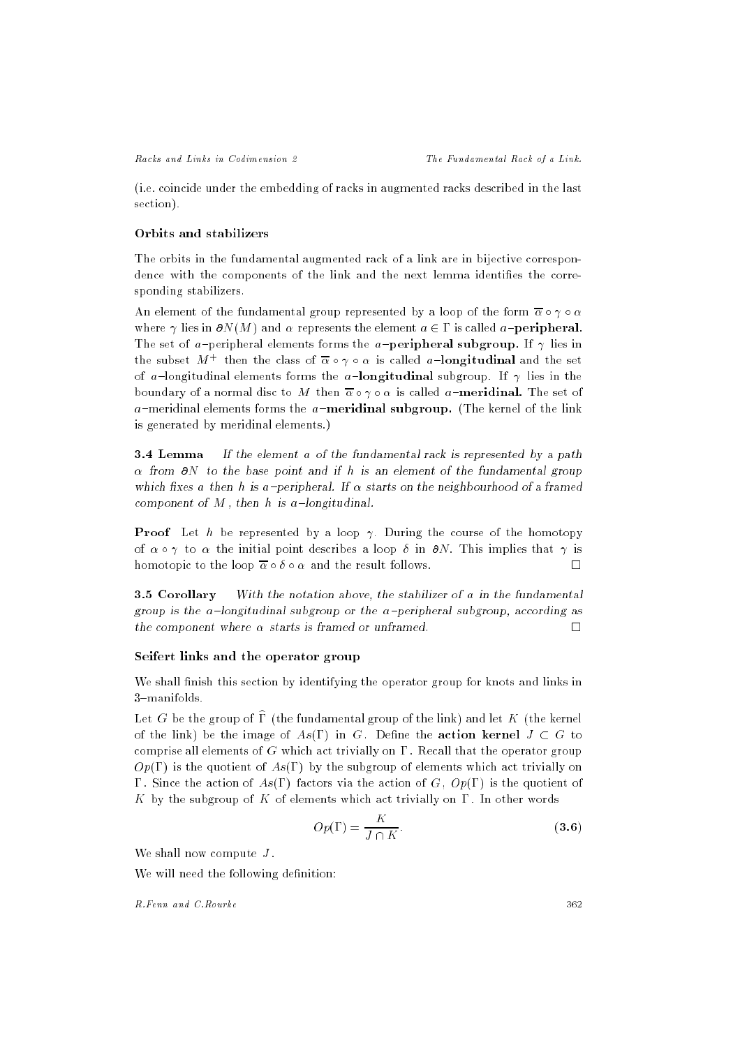(i.e. coincide under the embedding of racks in augmented racks described in the last section).

### Orbits and stabilizers

The orbits in the fundamental augmented rack of a link are in bijective correspondence with the components of the link and the next lemma identifies the corresponding stabilizers.

An element of the fundamental group represented by a loop of the form $\overline{\alpha} \circ \gamma \circ \alpha$ where $\gamma$ lies in $\partial N(M)$ and $\alpha$ represents the element $a \in \Gamma$ is called $a$**–peripheral.** The set of $a$–peripheral elements forms the $a$**–peripheral subgroup.** If $\gamma$ lies in the subset $M^+$ then the class of $\overline{\alpha} \circ \gamma \circ \alpha$ is called $a$**–longitudinal** and the set of $a$–longitudinal elements forms the $a$**–longitudinal** subgroup. If $\gamma$ lies in the boundary of a normal disc to $M$ then $\overline{\alpha} \circ \gamma \circ \alpha$ is called $a$**–meridinal.** The set of $a$–meridinal elements forms the $a$**–meridinal subgroup.** (The kernel of the link is generated by meridinal elements.)

**3.4 Lemma** *If the element $a$ of the fundamental rack is represented by a path $\alpha$ from $\partial N$ to the base point and if $h$ is an element of the fundamental group which fixes $a$ then $h$ is $a$–peripheral. If $\alpha$ starts on the neighbourhood of a framed component of $M$, then $h$ is $a$–longitudinal.*

**Proof** Let $h$ be represented by a loop $\gamma$. During the course of the homotopy of $\alpha \circ \gamma$ to $\alpha$ the initial point describes a loop $\delta$ in $\partial N$. This implies that $\gamma$ is homotopic to the loop $\overline{\alpha} \circ \delta \circ \alpha$ and the result follows. □

**3.5 Corollary** *With the notation above, the stabilizer of $a$ in the fundamental group is the $a$–longitudinal subgroup or the $a$–peripheral subgroup, according as the component where $\alpha$ starts is framed or unframed.* □

### Seifert links and the operator group

We shall finish this section by identifying the operator group for knots and links in 3–manifolds.

Let $G$ be the group of $\widehat{\Gamma}$ (the fundamental group of the link) and let $K$ (the kernel of the link) be the image of $As(\Gamma)$ in $G$. Define the **action kernel** $J \subset G$ to comprise all elements of $G$ which act trivially on $\Gamma$. Recall that the operator group $Op(\Gamma)$ is the quotient of $As(\Gamma)$ by the subgroup of elements which act trivially on $\Gamma$. Since the action of $As(\Gamma)$ factors via the action of $G$, $Op(\Gamma)$ is the quotient of $K$ by the subgroup of $K$ of elements which act trivially on $\Gamma$. In other words

$$Op(\Gamma) = \frac{K}{J \cap K}. \tag{3.6}$$

We shall now compute $J$.

We will need the following definition: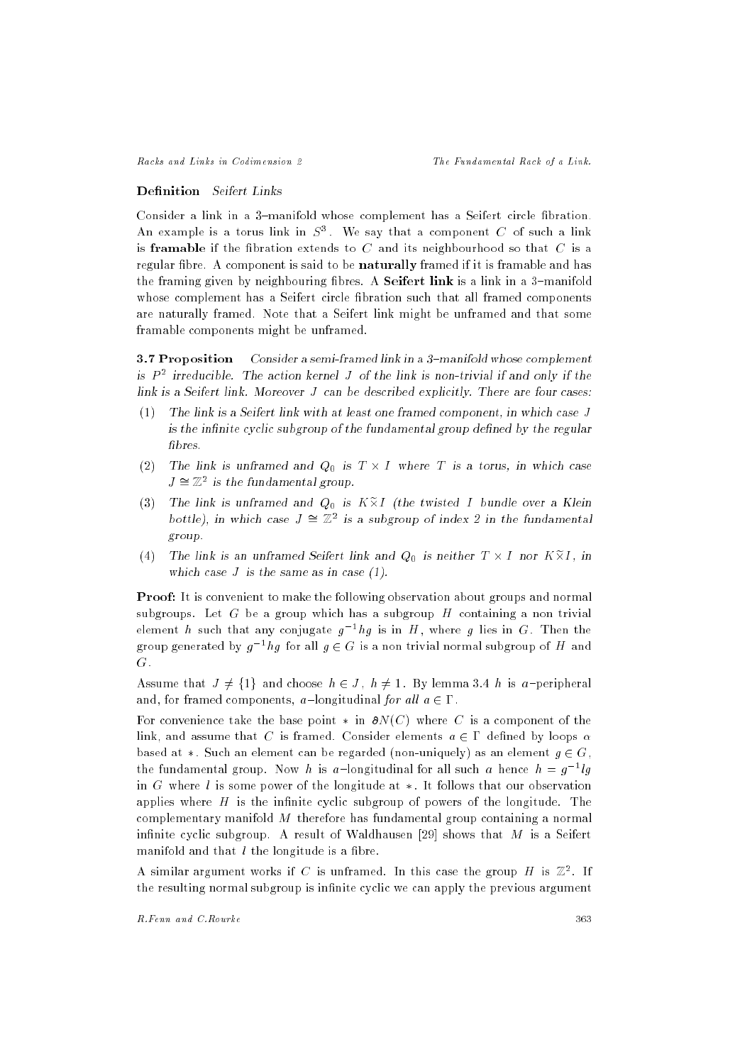**Definition** *Seifert Links*

Consider a link in a 3–manifold whose complement has a Seifert circle fibration. An example is a torus link in $S^3$. We say that a component $C$ of such a link is **framable** if the fibration extends to $C$ and its neighbourhood so that $C$ is a regular fibre. A component is said to be **naturally** framed if it is framable and has the framing given by neighbouring fibres. A **Seifert link** is a link in a 3–manifold whose complement has a Seifert circle fibration such that all framed components are naturally framed. Note that a Seifert link might be unframed and that some framable components might be unframed.

**3.7 Proposition** *Consider a semi-framed link in a 3–manifold whose complement is $P^2$ irreducible. The action kernel $J$ of the link is non-trivial if and only if the link is a Seifert link. Moreover $J$ can be described explicitly. There are four cases:*

(1) *The link is a Seifert link with at least one framed component, in which case $J$ is the infinite cyclic subgroup of the fundamental group defined by the regular fibres.*

(2) *The link is unframed and $Q_0$ is $T \times I$ where $T$ is a torus, in which case $J \cong \mathbb{Z}^2$ is the fundamental group.*

(3) *The link is unframed and $Q_0$ is $K \tilde{\times} I$ (the twisted $I$ bundle over a Klein bottle), in which case $J \cong \mathbb{Z}^2$ is a subgroup of index 2 in the fundamental group.*

(4) *The link is an unframed Seifert link and $Q_0$ is neither $T \times I$ nor $K \tilde{\times} I$, in which case $J$ is the same as in case (1).*

**Proof:** It is convenient to make the following observation about groups and normal subgroups. Let $G$ be a group which has a subgroup $H$ containing a non trivial element $h$ such that any conjugate $g^{-1}hg$ is in $H$, where $g$ lies in $G$. Then the group generated by $g^{-1}hg$ for all $g \in G$ is a non trivial normal subgroup of $H$ and $G$.

Assume that $J \neq \{1\}$ and choose $h \in J$, $h \neq 1$. By lemma 3.4 $h$ is $a$–peripheral and, for framed components, $a$–longitudinal *for all* $a \in \Gamma$.

For convenience take the base point $*$ in $\partial N(C)$ where $C$ is a component of the link, and assume that $C$ is framed. Consider elements $a \in \Gamma$ defined by loops $\alpha$ based at $*$. Such an element can be regarded (non-uniquely) as an element $g \in G$, the fundamental group. Now $h$ is $a$–longitudinal for all such $a$ hence $h = g^{-1}lg$ in $G$ where $l$ is some power of the longitude at $*$. It follows that our observation applies where $H$ is the infinite cyclic subgroup of powers of the longitude. The complementary manifold $M$ therefore has fundamental group containing a normal infinite cyclic subgroup. A result of Waldhausen [29] shows that $M$ is a Seifert manifold and that $l$ the longitude is a fibre.

A similar argument works if $C$ is unframed. In this case the group $H$ is $\mathbb{Z}^2$. If the resulting normal subgroup is infinite cyclic we can apply the previous argument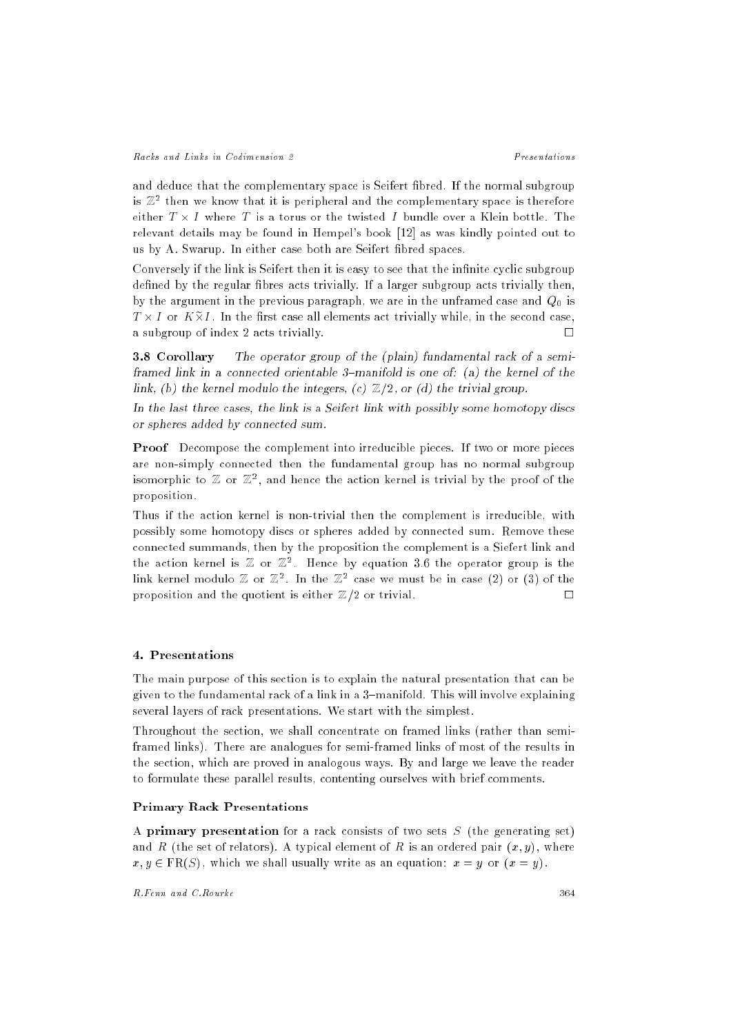and deduce that the complementary space is Seifert fibred. If the normal subgroup is $\mathbb{Z}^2$ then we know that it is peripheral and the complementary space is therefore either $T \times I$ where $T$ is a torus or the twisted $I$ bundle over a Klein bottle. The relevant details may be found in Hempel's book [12] as was kindly pointed out to us by A. Swarup. In either case both are Seifert fibred spaces.

Conversely if the link is Seifert then it is easy to see that the infinite cyclic subgroup defined by the regular fibres acts trivially. If a larger subgroup acts trivially then, by the argument in the previous paragraph, we are in the unframed case and $Q_0$ is $T \times I$ or $K \tilde{\times} I$. In the first case all elements act trivially while, in the second case, a subgroup of index 2 acts trivially. $\square$

**3.8 Corollary** *The operator group of the (plain) fundamental rack of a semi-framed link in a connected orientable 3–manifold is one of: (a) the kernel of the link, (b) the kernel modulo the integers, (c) $\mathbb{Z}/2$, or (d) the trivial group.*

*In the last three cases, the link is a Seifert link with possibly some homotopy discs or spheres added by connected sum.*

**Proof** Decompose the complement into irreducible pieces. If two or more pieces are non-simply connected then the fundamental group has no normal subgroup isomorphic to $\mathbb{Z}$ or $\mathbb{Z}^2$, and hence the action kernel is trivial by the proof of the proposition.

Thus if the action kernel is non-trivial then the complement is irreducible, with possibly some homotopy discs or spheres added by connected sum. Remove these connected summands, then by the proposition the complement is a Siefert link and the action kernel is $\mathbb{Z}$ or $\mathbb{Z}^2$. Hence by equation 3.6 the operator group is the link kernel modulo $\mathbb{Z}$ or $\mathbb{Z}^2$. In the $\mathbb{Z}^2$ case we must be in case (2) or (3) of the proposition and the quotient is either $\mathbb{Z}/2$ or trivial. $\square$

## 4. Presentations

The main purpose of this section is to explain the natural presentation that can be given to the fundamental rack of a link in a 3–manifold. This will involve explaining several layers of rack presentations. We start with the simplest.

Throughout the section, we shall concentrate on framed links (rather than semi-framed links). There are analogues for semi-framed links of most of the results in the section, which are proved in analogous ways. By and large we leave the reader to formulate these parallel results, contenting ourselves with brief comments.

### Primary Rack Presentations

A **primary presentation** for a rack consists of two sets $S$ (the generating set) and $R$ (the set of relators). A typical element of $R$ is an ordered pair $(x, y)$, where $x, y \in \mathrm{FR}(S)$, which we shall usually write as an equation: $x = y$ or $(x = y)$.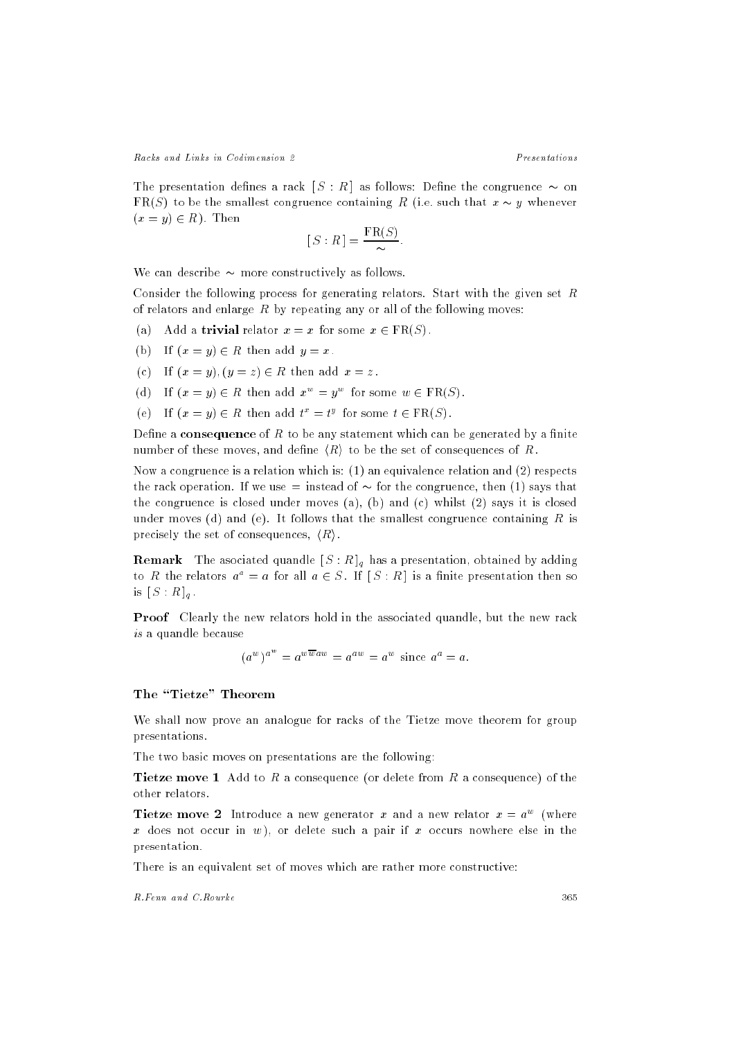The presentation defines a rack $[\,S : R\,]$ as follows: Define the congruence $\sim$ on $\mathrm{FR}(S)$ to be the smallest congruence containing $R$ (i.e. such that $x \sim y$ whenever $(x = y) \in R$). Then

$$[\,S : R\,] = \frac{\mathrm{FR}(S)}{\sim}.$$

We can describe $\sim$ more constructively as follows.

Consider the following process for generating relators. Start with the given set $R$ of relators and enlarge $R$ by repeating any or all of the following moves:

(a) Add a **trivial** relator $x = x$ for some $x \in \mathrm{FR}(S)$.

(b) If $(x = y) \in R$ then add $y = x$.

(c) If $(x = y), (y = z) \in R$ then add $x = z$.

(d) If $(x = y) \in R$ then add $x^w = y^w$ for some $w \in \mathrm{FR}(S)$.

(e) If $(x = y) \in R$ then add $t^x = t^y$ for some $t \in \mathrm{FR}(S)$.

Define a **consequence** of $R$ to be any statement which can be generated by a finite number of these moves, and define $\langle R \rangle$ to be the set of consequences of $R$.

Now a congruence is a relation which is: (1) an equivalence relation and (2) respects the rack operation. If we use $=$ instead of $\sim$ for the congruence, then (1) says that the congruence is closed under moves (a), (b) and (c) whilst (2) says it is closed under moves (d) and (e). It follows that the smallest congruence containing $R$ is precisely the set of consequences, $\langle R \rangle$.

**Remark** The asociated quandle $[\,S : R\,]_q$ has a presentation, obtained by adding to $R$ the relators $a^a = a$ for all $a \in S$. If $[\,S : R\,]$ is a finite presentation then so is $[\,S : R\,]_q$.

**Proof** Clearly the new relators hold in the associated quandle, but the new rack *is* a quandle because

$$(a^w)^{a^w} = a^{w\overline{w}aw} = a^{aw} = a^w \text{ since } a^a = a.$$

### The "Tietze" Theorem

We shall now prove an analogue for racks of the Tietze move theorem for group presentations.

The two basic moves on presentations are the following:

**Tietze move 1** Add to $R$ a consequence (or delete from $R$ a consequence) of the other relators.

**Tietze move 2** Introduce a new generator $x$ and a new relator $x = a^w$ (where $x$ does not occur in $w$), or delete such a pair if $x$ occurs nowhere else in the presentation.

There is an equivalent set of moves which are rather more constructive: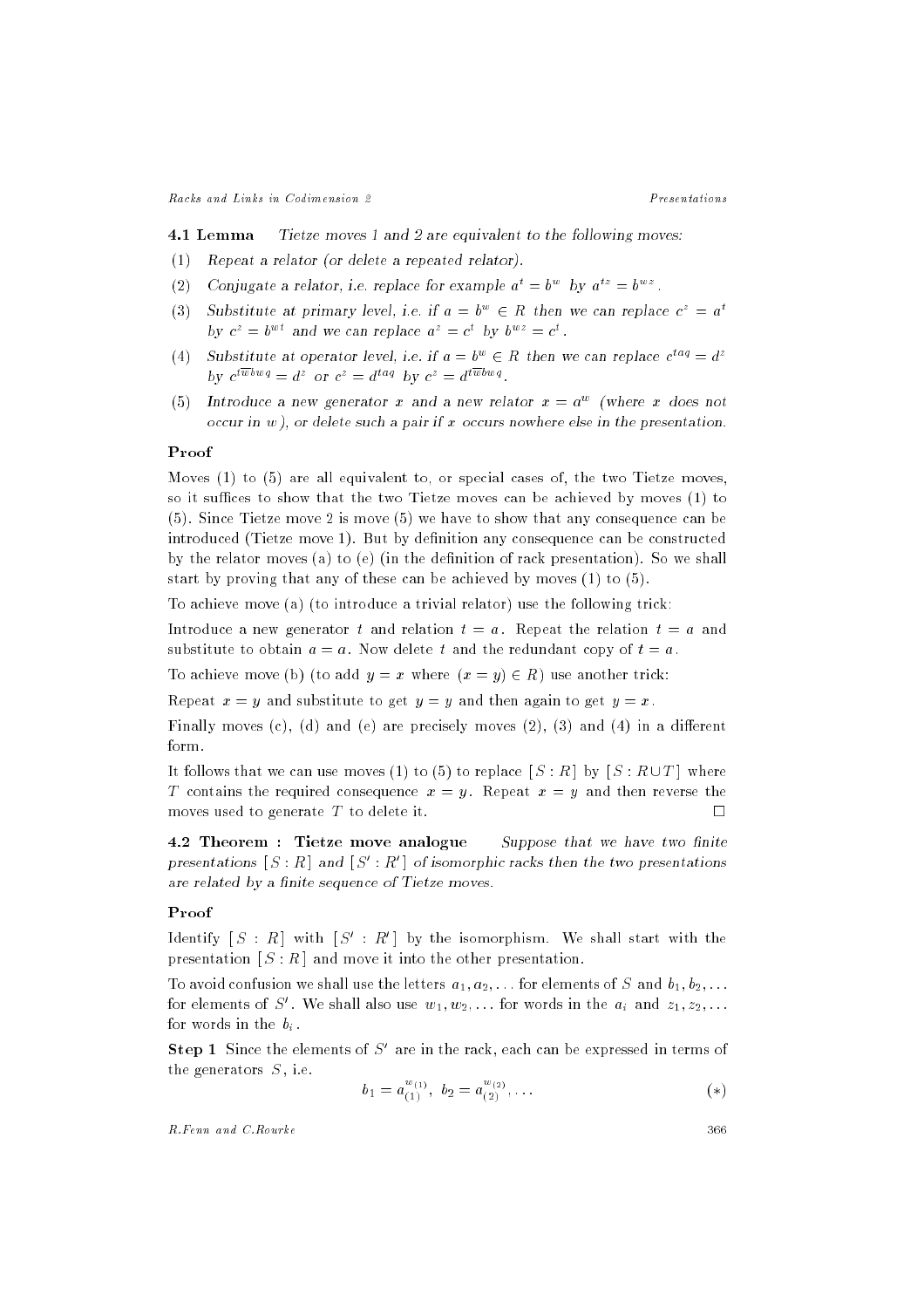**4.1 Lemma** *Tietze moves 1 and 2 are equivalent to the following moves:*

(1) *Repeat a relator (or delete a repeated relator).*

(2) *Conjugate a relator, i.e. replace for example $a^t = b^w$ by $a^{tz} = b^{wz}$.*

(3) *Substitute at primary level, i.e. if $a = b^w \in R$ then we can replace $c^z = a^t$ by $c^z = b^{wt}$ and we can replace $a^z = c^t$ by $b^{wz} = c^t$.*

(4) *Substitute at operator level, i.e. if $a = b^w \in R$ then we can replace $c^{taq} = d^z$ by $c^{t\overline{w}bwq} = d^z$ or $c^z = d^{taq}$ by $c^z = d^{t\overline{w}bwq}$.*

(5) *Introduce a new generator $x$ and a new relator $x = a^w$ (where $x$ does not occur in $w$), or delete such a pair if $x$ occurs nowhere else in the presentation.*

**Proof**

Moves (1) to (5) are all equivalent to, or special cases of, the two Tietze moves, so it suffices to show that the two Tietze moves can be achieved by moves (1) to (5). Since Tietze move 2 is move (5) we have to show that any consequence can be introduced (Tietze move 1). But by definition any consequence can be constructed by the relator moves (a) to (e) (in the definition of rack presentation). So we shall start by proving that any of these can be achieved by moves (1) to (5).

To achieve move (a) (to introduce a trivial relator) use the following trick:

Introduce a new generator $t$ and relation $t = a$. Repeat the relation $t = a$ and substitute to obtain $a = a$. Now delete $t$ and the redundant copy of $t = a$.

To achieve move (b) (to add $y = x$ where $(x = y) \in R$) use another trick:

Repeat $x = y$ and substitute to get $y = y$ and then again to get $y = x$.

Finally moves (c), (d) and (e) are precisely moves (2), (3) and (4) in a different form.

It follows that we can use moves (1) to (5) to replace $[S : R]$ by $[S : R \cup T]$ where $T$ contains the required consequence $x = y$. Repeat $x = y$ and then reverse the moves used to generate $T$ to delete it. $\square$

**4.2 Theorem : Tietze move analogue** *Suppose that we have two finite presentations $[S : R]$ and $[S' : R']$ of isomorphic racks then the two presentations are related by a finite sequence of Tietze moves.*

**Proof**

Identify $[S : R]$ with $[S' : R']$ by the isomorphism. We shall start with the presentation $[S : R]$ and move it into the other presentation.

To avoid confusion we shall use the letters $a_1, a_2, \ldots$ for elements of $S$ and $b_1, b_2, \ldots$ for elements of $S'$. We shall also use $w_1, w_2, \ldots$ for words in the $a_i$ and $z_1, z_2, \ldots$ for words in the $b_i$.

**Step 1** Since the elements of $S'$ are in the rack, each can be expressed in terms of the generators $S$, i.e.

$$b_1 = a_{(1)}^{w_{(1)}}, \; b_2 = a_{(2)}^{w_{(2)}}, \ldots \qquad (*)$$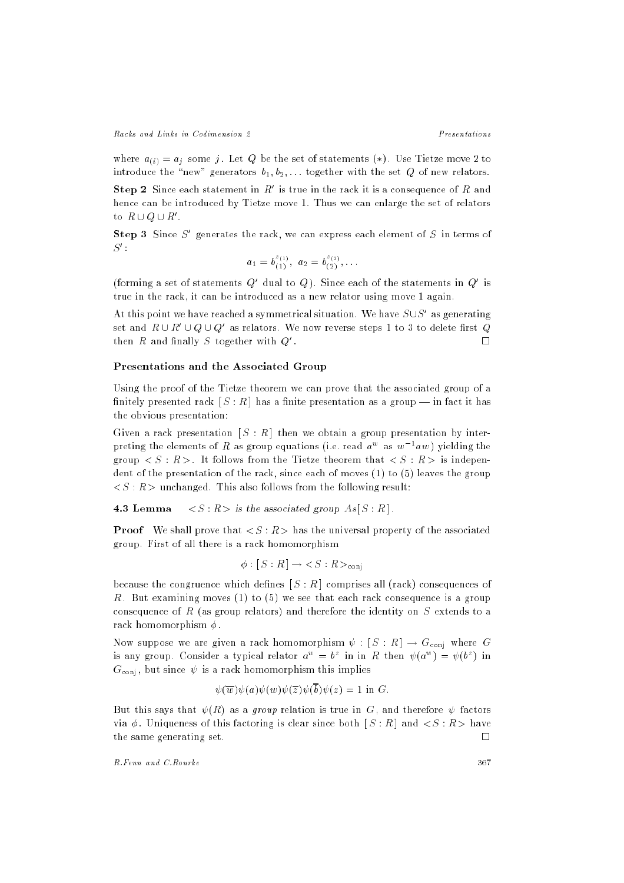where $a_{(i)} = a_j$ some $j$. Let $Q$ be the set of statements $(*)$. Use Tietze move 2 to introduce the "new" generators $b_1, b_2, \ldots$ together with the set $Q$ of new relators.

**Step 2** Since each statement in $R'$ is true in the rack it is a consequence of $R$ and hence can be introduced by Tietze move 1. Thus we can enlarge the set of relators to $R \cup Q \cup R'$.

**Step 3** Since $S'$ generates the rack, we can express each element of $S$ in terms of $S'$:

$$a_1 = b_{(1)}^{z(1)}, \; a_2 = b_{(2)}^{z(2)}, \ldots$$

(forming a set of statements $Q'$ dual to $Q$). Since each of the statements in $Q'$ is true in the rack, it can be introduced as a new relator using move 1 again.

At this point we have reached a symmetrical situation. We have $S \cup S'$ as generating set and $R \cup R' \cup Q \cup Q'$ as relators. We now reverse steps 1 to 3 to delete first $Q$ then $R$ and finally $S$ together with $Q'$. $\square$

### Presentations and the Associated Group

Using the proof of the Tietze theorem we can prove that the associated group of a finitely presented rack $[\,S : R\,]$ has a finite presentation as a group — in fact it has the obvious presentation:

Given a rack presentation $[\,S : R\,]$ then we obtain a group presentation by interpreting the elements of $R$ as group equations (i.e. read $a^w$ as $w^{-1}aw$) yielding the group $<S : R>$. It follows from the Tietze theorem that $<S : R>$ is independent of the presentation of the rack, since each of moves (1) to (5) leaves the group $<S : R>$ unchanged. This also follows from the following result:

**4.3 Lemma** *$<S : R>$ is the associated group $As[\,S : R\,]$.*

**Proof** We shall prove that $<S : R>$ has the universal property of the associated group. First of all there is a rack homomorphism

$$\phi : [\,S : R\,] \to <S : R>_{\text{conj}}$$

because the congruence which defines $[\,S : R\,]$ comprises all (rack) consequences of $R$. But examining moves (1) to (5) we see that each rack consequence is a group consequence of $R$ (as group relators) and therefore the identity on $S$ extends to a rack homomorphism $\phi$.

Now suppose we are given a rack homomorphism $\psi : [\,S : R\,] \to G_{\text{conj}}$ where $G$ is any group. Consider a typical relator $a^w = b^z$ in in $R$ then $\psi(a^w) = \psi(b^z)$ in $G_{\text{conj}}$, but since $\psi$ is a rack homomorphism this implies

$$\psi(\overline{w})\psi(a)\psi(w)\psi(\overline{z})\psi(\overline{b})\psi(z) = 1 \text{ in } G.$$

But this says that $\psi(R)$ as a *group* relation is true in $G$, and therefore $\psi$ factors via $\phi$. Uniqueness of this factoring is clear since both $[\,S : R\,]$ and $<S : R>$ have the same generating set. $\square$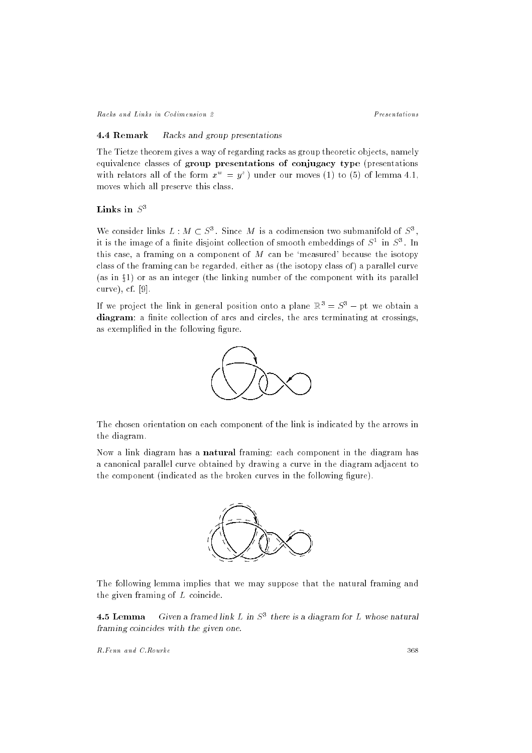**4.4 Remark** *Racks and group presentations*

The Tietze theorem gives a way of regarding racks as group theoretic objects, namely equivalence classes of **group presentations of conjugacy type** (presentations with relators all of the form $x^w = y^z$) under our moves (1) to (5) of lemma 4.1, moves which all preserve this class.

## Links in $S^3$

We consider links $L : M \subset S^3$. Since $M$ is a codimension two submanifold of $S^3$, it is the image of a finite disjoint collection of smooth embeddings of $S^1$ in $S^3$. In this case, a framing on a component of $M$ can be 'measured' because the isotopy class of the framing can be regarded, either as (the isotopy class of) a parallel curve (as in §1) or as an integer (the linking number of the component with its parallel curve), cf. [9].

If we project the link in general position onto a plane $\mathbb{R}^3 = S^3 - \mathrm{pt}$ we obtain a **diagram**: a finite collection of arcs and circles, the arcs terminating at crossings, as exemplified in the following figure.

The chosen orientation on each component of the link is indicated by the arrows in the diagram.

Now a link diagram has a **natural** framing: each component in the diagram has a canonical parallel curve obtained by drawing a curve in the diagram adjacent to the component (indicated as the broken curves in the following figure).

The following lemma implies that we may suppose that the natural framing and the given framing of $L$ coincide.

**4.5 Lemma** *Given a framed link $L$ in $S^3$ there is a diagram for $L$ whose natural framing coincides with the given one.*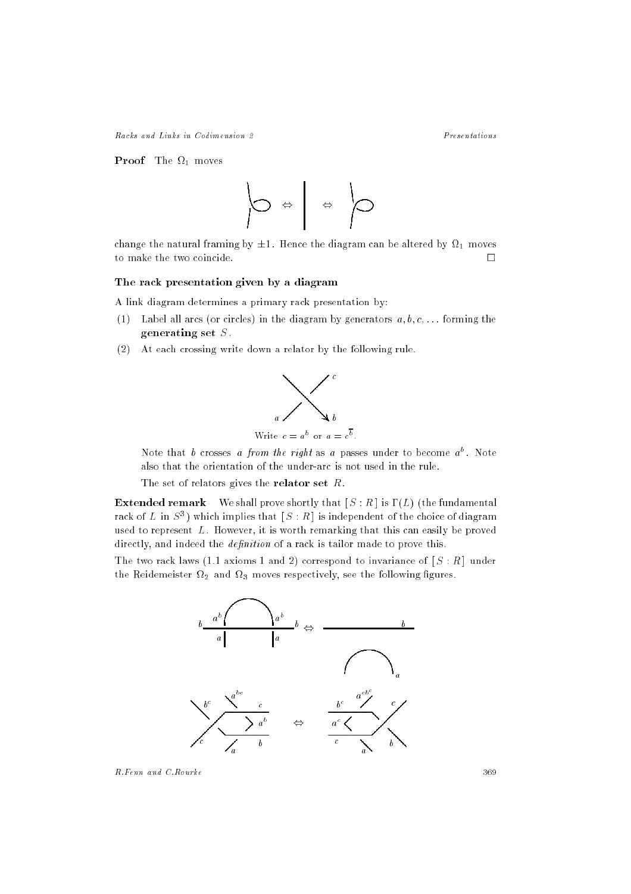**Proof** The $\Omega_1$ moves

change the natural framing by $\pm 1$. Hence the diagram can be altered by $\Omega_1$ moves to make the two coincide. $\square$

### The rack presentation given by a diagram

A link diagram determines a primary rack presentation by:

(1) Label all arcs (or circles) in the diagram by generators $a, b, c, \ldots$ forming the **generating set** $S$.

(2) At each crossing write down a relator by the following rule.

Write $c = a^b$ or $a = c^{\bar{b}}$.

Note that $b$ crosses $a$ *from the right* as $a$ passes under to become $a^b$. Note also that the orientation of the under-arc is not used in the rule.

The set of relators gives the **relator set** $R$.

**Extended remark** We shall prove shortly that $[S : R]$ is $\Gamma(L)$ (the fundamental rack of $L$ in $S^3$) which implies that $[S : R]$ is independent of the choice of diagram used to represent $L$. However, it is worth remarking that this can easily be proved directly, and indeed the *definition* of a rack is tailor made to prove this.

The two rack laws (1.1 axioms 1 and 2) correspond to invariance of $[S : R]$ under the Reidemeister $\Omega_2$ and $\Omega_3$ moves respectively, see the following figures.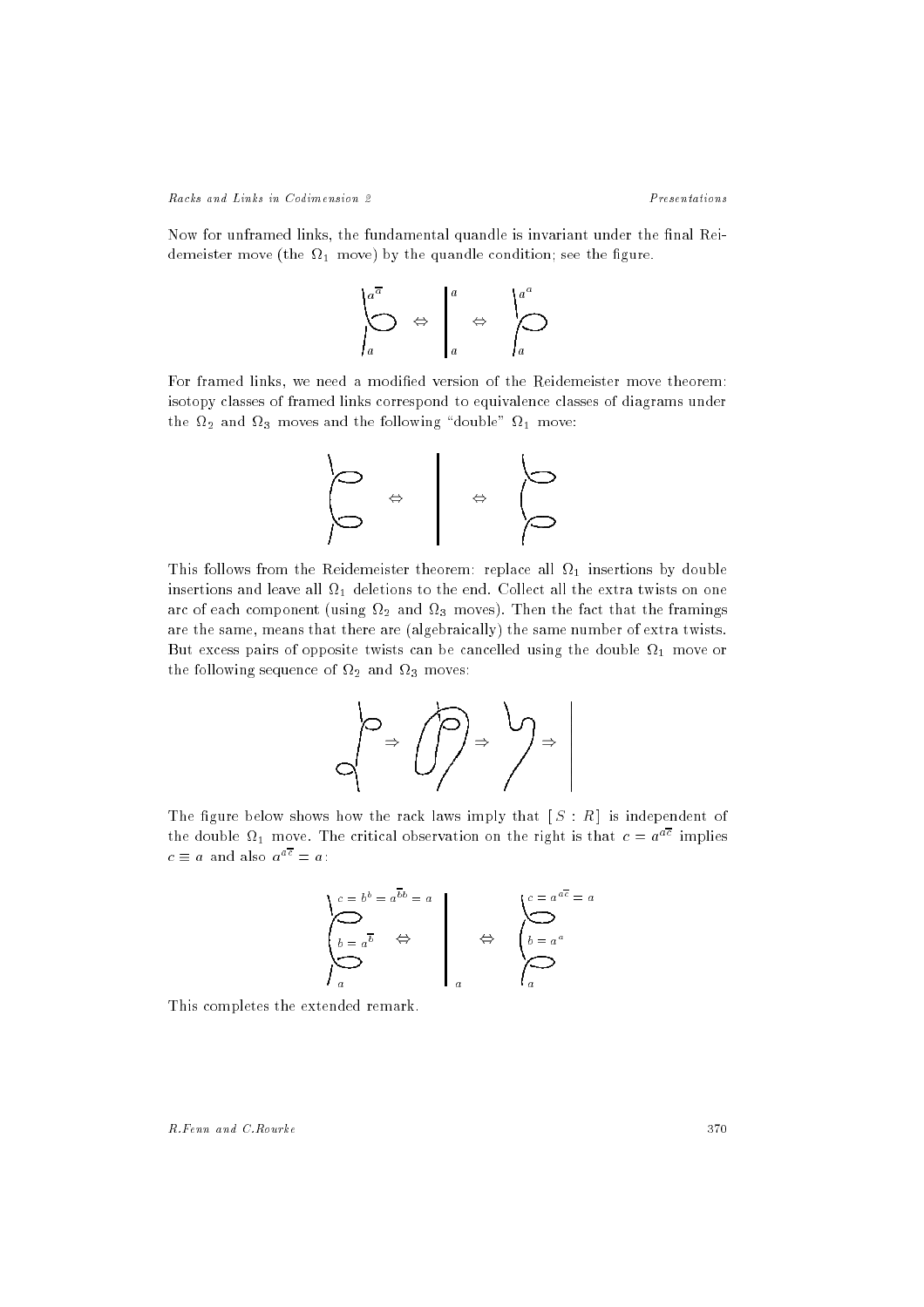Now for unframed links, the fundamental quandle is invariant under the final Reidemeister move (the $\Omega_1$ move) by the quandle condition; see the figure.

For framed links, we need a modified version of the Reidemeister move theorem: isotopy classes of framed links correspond to equivalence classes of diagrams under the $\Omega_2$ and $\Omega_3$ moves and the following "double" $\Omega_1$ move:

This follows from the Reidemeister theorem: replace all $\Omega_1$ insertions by double insertions and leave all $\Omega_1$ deletions to the end. Collect all the extra twists on one arc of each component (using $\Omega_2$ and $\Omega_3$ moves). Then the fact that the framings are the same, means that there are (algebraically) the same number of extra twists. But excess pairs of opposite twists can be cancelled using the double $\Omega_1$ move or the following sequence of $\Omega_2$ and $\Omega_3$ moves:

The figure below shows how the rack laws imply that $[\,S : R\,]$ is independent of the double $\Omega_1$ move. The critical observation on the right is that $c = a^{a\bar{c}}$ implies $c \equiv a$ and also $a^{a\bar{c}} = a$:

This completes the extended remark.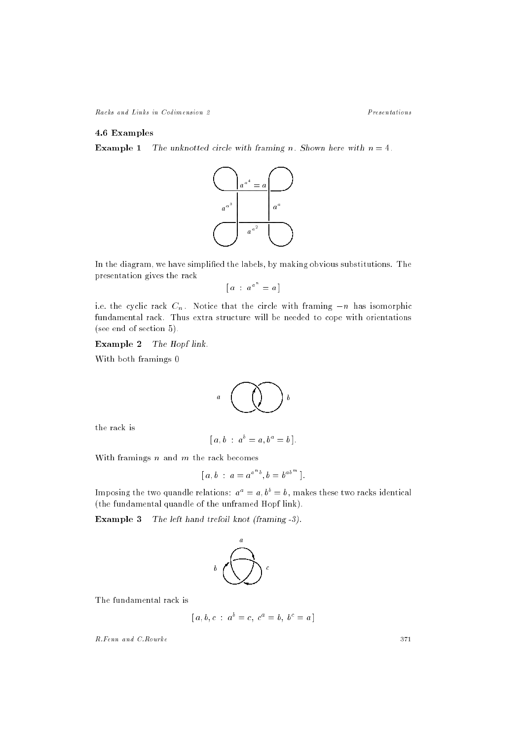### 4.6 Examples

**Example 1** *The unknotted circle with framing $n$. Shown here with $n = 4$.*

In the diagram, we have simplified the labels, by making obvious substitutions. The presentation gives the rack

$$[\, a \;:\; a^{a^n} = a \,]$$

i.e. the cyclic rack $C_n$. Notice that the circle with framing $-n$ has isomorphic fundamental rack. Thus extra structure will be needed to cope with orientations (see end of section 5).

**Example 2** *The Hopf link.*

With both framings 0

the rack is

$$[\, a, b \;:\; a^b = a, b^a = b \,].$$

With framings $n$ and $m$ the rack becomes

$$[\, a, b \;:\; a = a^{a^n b}, b = b^{a b^m} \,].$$

Imposing the two quandle relations: $a^a = a, b^b = b$, makes these two racks identical (the fundamental quandle of the unframed Hopf link).

**Example 3** *The left hand trefoil knot (framing -3).*

The fundamental rack is

$$[\, a, b, c \;:\; a^b = c,\; c^a = b,\; b^c = a \,]$$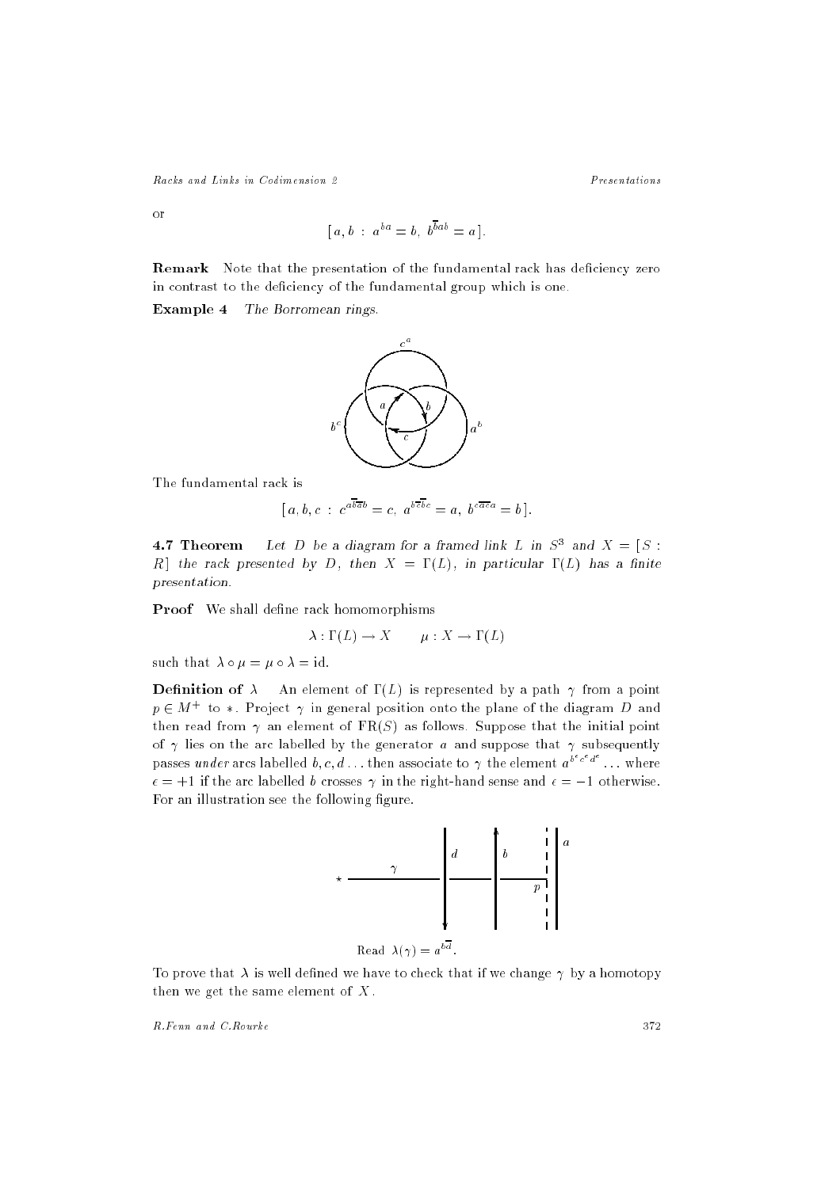or

$$[\, a, b \ : \ a^{ba} = b, \ b^{\bar{b}ab} = a \,].$$

**Remark** Note that the presentation of the fundamental rack has deficiency zero in contrast to the deficiency of the fundamental group which is one.

**Example 4** *The Borromean rings.*

The fundamental rack is

$$[\, a, b, c \ : \ c^{a\bar{b}\bar{a}b} = c, \ a^{b\bar{c}\bar{b}c} = a, \ b^{c\bar{a}\bar{c}a} = b \,].$$

**4.7 Theorem** *Let $D$ be a diagram for a framed link $L$ in $S^3$ and $X = [\,S : R\,]$ the rack presented by $D$, then $X = \Gamma(L)$, in particular $\Gamma(L)$ has a finite presentation.*

**Proof** We shall define rack homomorphisms

$$\lambda : \Gamma(L) \to X \qquad \mu : X \to \Gamma(L)$$

such that $\lambda \circ \mu = \mu \circ \lambda = \mathrm{id}$.

**Definition of $\lambda$** An element of $\Gamma(L)$ is represented by a path $\gamma$ from a point $p \in M^+$ to $*$. Project $\gamma$ in general position onto the plane of the diagram $D$ and then read from $\gamma$ an element of $\mathrm{FR}(S)$ as follows. Suppose that the initial point of $\gamma$ lies on the arc labelled by the generator $a$ and suppose that $\gamma$ subsequently passes *under* arcs labelled $b, c, d \ldots$ then associate to $\gamma$ the element $a^{b^\epsilon c^\epsilon d^\epsilon} \ldots$ where $\epsilon = +1$ if the arc labelled $b$ crosses $\gamma$ in the right-hand sense and $\epsilon = -1$ otherwise. For an illustration see the following figure.

Read $\lambda(\gamma) = a^{b\bar{d}}$.

To prove that $\lambda$ is well defined we have to check that if we change $\gamma$ by a homotopy then we get the same element of $X$.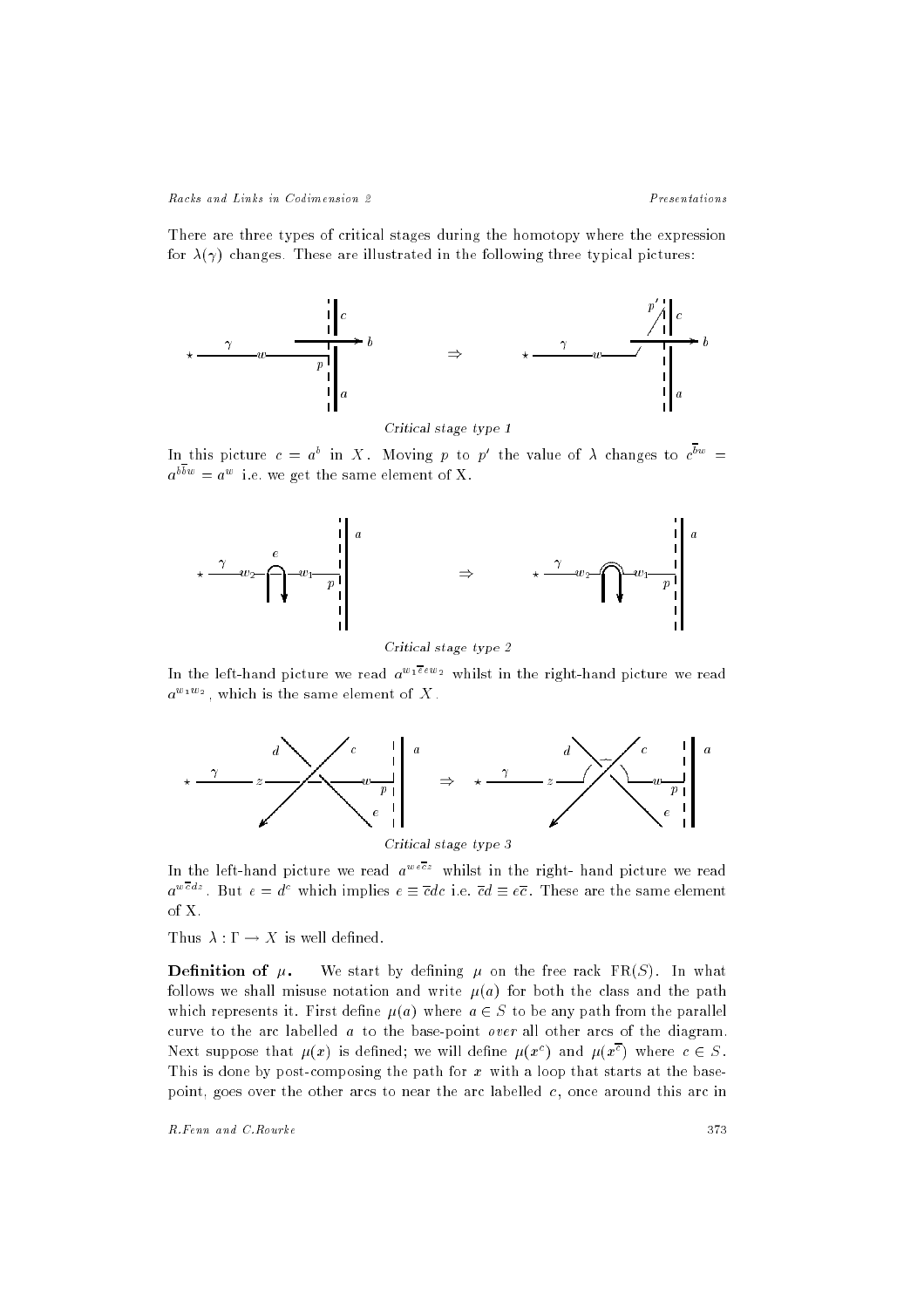There are three types of critical stages during the homotopy where the expression for $\lambda(\gamma)$ changes. These are illustrated in the following three typical pictures:

*Critical stage type 1*

In this picture $c = a^b$ in $X$. Moving $p$ to $p'$ the value of $\lambda$ changes to $c^{\overline{b}w} = a^{b\overline{b}w} = a^w$ i.e. we get the same element of X.

*Critical stage type 2*

In the left-hand picture we read $a^{w_1\overline{e}ew_2}$ whilst in the right-hand picture we read $a^{w_1w_2}$, which is the same element of $X$.

*Critical stage type 3*

In the left-hand picture we read $a^{we\overline{c}z}$ whilst in the right- hand picture we read $a^{w\overline{c}dz}$. But $e = d^c$ which implies $e \equiv \overline{c}dc$ i.e. $\overline{c}d \equiv e\overline{c}$. These are the same element of X.

Thus $\lambda : \Gamma \to X$ is well defined.

**Definition of $\mu$.** We start by defining $\mu$ on the free rack $\mathrm{FR}(S)$. In what follows we shall misuse notation and write $\mu(a)$ for both the class and the path which represents it. First define $\mu(a)$ where $a \in S$ to be any path from the parallel curve to the arc labelled $a$ to the base-point *over* all other arcs of the diagram. Next suppose that $\mu(x)$ is defined; we will define $\mu(x^c)$ and $\mu(x^{\overline{c}})$ where $c \in S$. This is done by post-composing the path for $x$ with a loop that starts at the base-point, goes over the other arcs to near the arc labelled $c$, once around this arc in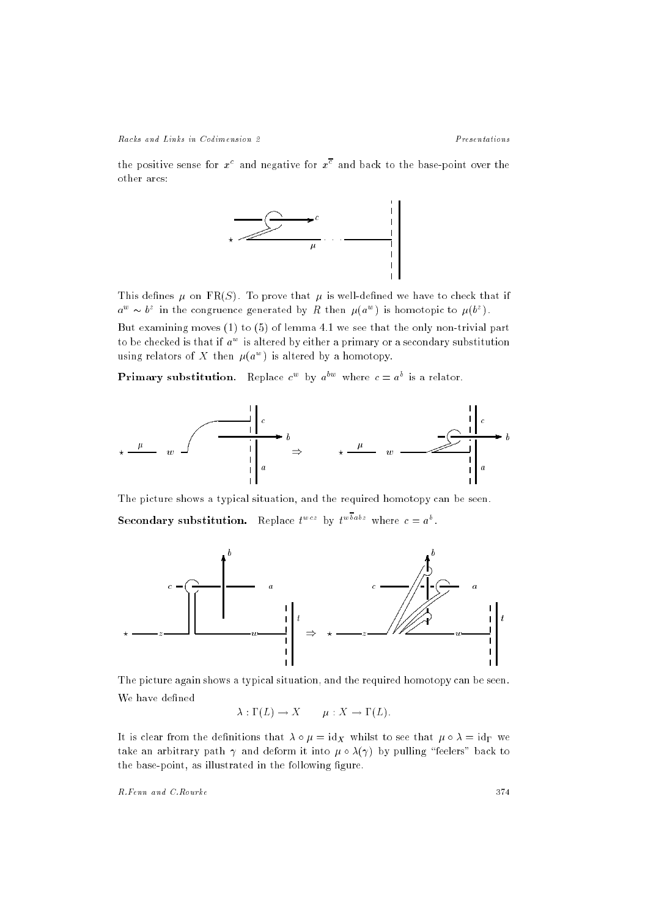the positive sense for $x^c$ and negative for $x^{\bar{c}}$ and back to the base-point over the other arcs:

This defines $\mu$ on $\mathrm{FR}(S)$. To prove that $\mu$ is well-defined we have to check that if $a^w \sim b^z$ in the congruence generated by $R$ then $\mu(a^w)$ is homotopic to $\mu(b^z)$.

But examining moves (1) to (5) of lemma 4.1 we see that the only non-trivial part to be checked is that if $a^w$ is altered by either a primary or a secondary substitution using relators of $X$ then $\mu(a^w)$ is altered by a homotopy.

**Primary substitution.** Replace $c^w$ by $a^{bw}$ where $c = a^b$ is a relator.

The picture shows a typical situation, and the required homotopy can be seen.

**Secondary substitution.** Replace $t^{wcz}$ by $t^{w\bar{b}abz}$ where $c = a^b$.

The picture again shows a typical situation, and the required homotopy can be seen.

We have defined

$$\lambda : \Gamma(L) \to X \qquad \mu : X \to \Gamma(L).$$

It is clear from the definitions that $\lambda \circ \mu = \mathrm{id}_X$ whilst to see that $\mu \circ \lambda = \mathrm{id}_\Gamma$ we take an arbitrary path $\gamma$ and deform it into $\mu \circ \lambda(\gamma)$ by pulling "feelers" back to the base-point, as illustrated in the following figure.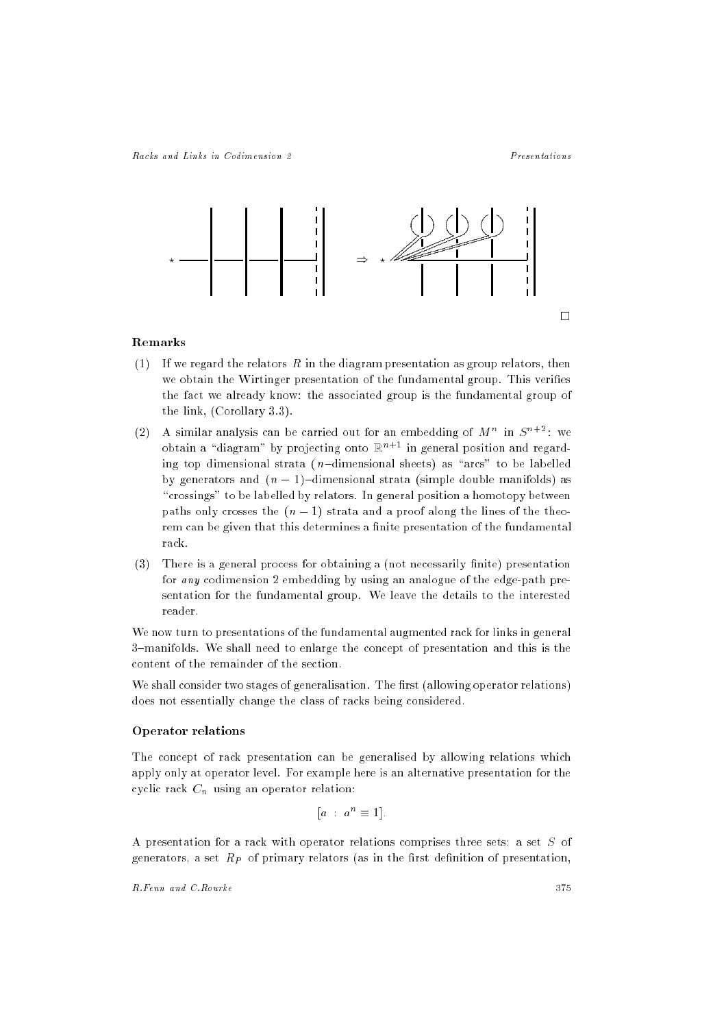□

**Remarks**

(1) If we regard the relators $R$ in the diagram presentation as group relators, then we obtain the Wirtinger presentation of the fundamental group. This verifies the fact we already know: the associated group is the fundamental group of the link, (Corollary 3.3).

(2) A similar analysis can be carried out for an embedding of $M^n$ in $S^{n+2}$: we obtain a "diagram" by projecting onto $\mathbb{R}^{n+1}$ in general position and regarding top dimensional strata ($n$–dimensional sheets) as "arcs" to be labelled by generators and $(n-1)$–dimensional strata (simple double manifolds) as "crossings" to be labelled by relators. In general position a homotopy between paths only crosses the $(n-1)$ strata and a proof along the lines of the theorem can be given that this determines a finite presentation of the fundamental rack.

(3) There is a general process for obtaining a (not necessarily finite) presentation for *any* codimension 2 embedding by using an analogue of the edge-path presentation for the fundamental group. We leave the details to the interested reader.

We now turn to presentations of the fundamental augmented rack for links in general 3–manifolds. We shall need to enlarge the concept of presentation and this is the content of the remainder of the section.

We shall consider two stages of generalisation. The first (allowing operator relations) does not essentially change the class of racks being considered.

**Operator relations**

The concept of rack presentation can be generalised by allowing relations which apply only at operator level. For example here is an alternative presentation for the cyclic rack $C_n$ using an operator relation:

$$[a \ : \ a^n \equiv 1].$$

A presentation for a rack with operator relations comprises three sets: a set $S$ of generators, a set $R_P$ of primary relators (as in the first definition of presentation,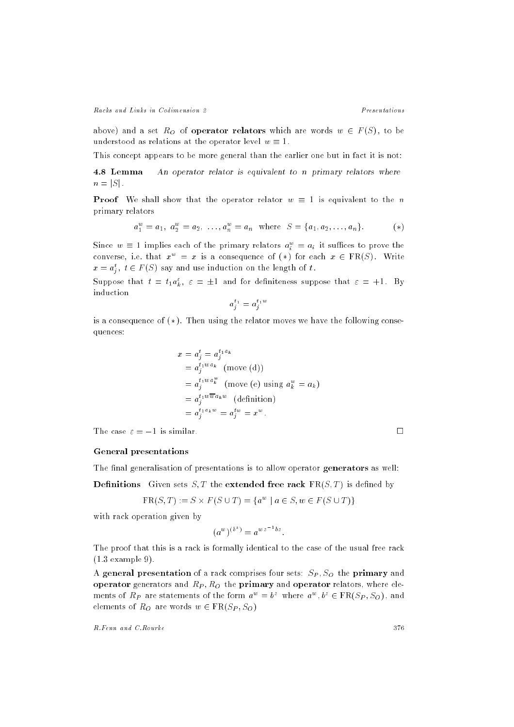above) and a set $R_O$ of **operator relators** which are words $w \in F(S)$, to be understood as relations at the operator level $w \equiv 1$.

This concept appears to be more general than the earlier one but in fact it is not:

**4.8 Lemma** *An operator relator is equivalent to $n$ primary relators where $n = |S|$.*

**Proof** We shall show that the operator relator $w \equiv 1$ is equivalent to the $n$ primary relators

$$a_1^w = a_1, \; a_2^w = a_2, \; \ldots, a_n^w = a_n \quad \text{where} \quad S = \{a_1, a_2, \ldots, a_n\}. \qquad (*)$$

Since $w \equiv 1$ implies each of the primary relators $a_i^w = a_i$ it suffices to prove the converse, i.e. that $x^w = x$ is a consequence of $(*)$ for each $x \in \mathrm{FR}(S)$. Write $x = a_j^t$, $t \in F(S)$ say and use induction on the length of $t$.

Suppose that $t = t_1 a_k^\varepsilon$, $\varepsilon = \pm 1$ and for definiteness suppose that $\varepsilon = +1$. By induction

$$a_j^{t_1} = a_j^{t_1 w}$$

is a consequence of $(*)$. Then using the relator moves we have the following consequences:

$$\begin{aligned}
x = a_j^t &= a_j^{t_1 a_k} \\
&= a_j^{t_1 w a_k} \quad \text{(move (d))} \\
&= a_j^{t_1 w a_k^w} \quad \text{(move (e) using } a_k^w = a_k) \\
&= a_j^{t_1 w \overline{w} a_k w} \quad \text{(definition)} \\
&= a_j^{t_1 a_k w} = a_j^{tw} = x^w.
\end{aligned}$$

The case $\varepsilon = -1$ is similar. $\square$

### General presentations

The final generalisation of presentations is to allow operator **generators** as well:

**Definitions** Given sets $S, T$ the **extended free rack** $\mathrm{FR}(S,T)$ is defined by

$$\mathrm{FR}(S,T) := S \times F(S \cup T) = \{a^w \mid a \in S, w \in F(S \cup T)\}$$

with rack operation given by

$$(a^w)^{(b^z)} = a^{w z^{-1} b z}.$$

The proof that this is a rack is formally identical to the case of the usual free rack (1.3 example 9).

A **general presentation** of a rack comprises four sets: $S_P, S_O$ the **primary** and **operator** generators and $R_P, R_O$ the **primary** and **operator** relators, where elements of $R_P$ are statements of the form $a^w = b^z$ where $a^w, b^z \in \mathrm{FR}(S_P, S_O)$, and elements of $R_O$ are words $w \in \mathrm{FR}(S_P, S_O)$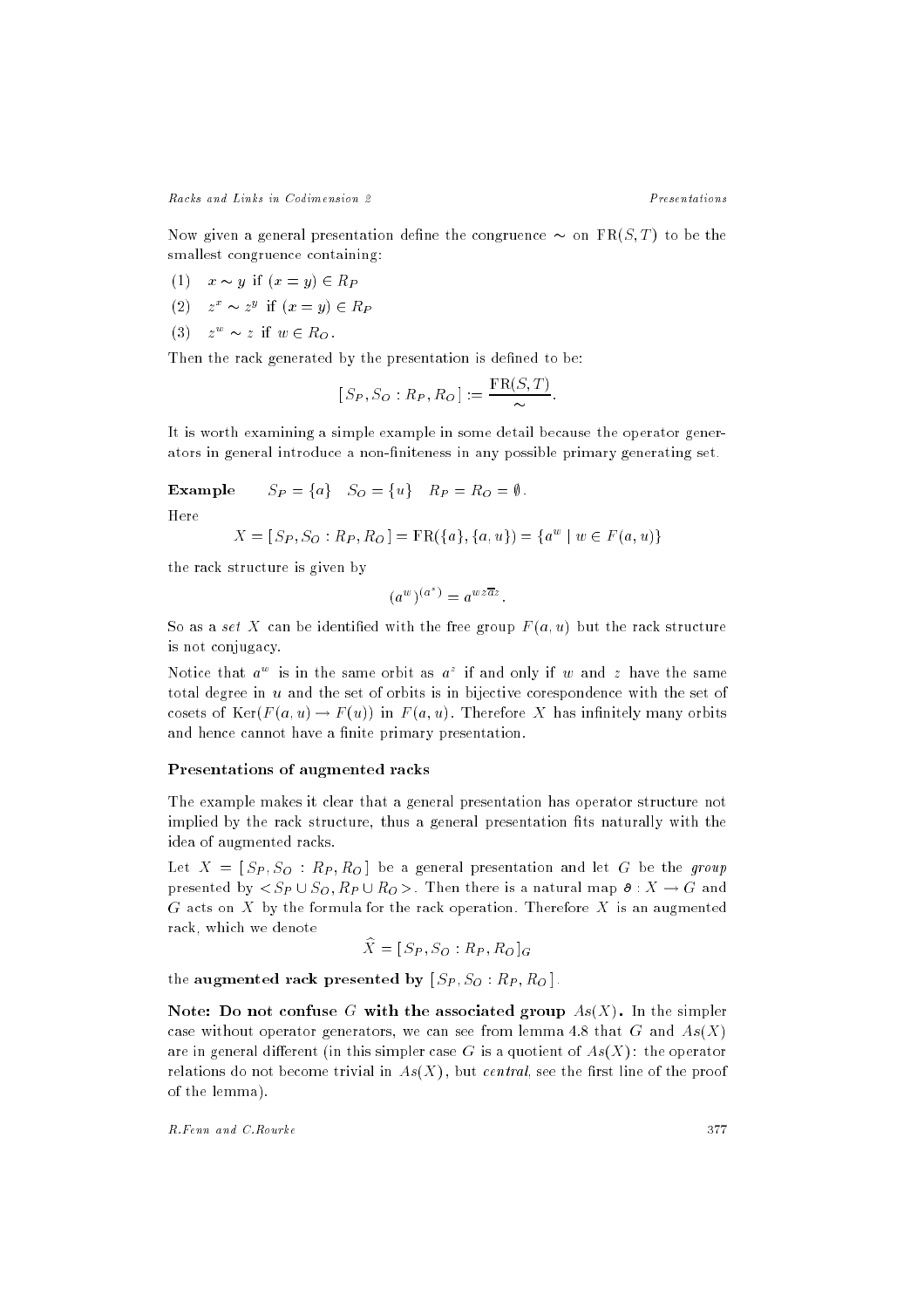Now given a general presentation define the congruence $\sim$ on $\mathrm{FR}(S,T)$ to be the smallest congruence containing:

(1) $x \sim y$ if $(x = y) \in R_P$

(2) $z^x \sim z^y$ if $(x = y) \in R_P$

(3) $z^w \sim z$ if $w \in R_O$.

Then the rack generated by the presentation is defined to be:

$$[\, S_P, S_O : R_P, R_O \,] := \frac{\mathrm{FR}(S,T)}{\sim}.$$

It is worth examining a simple example in some detail because the operator generators in general introduce a non-finiteness in any possible primary generating set.

**Example** $\quad S_P = \{a\} \quad S_O = \{u\} \quad R_P = R_O = \emptyset$.

Here

$$X = [\, S_P, S_O : R_P, R_O \,] = \mathrm{FR}(\{a\}, \{a, u\}) = \{a^w \mid w \in F(a,u)\}$$

the rack structure is given by

$$(a^w)^{(a^z)} = a^{wz\overline{a}z}.$$

So as a *set* $X$ can be identified with the free group $F(a,u)$ but the rack structure is not conjugacy.

Notice that $a^w$ is in the same orbit as $a^z$ if and only if $w$ and $z$ have the same total degree in $u$ and the set of orbits is in bijective corespondence with the set of cosets of $\mathrm{Ker}(F(a,u) \to F(u))$ in $F(a,u)$. Therefore $X$ has infinitely many orbits and hence cannot have a finite primary presentation.

### Presentations of augmented racks

The example makes it clear that a general presentation has operator structure not implied by the rack structure, thus a general presentation fits naturally with the idea of augmented racks.

Let $X = [\, S_P, S_O : R_P, R_O \,]$ be a general presentation and let $G$ be the *group* presented by $< S_P \cup S_O, R_P \cup R_O >$. Then there is a natural map $\partial : X \to G$ and $G$ acts on $X$ by the formula for the rack operation. Therefore $X$ is an augmented rack, which we denote

$$\widehat{X} = [\, S_P, S_O : R_P, R_O \,]_G$$

the **augmented rack presented by** $[\, S_P, S_O : R_P, R_O \,]$.

**Note: Do not confuse $G$ with the associated group $As(X)$.** In the simpler case without operator generators, we can see from lemma 4.8 that $G$ and $As(X)$ are in general different (in this simpler case $G$ is a quotient of $As(X)$: the operator relations do not become trivial in $As(X)$, but *central*, see the first line of the proof of the lemma).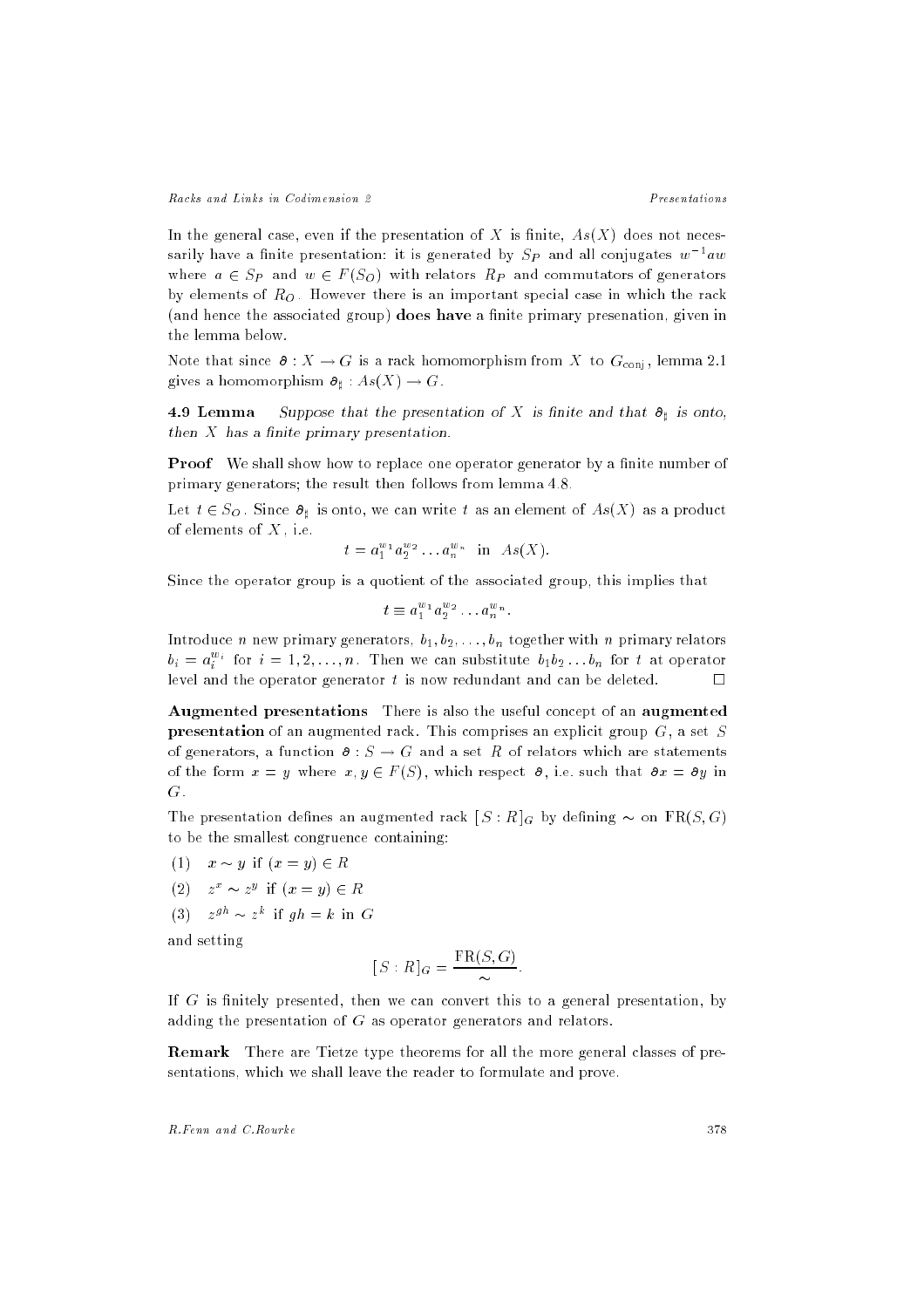In the general case, even if the presentation of $X$ is finite, $As(X)$ does not necessarily have a finite presentation: it is generated by $S_P$ and all conjugates $w^{-1}aw$ where $a \in S_P$ and $w \in F(S_O)$ with relators $R_P$ and commutators of generators by elements of $R_O$. However there is an important special case in which the rack (and hence the associated group) **does have** a finite primary presenation, given in the lemma below.

Note that since $\partial : X \to G$ is a rack homomorphism from $X$ to $G_{\text{conj}}$, lemma 2.1 gives a homomorphism $\partial_\sharp : As(X) \to G$.

**4.9 Lemma** *Suppose that the presentation of $X$ is finite and that $\partial_\sharp$ is onto, then $X$ has a finite primary presentation.*

**Proof** We shall show how to replace one operator generator by a finite number of primary generators; the result then follows from lemma 4.8.

Let $t \in S_O$. Since $\partial_\sharp$ is onto, we can write $t$ as an element of $As(X)$ as a product of elements of $X$, i.e.

$$t = a_1^{w_1} a_2^{w_2} \dots a_n^{w_n} \quad \text{in} \quad As(X).$$

Since the operator group is a quotient of the associated group, this implies that

$$t \equiv a_1^{w_1} a_2^{w_2} \dots a_n^{w_n}.$$

Introduce $n$ new primary generators, $b_1, b_2, \dots, b_n$ together with $n$ primary relators $b_i = a_i^{w_i}$ for $i = 1, 2, \dots, n$. Then we can substitute $b_1 b_2 \dots b_n$ for $t$ at operator level and the operator generator $t$ is now redundant and can be deleted. $\square$

**Augmented presentations** There is also the useful concept of an **augmented presentation** of an augmented rack. This comprises an explicit group $G$, a set $S$ of generators, a function $\partial : S \to G$ and a set $R$ of relators which are statements of the form $x = y$ where $x, y \in F(S)$, which respect $\partial$, i.e. such that $\partial x = \partial y$ in $G$.

The presentation defines an augmented rack $[S : R]_G$ by defining $\sim$ on $\text{FR}(S, G)$ to be the smallest congruence containing:

(1) $x \sim y$ if $(x = y) \in R$

(2) $z^x \sim z^y$ if $(x = y) \in R$

(3) $z^{gh} \sim z^k$ if $gh = k$ in $G$

and setting

$$[S : R]_G = \frac{\text{FR}(S, G)}{\sim}.$$

If $G$ is finitely presented, then we can convert this to a general presentation, by adding the presentation of $G$ as operator generators and relators.

**Remark** There are Tietze type theorems for all the more general classes of presentations, which we shall leave the reader to formulate and prove.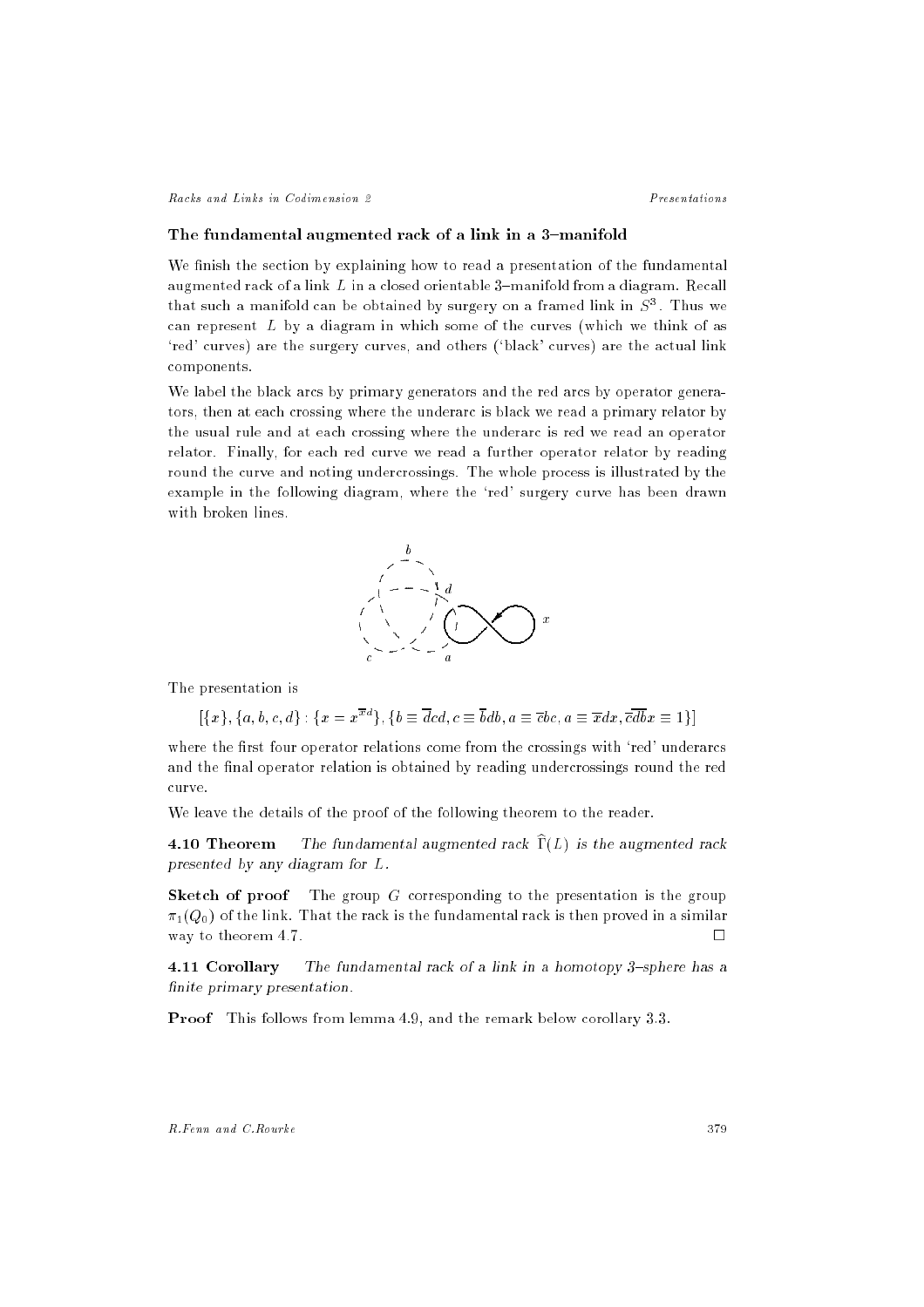### The fundamental augmented rack of a link in a 3–manifold

We finish the section by explaining how to read a presentation of the fundamental augmented rack of a link $L$ in a closed orientable 3–manifold from a diagram. Recall that such a manifold can be obtained by surgery on a framed link in $S^3$. Thus we can represent $L$ by a diagram in which some of the curves (which we think of as 'red' curves) are the surgery curves, and others ('black' curves) are the actual link components.

We label the black arcs by primary generators and the red arcs by operator generators, then at each crossing where the underarc is black we read a primary relator by the usual rule and at each crossing where the underarc is red we read an operator relator. Finally, for each red curve we read a further operator relator by reading round the curve and noting undercrossings. The whole process is illustrated by the example in the following diagram, where the 'red' surgery curve has been drawn with broken lines.

The presentation is

$$[\{x\}, \{a, b, c, d\} : \{x = x^{\overline{x}d}\}, \{b \equiv \overline{d}cd, c \equiv \overline{b}db, a \equiv \overline{c}bc, a \equiv \overline{x}dx, \overline{c}\overline{d}\overline{b}x \equiv 1\}]$$

where the first four operator relations come from the crossings with 'red' underarcs and the final operator relation is obtained by reading undercrossings round the red curve.

We leave the details of the proof of the following theorem to the reader.

**4.10 Theorem** *The fundamental augmented rack $\widehat{\Gamma}(L)$ is the augmented rack presented by any diagram for $L$.*

**Sketch of proof** The group $G$ corresponding to the presentation is the group $\pi_1(Q_0)$ of the link. That the rack is the fundamental rack is then proved in a similar way to theorem 4.7. □

**4.11 Corollary** *The fundamental rack of a link in a homotopy 3–sphere has a finite primary presentation.*

**Proof** This follows from lemma 4.9, and the remark below corollary 3.3.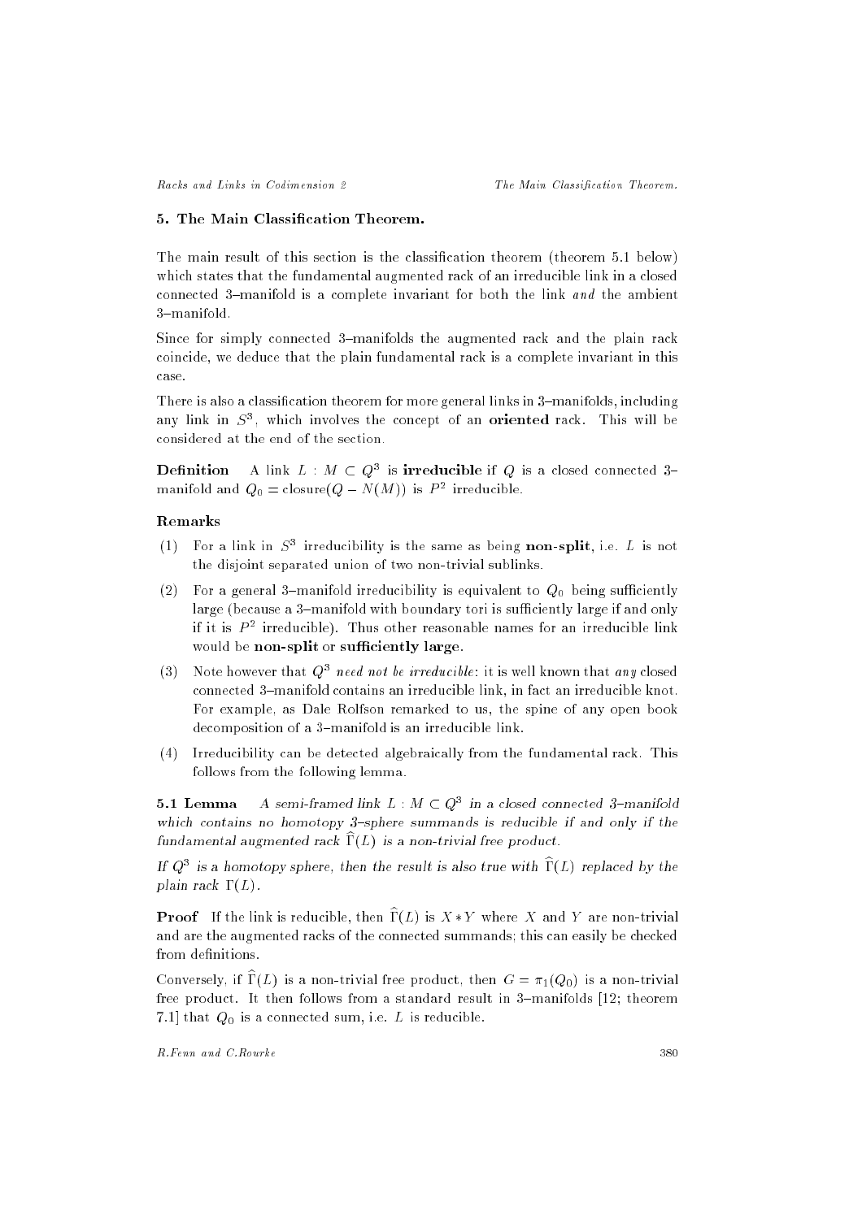## 5. The Main Classification Theorem.

The main result of this section is the classification theorem (theorem 5.1 below) which states that the fundamental augmented rack of an irreducible link in a closed connected 3–manifold is a complete invariant for both the link *and* the ambient 3–manifold.

Since for simply connected 3–manifolds the augmented rack and the plain rack coincide, we deduce that the plain fundamental rack is a complete invariant in this case.

There is also a classification theorem for more general links in 3–manifolds, including any link in $S^3$, which involves the concept of an **oriented** rack. This will be considered at the end of the section.

**Definition** A link $L : M \subset Q^3$ is **irreducible** if $Q$ is a closed connected 3–manifold and $Q_0 = \text{closure}(Q - N(M))$ is $P^2$ irreducible.

### Remarks

(1) For a link in $S^3$ irreducibility is the same as being **non-split**, i.e. $L$ is not the disjoint separated union of two non-trivial sublinks.

(2) For a general 3–manifold irreducibility is equivalent to $Q_0$ being sufficiently large (because a 3–manifold with boundary tori is sufficiently large if and only if it is $P^2$ irreducible). Thus other reasonable names for an irreducible link would be **non-split** or **sufficiently large**.

(3) Note however that $Q^3$ *need not be irreducible*: it is well known that *any* closed connected 3–manifold contains an irreducible link, in fact an irreducible knot. For example, as Dale Rolfson remarked to us, the spine of any open book decomposition of a 3–manifold is an irreducible link.

(4) Irreducibility can be detected algebraically from the fundamental rack. This follows from the following lemma.

**5.1 Lemma** *A semi-framed link $L : M \subset Q^3$ in a closed connected 3–manifold which contains no homotopy 3–sphere summands is reducible if and only if the fundamental augmented rack $\widehat{\Gamma}(L)$ is a non-trivial free product.*

*If $Q^3$ is a homotopy sphere, then the result is also true with $\widehat{\Gamma}(L)$ replaced by the plain rack $\Gamma(L)$.*

**Proof** If the link is reducible, then $\widehat{\Gamma}(L)$ is $X * Y$ where $X$ and $Y$ are non-trivial and are the augmented racks of the connected summands; this can easily be checked from definitions.

Conversely, if $\widehat{\Gamma}(L)$ is a non-trivial free product, then $G = \pi_1(Q_0)$ is a non-trivial free product. It then follows from a standard result in 3–manifolds [12; theorem 7.1] that $Q_0$ is a connected sum, i.e. $L$ is reducible.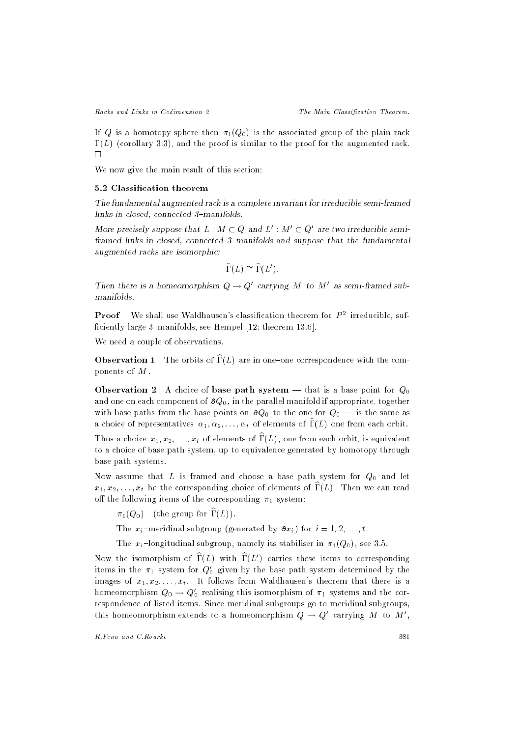If $Q$ is a homotopy sphere then $\pi_1(Q_0)$ is the associated group of the plain rack $\Gamma(L)$ (corollary 3.3), and the proof is similar to the proof for the augmented rack. □

We now give the main result of this section:

### 5.2 Classification theorem

*The fundamental augmented rack is a complete invariant for irreducible semi-framed links in closed, connected 3–manifolds.*

*More precisely suppose that $L : M \subset Q$ and $L' : M' \subset Q'$ are two irreducible semi-framed links in closed, connected 3–manifolds and suppose that the fundamental augmented racks are isomorphic:*

$$\widehat{\Gamma}(L) \cong \widehat{\Gamma}(L').$$

*Then there is a homeomorphism $Q \to Q'$ carrying $M$ to $M'$ as semi-framed submanifolds.*

**Proof** We shall use Waldhausen's classification theorem for $P^2$ irreducible, sufficiently large 3–manifolds, see Hempel [12; theorem 13.6].

We need a couple of observations.

**Observation 1** The orbits of $\widehat{\Gamma}(L)$ are in one–one correspondence with the components of $M$.

**Observation 2** A choice of **base path system** — that is a base point for $Q_0$ and one on each component of $\partial Q_0$, in the parallel manifold if appropriate, together with base paths from the base points on $\partial Q_0$ to the one for $Q_0$ — is the same as a choice of representatives $\alpha_1, \alpha_2, \ldots, \alpha_t$ of elements of $\widehat{\Gamma}(L)$ one from each orbit.

Thus a choice $x_1, x_2, \ldots, x_t$ of elements of $\widehat{\Gamma}(L)$, one from each orbit, is equivalent to a choice of base path system, up to equivalence generated by homotopy through base path systems.

Now assume that $L$ is framed and choose a base path system for $Q_0$ and let $x_1, x_2, \ldots, x_t$ be the corresponding choice of elements of $\widehat{\Gamma}(L)$. Then we can read off the following items of the corresponding $\pi_1$ system:

$\pi_1(Q_0)$ (the group for $\widehat{\Gamma}(L)$).

The $x_i$–meridinal subgroup (generated by $\partial x_i$) for $i = 1, 2, \ldots, t$.

The $x_i$–longitudinal subgroup, namely its stabiliser in $\pi_1(Q_0)$, see 3.5.

Now the isomorphism of $\widehat{\Gamma}(L)$ with $\widehat{\Gamma}(L')$ carries these items to corresponding items in the $\pi_1$ system for $Q_0'$ given by the base path system determined by the images of $x_1, x_2, \ldots, x_t$. It follows from Waldhausen's theorem that there is a homeomorphism $Q_0 \to Q_0'$ realising this isomorphism of $\pi_1$ systems and the correspondence of listed items. Since meridinal subgroups go to meridinal subgroups, this homeomorphism extends to a homeomorphism $Q \to Q'$ carrying $M$ to $M'$,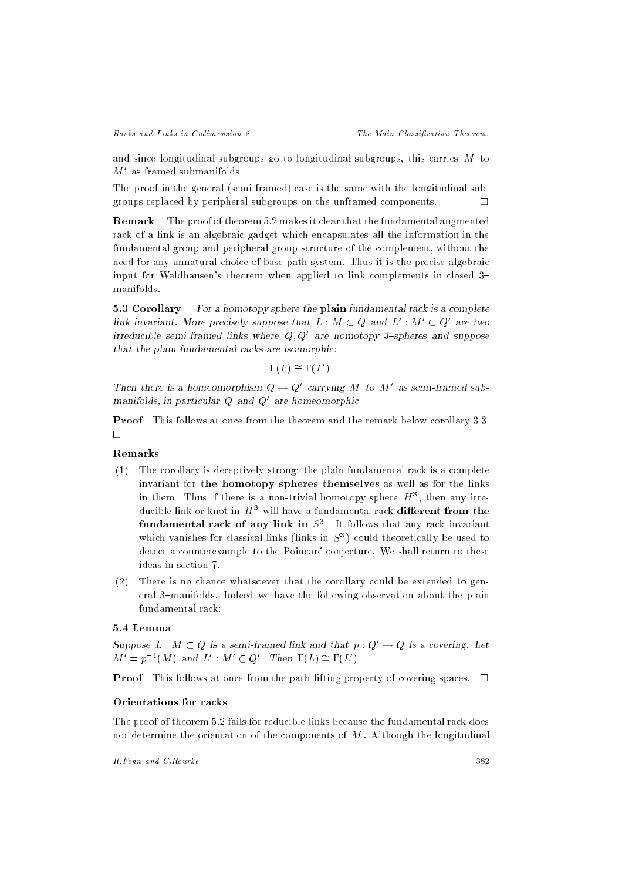and since longitudinal subgroups go to longitudinal subgroups, this carries $M$ to $M'$ as framed submanifolds.

The proof in the general (semi-framed) case is the same with the longitudinal subgroups replaced by peripheral subgroups on the unframed components. □

**Remark** The proof of theorem 5.2 makes it clear that the fundamental augmented rack of a link is an algebraic gadget which encapsulates all the information in the fundamental group and peripheral group structure of the complement, without the need for any unnatural choice of base path system. Thus it is the precise algebraic input for Waldhausen's theorem when applied to link complements in closed 3–manifolds.

**5.3 Corollary** *For a homotopy sphere the* **plain** *fundamental rack is a complete link invariant. More precisely suppose that $L : M \subset Q$ and $L' : M' \subset Q'$ are two irreducible semi-framed links where $Q, Q'$ are homotopy 3–spheres and suppose that the plain fundamental racks are isomorphic:*

$$\Gamma(L) \cong \Gamma(L').$$

*Then there is a homeomorphism $Q \to Q'$ carrying $M$ to $M'$ as semi-framed submanifolds, in particular $Q$ and $Q'$ are homeomorphic.*

**Proof** This follows at once from the theorem and the remark below corollary 3.3. □

### Remarks

(1) The corollary is deceptively strong: the plain fundamental rack is a complete invariant for **the homotopy spheres themselves** as well as for the links in them. Thus if there is a non-trivial homotopy sphere $H^3$, then any irreducible link or knot in $H^3$ will have a fundamental rack **different from the fundamental rack of any link in** $S^3$. It follows that any rack invariant which vanishes for classical links (links in $S^3$) could theoretically be used to detect a counterexample to the Poincaré conjecture. We shall return to these ideas in section 7.

(2) There is no chance whatsoever that the corollary could be extended to general 3–manifolds. Indeed we have the following observation about the plain fundamental rack:

### 5.4 Lemma

*Suppose $L : M \subset Q$ is a semi-framed link and that $p : Q' \to Q$ is a covering. Let $M' = p^{-1}(M)$ and $L' : M' \subset Q'$. Then $\Gamma(L) \cong \Gamma(L')$.*

**Proof** This follows at once from the path lifting property of covering spaces. □

### Orientations for racks

The proof of theorem 5.2 fails for reducible links because the fundamental rack does not determine the orientation of the components of $M$. Although the longitudinal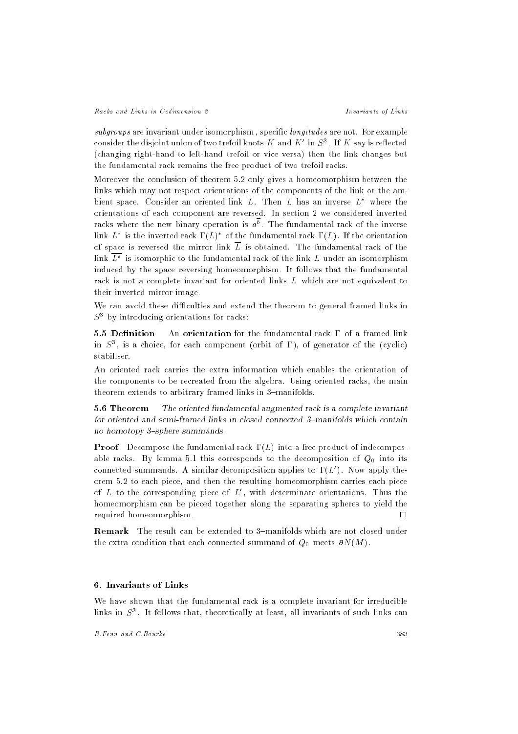*subgroups* are invariant under isomorphism , specific *longitudes* are not. For example consider the disjoint union of two trefoil knots $K$ and $K'$ in $S^3$. If $K$ say is reflected (changing right-hand to left-hand trefoil or vice versa) then the link changes but the fundamental rack remains the free product of two trefoil racks.

Moreover the conclusion of theorem 5.2 only gives a homeomorphism between the links which may not respect orientations of the components of the link or the ambient space. Consider an oriented link $L$. Then $L$ has an inverse $L^*$ where the orientations of each component are reversed. In section 2 we considered inverted racks where the new binary operation is $a^{\bar{b}}$. The fundamental rack of the inverse link $L^*$ is the inverted rack $\Gamma(L)^*$ of the fundamental rack $\Gamma(L)$. If the orientation of space is reversed the mirror link $\overline{L}$ is obtained. The fundamental rack of the link $\overline{L^*}$ is isomorphic to the fundamental rack of the link $L$ under an isomorphism induced by the space reversing homeomorphism. It follows that the fundamental rack is not a complete invariant for oriented links $L$ which are not equivalent to their inverted mirror image.

We can avoid these difficulties and extend the theorem to general framed links in $S^3$ by introducing orientations for racks:

**5.5 Definition** An **orientation** for the fundamental rack $\Gamma$ of a framed link in $S^3$, is a choice, for each component (orbit of $\Gamma$), of generator of the (cyclic) stabiliser.

An oriented rack carries the extra information which enables the orientation of the components to be recreated from the algebra. Using oriented racks, the main theorem extends to arbitrary framed links in 3–manifolds.

**5.6 Theorem** *The oriented fundamental augmented rack is a complete invariant for oriented and semi-framed links in closed connected 3–manifolds which contain no homotopy 3–sphere summands.*

**Proof** Decompose the fundamental rack $\Gamma(L)$ into a free product of indecomposable racks. By lemma 5.1 this corresponds to the decomposition of $Q_0$ into its connected summands. A similar decomposition applies to $\Gamma(L')$. Now apply theorem 5.2 to each piece, and then the resulting homeomorphism carries each piece of $L$ to the corresponding piece of $L'$, with determinate orientations. Thus the homeomorphism can be pieced together along the separating spheres to yield the required homeomorphism. $\square$

**Remark** The result can be extended to 3–manifolds which are not closed under the extra condition that each connected summand of $Q_0$ meets $\partial N(M)$.

## 6. Invariants of Links

We have shown that the fundamental rack is a complete invariant for irreducible links in $S^3$. It follows that, theoretically at least, all invariants of such links can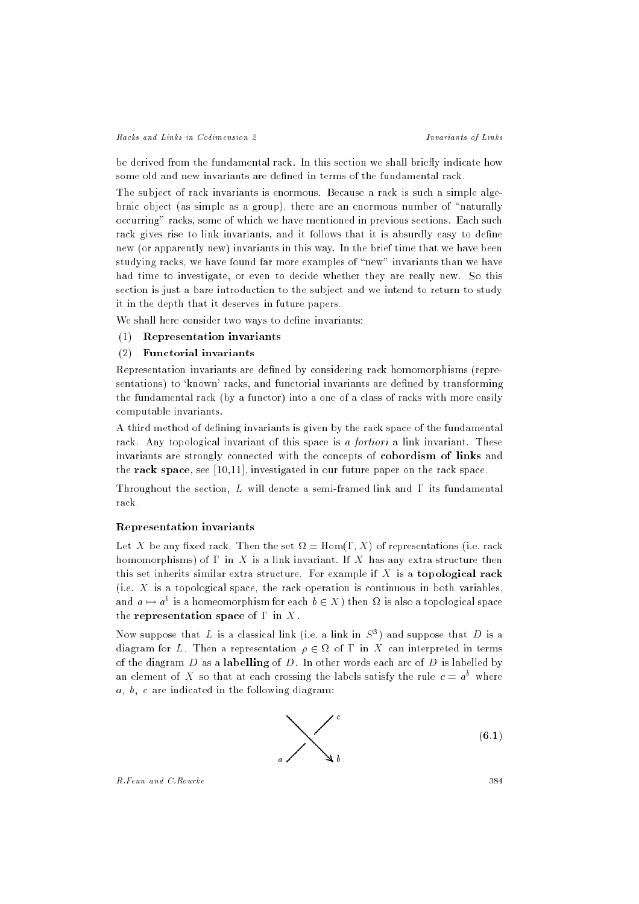be derived from the fundamental rack. In this section we shall briefly indicate how some old and new invariants are defined in terms of the fundamental rack.

The subject of rack invariants is enormous. Because a rack is such a simple algebraic object (as simple as a group), there are an enormous number of "naturally occurring" racks, some of which we have mentioned in previous sections. Each such rack gives rise to link invariants, and it follows that it is absurdly easy to define new (or apparently new) invariants in this way. In the brief time that we have been studying racks, we have found far more examples of "new" invariants than we have had time to investigate, or even to decide whether they are really new. So this section is just a bare introduction to the subject and we intend to return to study it in the depth that it deserves in future papers.

We shall here consider two ways to define invariants:

(1) **Representation invariants**

(2) **Functorial invariants**

Representation invariants are defined by considering rack homomorphisms (representations) to 'known' racks, and functorial invariants are defined by transforming the fundamental rack (by a functor) into a one of a class of racks with more easily computable invariants.

A third method of defining invariants is given by the rack space of the fundamental rack. Any topological invariant of this space is *a fortiori* a link invariant. These invariants are strongly connected with the concepts of **cobordism of links** and the **rack space**, see [10,11], investigated in our future paper on the rack space.

Throughout the section, $L$ will denote a semi-framed link and $\Gamma$ its fundamental rack.

### Representation invariants

Let $X$ be any fixed rack. Then the set $\Omega = \mathrm{Hom}(\Gamma, X)$ of representations (i.e. rack homomorphisms) of $\Gamma$ in $X$ is a link invariant. If $X$ has any extra structure then this set inherits similar extra structure. For example if $X$ is a **topological rack** (i.e. $X$ is a topological space, the rack operation is continuous in both variables, and $a \mapsto a^b$ is a homeomorphism for each $b \in X$) then $\Omega$ is also a topological space the **representation space** of $\Gamma$ in $X$.

Now suppose that $L$ is a classical link (i.e. a link in $S^3$) and suppose that $D$ is a diagram for $L$. Then a representation $\rho \in \Omega$ of $\Gamma$ in $X$ can interpreted in terms of the diagram $D$ as a **labelling** of $D$. In other words each arc of $D$ is labelled by an element of $X$ so that at each crossing the labels satisfy the rule $c = a^b$ where $a$, $b$, $c$ are indicated in the following diagram:

**(6.1)**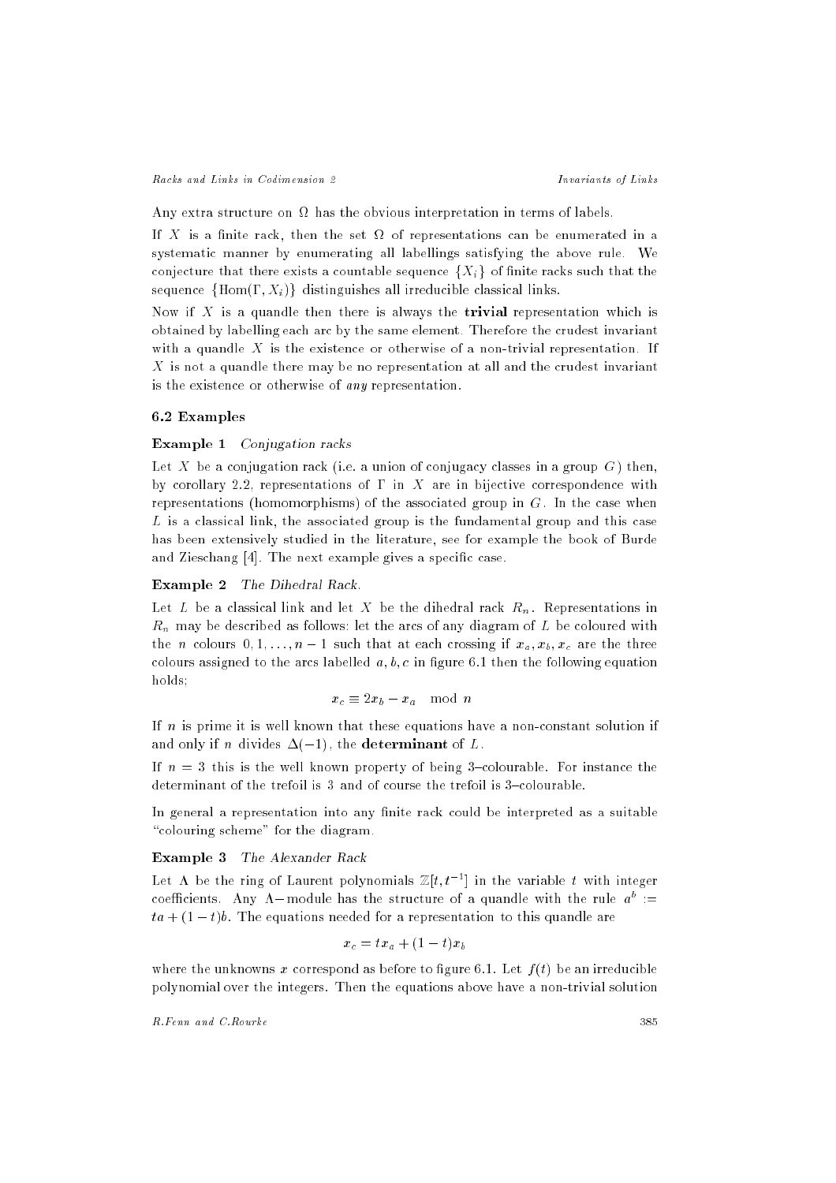Any extra structure on $\Omega$ has the obvious interpretation in terms of labels.

If $X$ is a finite rack, then the set $\Omega$ of representations can be enumerated in a systematic manner by enumerating all labellings satisfying the above rule. We conjecture that there exists a countable sequence $\{X_i\}$ of finite racks such that the sequence $\{\mathrm{Hom}(\Gamma, X_i)\}$ distinguishes all irreducible classical links.

Now if $X$ is a quandle then there is always the **trivial** representation which is obtained by labelling each arc by the same element. Therefore the crudest invariant with a quandle $X$ is the existence or otherwise of a non-trivial representation. If $X$ is not a quandle there may be no representation at all and the crudest invariant is the existence or otherwise of *any* representation.

### 6.2 Examples

**Example 1** *Conjugation racks*

Let $X$ be a conjugation rack (i.e. a union of conjugacy classes in a group $G$) then, by corollary 2.2, representations of $\Gamma$ in $X$ are in bijective correspondence with representations (homomorphisms) of the associated group in $G$. In the case when $L$ is a classical link, the associated group is the fundamental group and this case has been extensively studied in the literature, see for example the book of Burde and Zieschang [4]. The next example gives a specific case.

**Example 2** *The Dihedral Rack.*

Let $L$ be a classical link and let $X$ be the dihedral rack $R_n$. Representations in $R_n$ may be described as follows: let the arcs of any diagram of $L$ be coloured with the $n$ colours $0, 1, \ldots, n-1$ such that at each crossing if $x_a, x_b, x_c$ are the three colours assigned to the arcs labelled $a, b, c$ in figure 6.1 then the following equation holds;

$$x_c \equiv 2x_b - x_a \mod n$$

If $n$ is prime it is well known that these equations have a non-constant solution if and only if $n$ divides $\Delta(-1)$, the **determinant** of $L$.

If $n = 3$ this is the well known property of being 3–colourable. For instance the determinant of the trefoil is 3 and of course the trefoil is 3–colourable.

In general a representation into any finite rack could be interpreted as a suitable "colouring scheme" for the diagram.

**Example 3** *The Alexander Rack*

Let $\Lambda$ be the ring of Laurent polynomials $\mathbb{Z}[t, t^{-1}]$ in the variable $t$ with integer coefficients. Any $\Lambda-$module has the structure of a quandle with the rule $a^b := ta + (1-t)b$. The equations needed for a representation to this quandle are

$$x_c = tx_a + (1-t)x_b$$

where the unknowns $x$ correspond as before to figure 6.1. Let $f(t)$ be an irreducible polynomial over the integers. Then the equations above have a non-trivial solution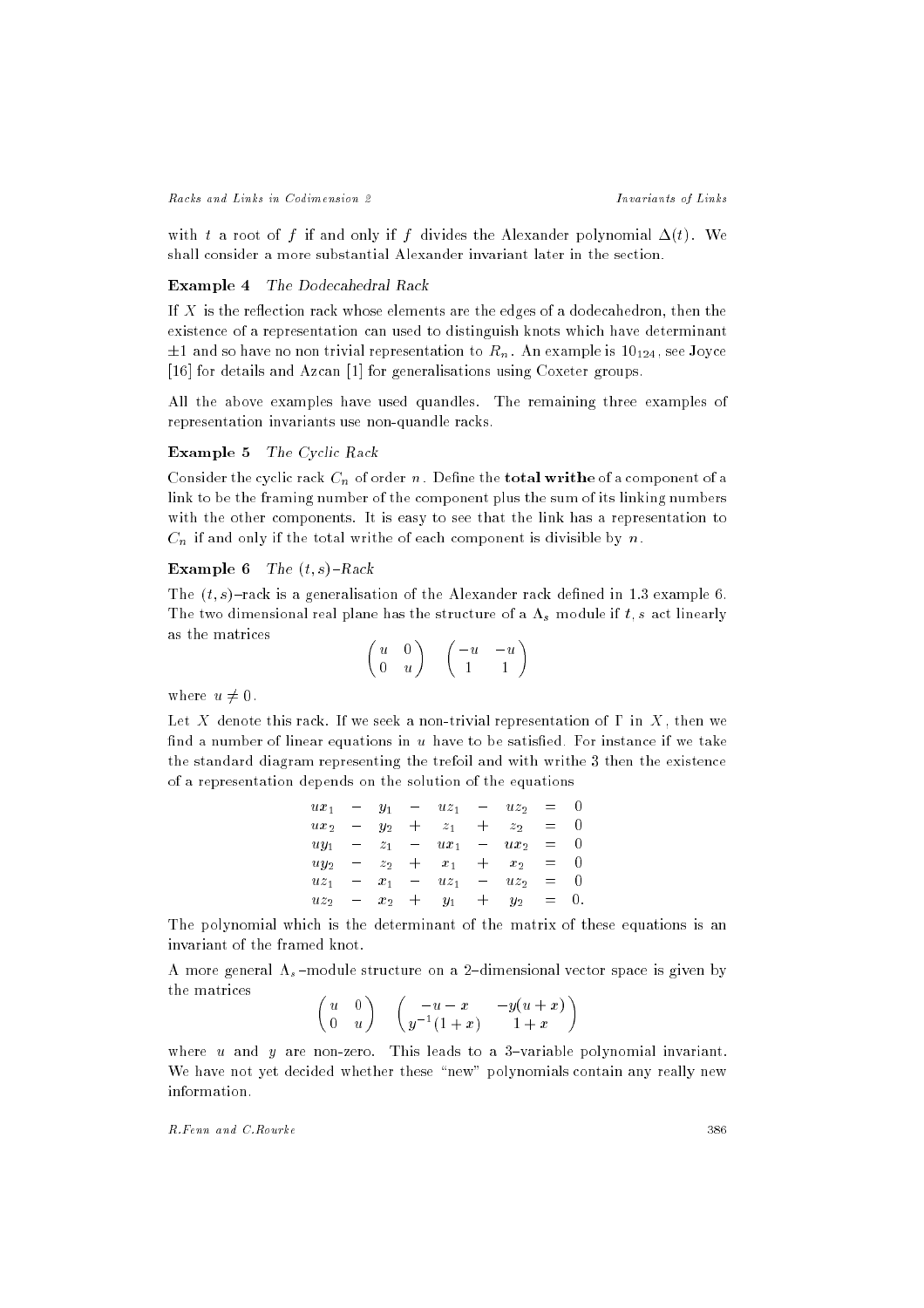with $t$ a root of $f$ if and only if $f$ divides the Alexander polynomial $\Delta(t)$. We shall consider a more substantial Alexander invariant later in the section.

**Example 4** *The Dodecahedral Rack*

If $X$ is the reflection rack whose elements are the edges of a dodecahedron, then the existence of a representation can used to distinguish knots which have determinant $\pm 1$ and so have no non trivial representation to $R_n$. An example is $10_{124}$, see Joyce [16] for details and Azcan [1] for generalisations using Coxeter groups.

All the above examples have used quandles. The remaining three examples of representation invariants use non-quandle racks.

**Example 5** *The Cyclic Rack*

Consider the cyclic rack $C_n$ of order $n$. Define the **total writhe** of a component of a link to be the framing number of the component plus the sum of its linking numbers with the other components. It is easy to see that the link has a representation to $C_n$ if and only if the total writhe of each component is divisible by $n$.

**Example 6** *The $(t, s)$–Rack*

The $(t, s)$–rack is a generalisation of the Alexander rack defined in 1.3 example 6. The two dimensional real plane has the structure of a $\Lambda_s$ module if $t, s$ act linearly as the matrices

$$\begin{pmatrix} u & 0 \\ 0 & u \end{pmatrix} \quad \begin{pmatrix} -u & -u \\ 1 & 1 \end{pmatrix}$$

where $u \neq 0$.

Let $X$ denote this rack. If we seek a non-trivial representation of $\Gamma$ in $X$, then we find a number of linear equations in $u$ have to be satisfied. For instance if we take the standard diagram representing the trefoil and with writhe 3 then the existence of a representation depends on the solution of the equations

$$\begin{array}{ccccccccc}
ux_1 & - & y_1 & - & uz_1 & - & uz_2 & = & 0 \\
ux_2 & - & y_2 & + & z_1 & + & z_2 & = & 0 \\
uy_1 & - & z_1 & - & ux_1 & - & ux_2 & = & 0 \\
uy_2 & - & z_2 & + & x_1 & + & x_2 & = & 0 \\
uz_1 & - & x_1 & - & uz_1 & - & uz_2 & = & 0 \\
uz_2 & - & x_2 & + & y_1 & + & y_2 & = & 0.
\end{array}$$

The polynomial which is the determinant of the matrix of these equations is an invariant of the framed knot.

A more general $\Lambda_s$–module structure on a 2–dimensional vector space is given by the matrices

$$\begin{pmatrix} u & 0 \\ 0 & u \end{pmatrix} \quad \begin{pmatrix} -u-x & -y(u+x) \\ y^{-1}(1+x) & 1+x \end{pmatrix}$$

where $u$ and $y$ are non-zero. This leads to a 3–variable polynomial invariant. We have not yet decided whether these "new" polynomials contain any really new information.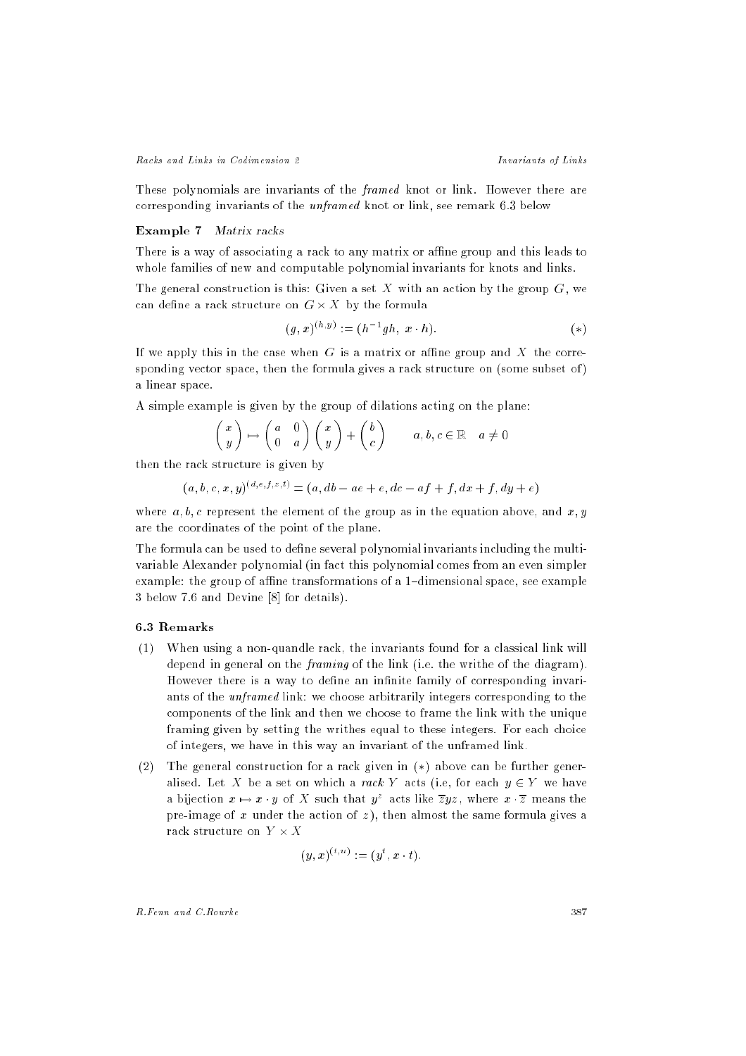These polynomials are invariants of the *framed* knot or link. However there are corresponding invariants of the *unframed* knot or link, see remark 6.3 below

**Example 7** *Matrix racks*

There is a way of associating a rack to any matrix or affine group and this leads to whole families of new and computable polynomial invariants for knots and links.

The general construction is this: Given a set $X$ with an action by the group $G$, we can define a rack structure on $G \times X$ by the formula

$$(g, x)^{(h,y)} := (h^{-1}gh, \ x \cdot h). \qquad (*)$$

If we apply this in the case when $G$ is a matrix or affine group and $X$ the corresponding vector space, then the formula gives a rack structure on (some subset of) a linear space.

A simple example is given by the group of dilations acting on the plane:

$$\begin{pmatrix} x \\ y \end{pmatrix} \mapsto \begin{pmatrix} a & 0 \\ 0 & a \end{pmatrix} \begin{pmatrix} x \\ y \end{pmatrix} + \begin{pmatrix} b \\ c \end{pmatrix} \qquad a, b, c \in \mathbb{R} \quad a \neq 0$$

then the rack structure is given by

$$(a, b, c, x, y)^{(d,e,f,z,t)} = (a, db - ae + e, dc - af + f, dx + f, dy + e)$$

where $a, b, c$ represent the element of the group as in the equation above, and $x, y$ are the coordinates of the point of the plane.

The formula can be used to define several polynomial invariants including the multi-variable Alexander polynomial (in fact this polynomial comes from an even simpler example: the group of affine transformations of a 1–dimensional space, see example 3 below 7.6 and Devine [8] for details).

### 6.3 Remarks

(1) When using a non-quandle rack, the invariants found for a classical link will depend in general on the *framing* of the link (i.e. the writhe of the diagram). However there is a way to define an infinite family of corresponding invariants of the *unframed* link: we choose arbitrarily integers corresponding to the components of the link and then we choose to frame the link with the unique framing given by setting the writhes equal to these integers. For each choice of integers, we have in this way an invariant of the unframed link.

(2) The general construction for a rack given in $(*)$ above can be further generalised. Let $X$ be a set on which a *rack* $Y$ acts (i.e, for each $y \in Y$ we have a bijection $x \mapsto x \cdot y$ of $X$ such that $y^z$ acts like $\overline{z}yz$, where $x \cdot \overline{z}$ means the pre-image of $x$ under the action of $z$), then almost the same formula gives a rack structure on $Y \times X$

$$(y, x)^{(t,u)} := (y^t, x \cdot t).$$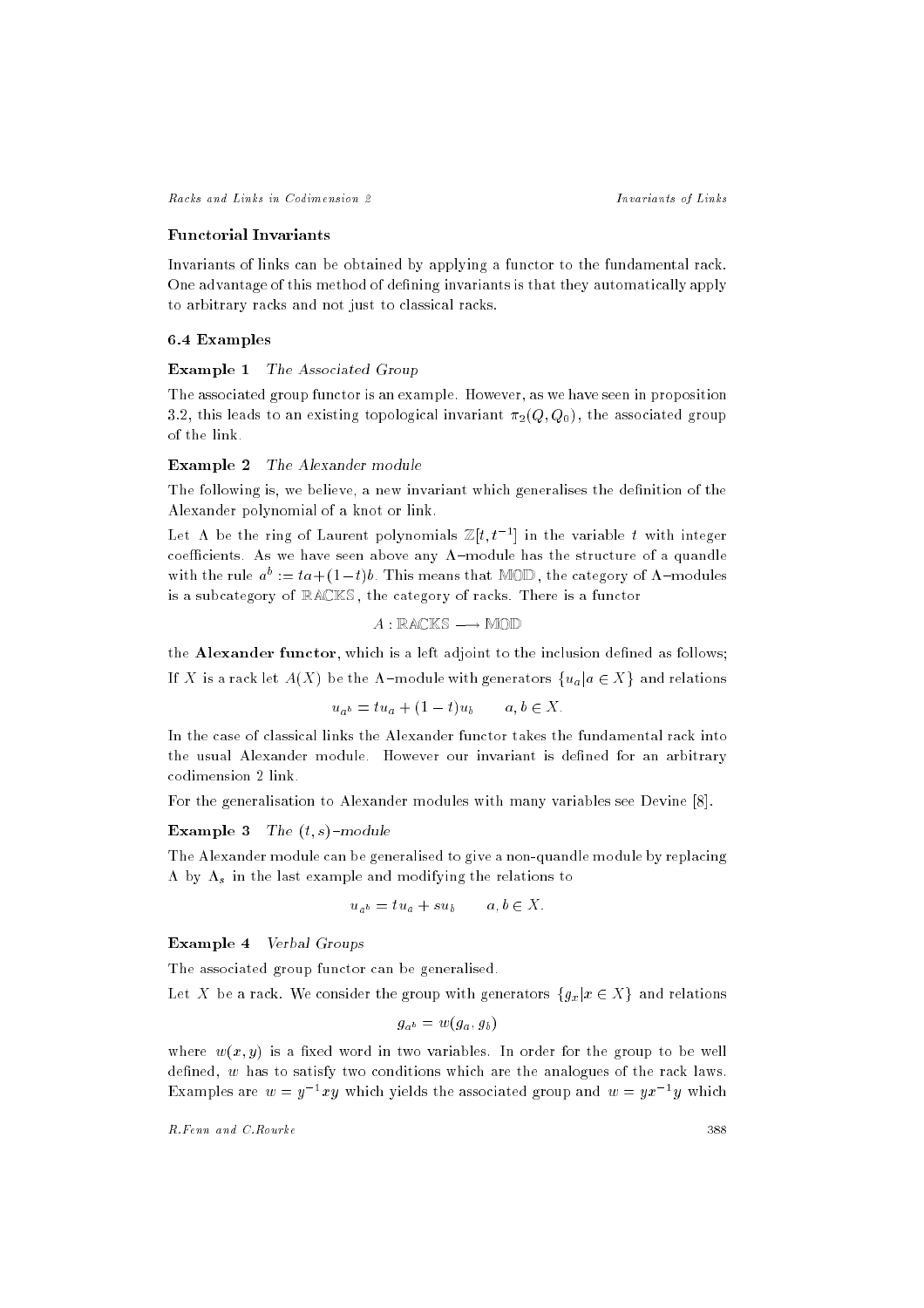### Functorial Invariants

Invariants of links can be obtained by applying a functor to the fundamental rack. One advantage of this method of defining invariants is that they automatically apply to arbitrary racks and not just to classical racks.

### 6.4 Examples

**Example 1** *The Associated Group*

The associated group functor is an example. However, as we have seen in proposition 3.2, this leads to an existing topological invariant $\pi_2(Q, Q_0)$, the associated group of the link.

**Example 2** *The Alexander module*

The following is, we believe, a new invariant which generalises the definition of the Alexander polynomial of a knot or link.

Let $\Lambda$ be the ring of Laurent polynomials $\mathbb{Z}[t, t^{-1}]$ in the variable $t$ with integer coefficients. As we have seen above any $\Lambda$–module has the structure of a quandle with the rule $a^b := ta + (1-t)b$. This means that $\mathbb{MOD}$, the category of $\Lambda$–modules is a subcategory of $\mathbb{RACKS}$, the category of racks. There is a functor

$$A : \mathbb{RACKS} \longrightarrow \mathbb{MOD}$$

the **Alexander functor**, which is a left adjoint to the inclusion defined as follows; If $X$ is a rack let $A(X)$ be the $\Lambda$–module with generators $\{u_a | a \in X\}$ and relations

$$u_{a^b} = tu_a + (1-t)u_b \qquad a, b \in X.$$

In the case of classical links the Alexander functor takes the fundamental rack into the usual Alexander module. However our invariant is defined for an arbitrary codimension 2 link.

For the generalisation to Alexander modules with many variables see Devine [8].

**Example 3** *The $(t, s)$–module*

The Alexander module can be generalised to give a non-quandle module by replacing $\Lambda$ by $\Lambda_s$ in the last example and modifying the relations to

$$u_{a^b} = tu_a + su_b \qquad a, b \in X.$$

**Example 4** *Verbal Groups*

The associated group functor can be generalised.

Let $X$ be a rack. We consider the group with generators $\{g_x | x \in X\}$ and relations

$$g_{a^b} = w(g_a, g_b)$$

where $w(x, y)$ is a fixed word in two variables. In order for the group to be well defined, $w$ has to satisfy two conditions which are the analogues of the rack laws. Examples are $w = y^{-1}xy$ which yields the associated group and $w = yx^{-1}y$ which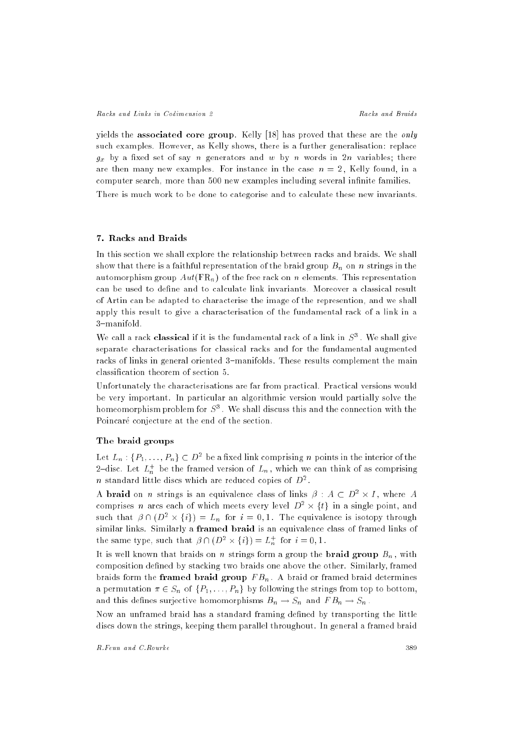yields the **associated core group**. Kelly [18] has proved that these are the *only* such examples. However, as Kelly shows, there is a further generalisation: replace $g_x$ by a fixed set of say $n$ generators and $w$ by $n$ words in $2n$ variables; there are then many new examples. For instance in the case $n = 2$, Kelly found, in a computer search, more than 500 new examples including several infinite families.

There is much work to be done to categorise and to calculate these new invariants.

## 7. Racks and Braids

In this section we shall explore the relationship between racks and braids. We shall show that there is a faithful representation of the braid group $B_n$ on $n$ strings in the automorphism group $Aut(\mathrm{FR}_n)$ of the free rack on $n$ elements. This representation can be used to define and to calculate link invariants. Moreover a classical result of Artin can be adapted to characterise the image of the represention, and we shall apply this result to give a characterisation of the fundamental rack of a link in a 3–manifold.

We call a rack **classical** if it is the fundamental rack of a link in $S^3$. We shall give separate characterisations for classical racks and for the fundamental augmented racks of links in general oriented 3–manifolds. These results complement the main classification theorem of section 5.

Unfortunately the characterisations are far from practical. Practical versions would be very important. In particular an algorithmic version would partially solve the homeomorphism problem for $S^3$. We shall discuss this and the connection with the Poincaré conjecture at the end of the section.

### The braid groups

Let $L_n : \{P_1, \ldots, P_n\} \subset D^2$ be a fixed link comprising $n$ points in the interior of the 2–disc. Let $L_n^+$ be the framed version of $L_n$, which we can think of as comprising $n$ standard little discs which are reduced copies of $D^2$.

A **braid** on $n$ strings is an equivalence class of links $\beta : A \subset D^2 \times I$, where $A$ comprises $n$ arcs each of which meets every level $D^2 \times \{t\}$ in a single point, and such that $\beta \cap (D^2 \times \{i\}) = L_n$ for $i = 0, 1$. The equivalence is isotopy through similar links. Similarly a **framed braid** is an equivalence class of framed links of the same type, such that $\beta \cap (D^2 \times \{i\}) = L_n^+$ for $i = 0, 1$.

It is well known that braids on $n$ strings form a group the **braid group** $B_n$, with composition defined by stacking two braids one above the other. Similarly, framed braids form the **framed braid group** $FB_n$. A braid or framed braid determines a permutation $\pi \in S_n$ of $\{P_1, \ldots, P_n\}$ by following the strings from top to bottom, and this defines surjective homomorphisms $B_n \to S_n$ and $FB_n \to S_n$.

Now an unframed braid has a standard framing defined by transporting the little discs down the strings, keeping them parallel throughout. In general a framed braid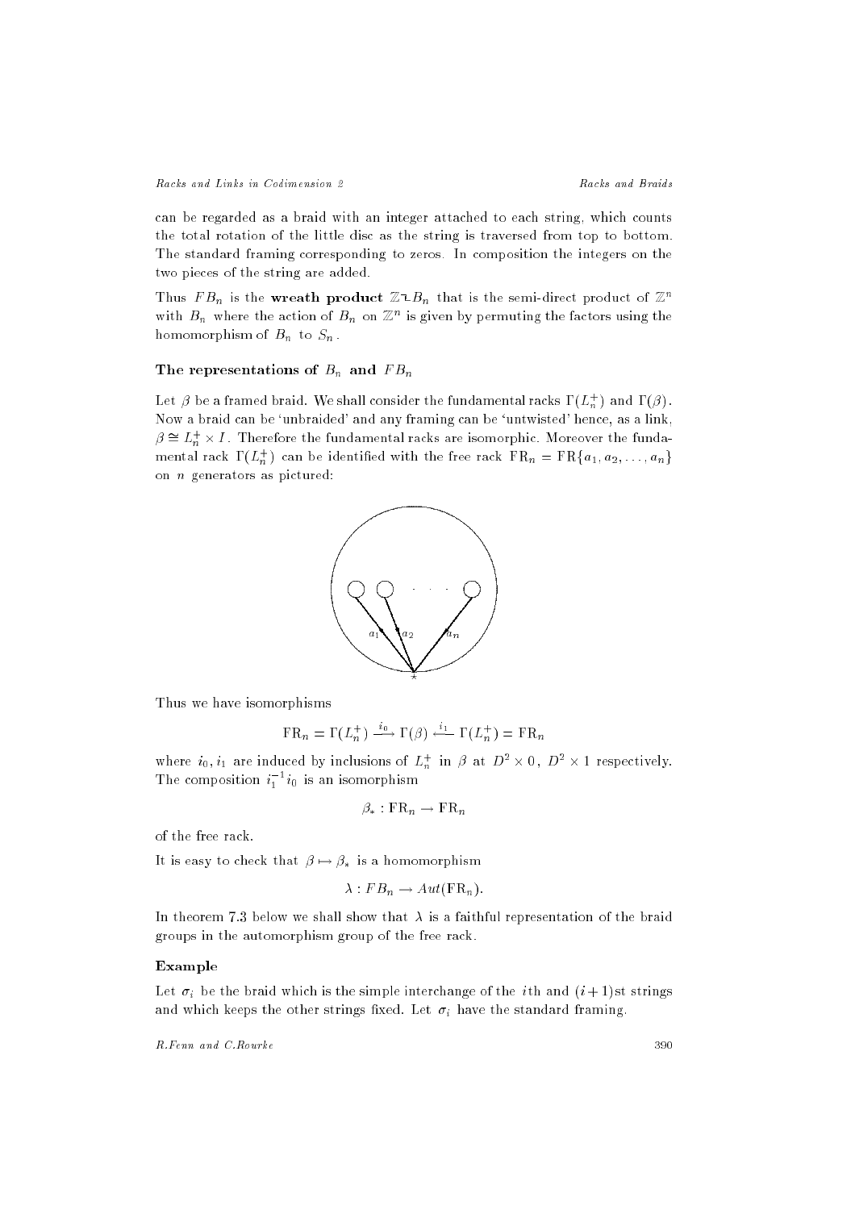can be regarded as a braid with an integer attached to each string, which counts the total rotation of the little disc as the string is traversed from top to bottom. The standard framing corresponding to zeros. In composition the integers on the two pieces of the string are added.

Thus $FB_n$ is the **wreath product** $\mathbb{Z} \wr B_n$ that is the semi-direct product of $\mathbb{Z}^n$ with $B_n$ where the action of $B_n$ on $\mathbb{Z}^n$ is given by permuting the factors using the homomorphism of $B_n$ to $S_n$.

### The representations of $B_n$ and $FB_n$

Let $\beta$ be a framed braid. We shall consider the fundamental racks $\Gamma(L_n^+)$ and $\Gamma(\beta)$. Now a braid can be 'unbraided' and any framing can be 'untwisted' hence, as a link, $\beta \cong L_n^+ \times I$. Therefore the fundamental racks are isomorphic. Moreover the fundamental rack $\Gamma(L_n^+)$ can be identified with the free rack $\mathrm{FR}_n = \mathrm{FR}\{a_1, a_2, \ldots, a_n\}$ on $n$ generators as pictured:

Thus we have isomorphisms

$$\mathrm{FR}_n = \Gamma(L_n^+) \xrightarrow{i_0} \Gamma(\beta) \xleftarrow{i_1} \Gamma(L_n^+) = \mathrm{FR}_n$$

where $i_0, i_1$ are induced by inclusions of $L_n^+$ in $\beta$ at $D^2 \times 0$, $D^2 \times 1$ respectively. The composition $i_1^{-1} i_0$ is an isomorphism

$$\beta_* : \mathrm{FR}_n \to \mathrm{FR}_n$$

of the free rack.

It is easy to check that $\beta \mapsto \beta_*$ is a homomorphism

$$\lambda : FB_n \to Aut(\mathrm{FR}_n).$$

In theorem 7.3 below we shall show that $\lambda$ is a faithful representation of the braid groups in the automorphism group of the free rack.

#### Example

Let $\sigma_i$ be the braid which is the simple interchange of the $i$th and $(i+1)$st strings and which keeps the other strings fixed. Let $\sigma_i$ have the standard framing.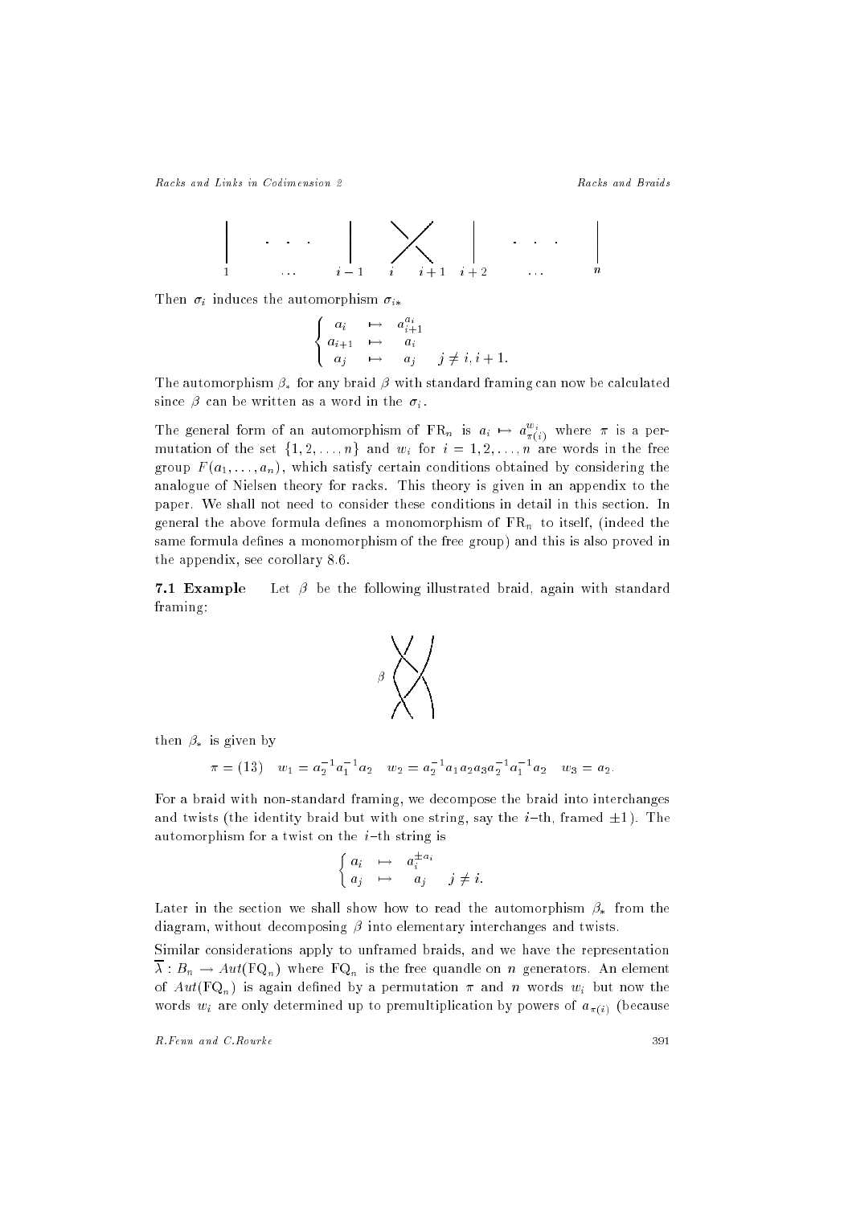Then $\sigma_i$ induces the automorphism $\sigma_{i*}$

$$\begin{cases} a_i & \mapsto & a_{i+1}^{a_i} \\ a_{i+1} & \mapsto & a_i \\ a_j & \mapsto & a_j \quad j \neq i, i+1. \end{cases}$$

The automorphism $\beta_*$ for any braid $\beta$ with standard framing can now be calculated since $\beta$ can be written as a word in the $\sigma_i$.

The general form of an automorphism of $\mathrm{FR}_n$ is $a_i \mapsto a_{\pi(i)}^{w_i}$ where $\pi$ is a permutation of the set $\{1, 2, \ldots, n\}$ and $w_i$ for $i = 1, 2, \ldots, n$ are words in the free group $F(a_1, \ldots, a_n)$, which satisfy certain conditions obtained by considering the analogue of Nielsen theory for racks. This theory is given in an appendix to the paper. We shall not need to consider these conditions in detail in this section. In general the above formula defines a monomorphism of $\mathrm{FR}_n$ to itself, (indeed the same formula defines a monomorphism of the free group) and this is also proved in the appendix, see corollary 8.6.

**7.1 Example** Let $\beta$ be the following illustrated braid, again with standard framing:

then $\beta_*$ is given by

$$\pi = (13) \quad w_1 = a_2^{-1} a_1^{-1} a_2 \quad w_2 = a_2^{-1} a_1 a_2 a_3 a_2^{-1} a_1^{-1} a_2 \quad w_3 = a_2.$$

For a braid with non-standard framing, we decompose the braid into interchanges and twists (the identity braid but with one string, say the $i$–th, framed $\pm 1$). The automorphism for a twist on the $i$–th string is

$$\begin{cases} a_i & \mapsto & a_i^{\pm a_i} \\ a_j & \mapsto & a_j \quad j \neq i. \end{cases}$$

Later in the section we shall show how to read the automorphism $\beta_*$ from the diagram, without decomposing $\beta$ into elementary interchanges and twists.

Similar considerations apply to unframed braids, and we have the representation $\overline{\lambda} : B_n \to Aut(\mathrm{FQ}_n)$ where $\mathrm{FQ}_n$ is the free quandle on $n$ generators. An element of $Aut(\mathrm{FQ}_n)$ is again defined by a permutation $\pi$ and $n$ words $w_i$ but now the words $w_i$ are only determined up to premultiplication by powers of $a_{\pi(i)}$ (because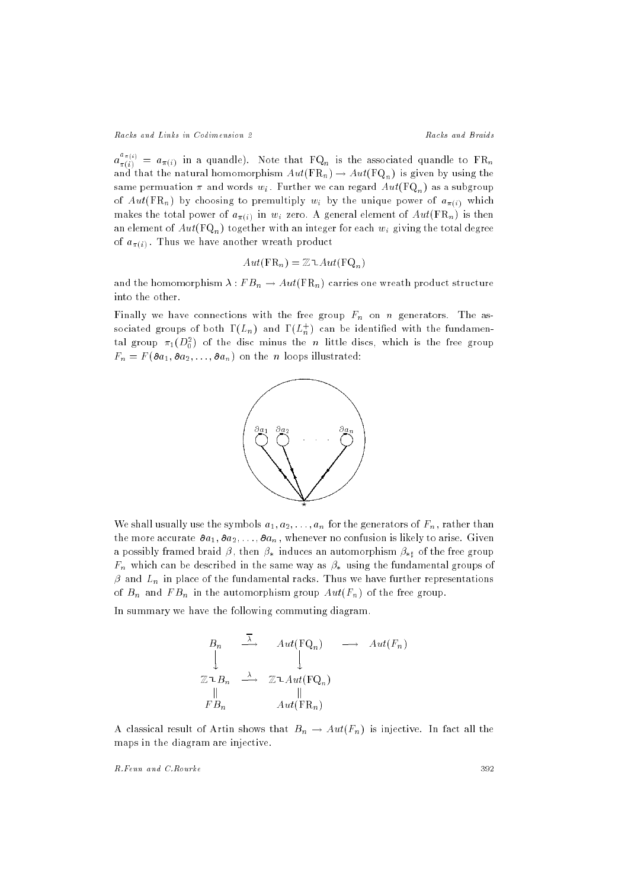$a_{\pi(i)}^{a_{\pi(i)}} = a_{\pi(i)}$ in a quandle). Note that $\mathrm{FQ}_n$ is the associated quandle to $\mathrm{FR}_n$ and that the natural homomorphism $Aut(\mathrm{FR}_n) \to Aut(\mathrm{FQ}_n)$ is given by using the same permuation $\pi$ and words $w_i$. Further we can regard $Aut(\mathrm{FQ}_n)$ as a subgroup of $Aut(\mathrm{FR}_n)$ by choosing to premultiply $w_i$ by the unique power of $a_{\pi(i)}$ which makes the total power of $a_{\pi(i)}$ in $w_i$ zero. A general element of $Aut(\mathrm{FR}_n)$ is then an element of $Aut(\mathrm{FQ}_n)$ together with an integer for each $w_i$ giving the total degree of $a_{\pi(i)}$. Thus we have another wreath product

$$Aut(\mathrm{FR}_n) = \mathbb{Z} \wr Aut(\mathrm{FQ}_n)$$

and the homomorphism $\lambda : FB_n \to Aut(\mathrm{FR}_n)$ carries one wreath product structure into the other.

Finally we have connections with the free group $F_n$ on $n$ generators. The associated groups of both $\Gamma(L_n)$ and $\Gamma(L_n^+)$ can be identified with the fundamental group $\pi_1(D_0^2)$ of the disc minus the $n$ little discs, which is the free group $F_n = F(\partial a_1, \partial a_2, \ldots, \partial a_n)$ on the $n$ loops illustrated:

We shall usually use the symbols $a_1, a_2, \ldots, a_n$ for the generators of $F_n$, rather than the more accurate $\partial a_1, \partial a_2, \ldots, \partial a_n$, whenever no confusion is likely to arise. Given a possibly framed braid $\beta$, then $\beta_*$ induces an automorphism $\beta_{*\sharp}$ of the free group $F_n$ which can be described in the same way as $\beta_*$ using the fundamental groups of $\beta$ and $L_n$ in place of the fundamental racks. Thus we have further representations of $B_n$ and $FB_n$ in the automorphism group $Aut(F_n)$ of the free group.

In summary we have the following commuting diagram.

$$\begin{array}{ccccc}
B_n & \xrightarrow{\overline{\lambda}} & Aut(\mathrm{FQ}_n) & \longrightarrow & Aut(F_n) \\
\downarrow & & \downarrow & & \\
\mathbb{Z} \wr B_n & \xrightarrow{\lambda} & \mathbb{Z} \wr Aut(\mathrm{FQ}_n) & & \\
\| & & \| & & \\
FB_n & & Aut(\mathrm{FR}_n) & &
\end{array}$$

A classical result of Artin shows that $B_n \to Aut(F_n)$ is injective. In fact all the maps in the diagram are injective.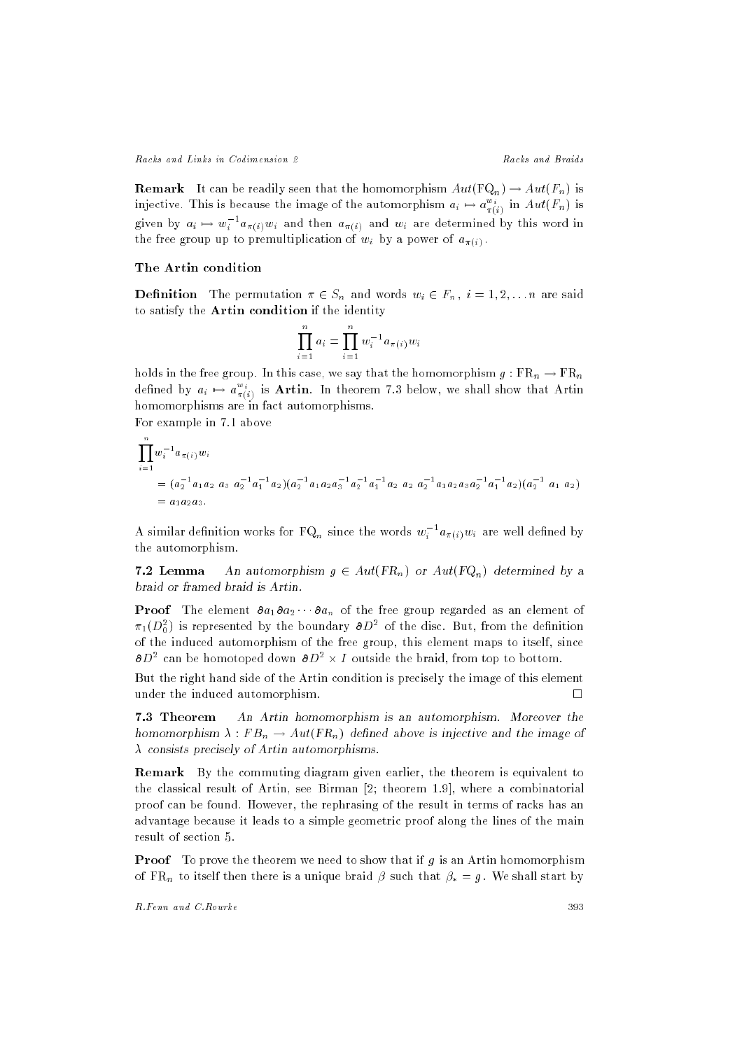**Remark** It can be readily seen that the homomorphism $Aut(\mathrm{FQ}_n) \to Aut(F_n)$ is injective. This is because the image of the automorphism $a_i \mapsto a_{\pi(i)}^{w_i}$ in $Aut(F_n)$ is given by $a_i \mapsto w_i^{-1} a_{\pi(i)} w_i$ and then $a_{\pi(i)}$ and $w_i$ are determined by this word in the free group up to premultiplication of $w_i$ by a power of $a_{\pi(i)}$.

### The Artin condition

**Definition** The permutation $\pi \in S_n$ and words $w_i \in F_n$, $i = 1, 2, \ldots n$ are said to satisfy the **Artin condition** if the identity

$$\prod_{i=1}^{n} a_i = \prod_{i=1}^{n} w_i^{-1} a_{\pi(i)} w_i$$

holds in the free group. In this case, we say that the homomorphism $g : \mathrm{FR}_n \to \mathrm{FR}_n$ defined by $a_i \mapsto a_{\pi(i)}^{w_i}$ is **Artin**. In theorem 7.3 below, we shall show that Artin homomorphisms are in fact automorphisms.

For example in 7.1 above

$$\begin{aligned}
&\prod_{i=1}^{n} w_i^{-1} a_{\pi(i)} w_i \\
&= (a_2^{-1} a_1 a_2 \; a_3 \; a_2^{-1} a_1^{-1} a_2)(a_2^{-1} a_1 a_2 a_3^{-1} a_2^{-1} a_1^{-1} a_2 \; a_2 \; a_2^{-1} a_1 a_2 a_3 a_2^{-1} a_1^{-1} a_2)(a_2^{-1} \; a_1 \; a_2) \\
&= a_1 a_2 a_3.
\end{aligned}$$

A similar definition works for $\mathrm{FQ}_n$ since the words $w_i^{-1} a_{\pi(i)} w_i$ are well defined by the automorphism.

**7.2 Lemma** *An automorphism $g \in Aut(FR_n)$ or $Aut(FQ_n)$ determined by a braid or framed braid is Artin.*

**Proof** The element $\partial a_1 \partial a_2 \cdots \partial a_n$ of the free group regarded as an element of $\pi_1(D_0^2)$ is represented by the boundary $\partial D^2$ of the disc. But, from the definition of the induced automorphism of the free group, this element maps to itself, since $\partial D^2$ can be homotoped down $\partial D^2 \times I$ outside the braid, from top to bottom.

But the right hand side of the Artin condition is precisely the image of this element under the induced automorphism. $\square$

**7.3 Theorem** *An Artin homomorphism is an automorphism. Moreover the homomorphism $\lambda : FB_n \to Aut(FR_n)$ defined above is injective and the image of $\lambda$ consists precisely of Artin automorphisms.*

**Remark** By the commuting diagram given earlier, the theorem is equivalent to the classical result of Artin, see Birman [2; theorem 1.9], where a combinatorial proof can be found. However, the rephrasing of the result in terms of racks has an advantage because it leads to a simple geometric proof along the lines of the main result of section 5.

**Proof** To prove the theorem we need to show that if $g$ is an Artin homomorphism of $\mathrm{FR}_n$ to itself then there is a unique braid $\beta$ such that $\beta_* = g$. We shall start by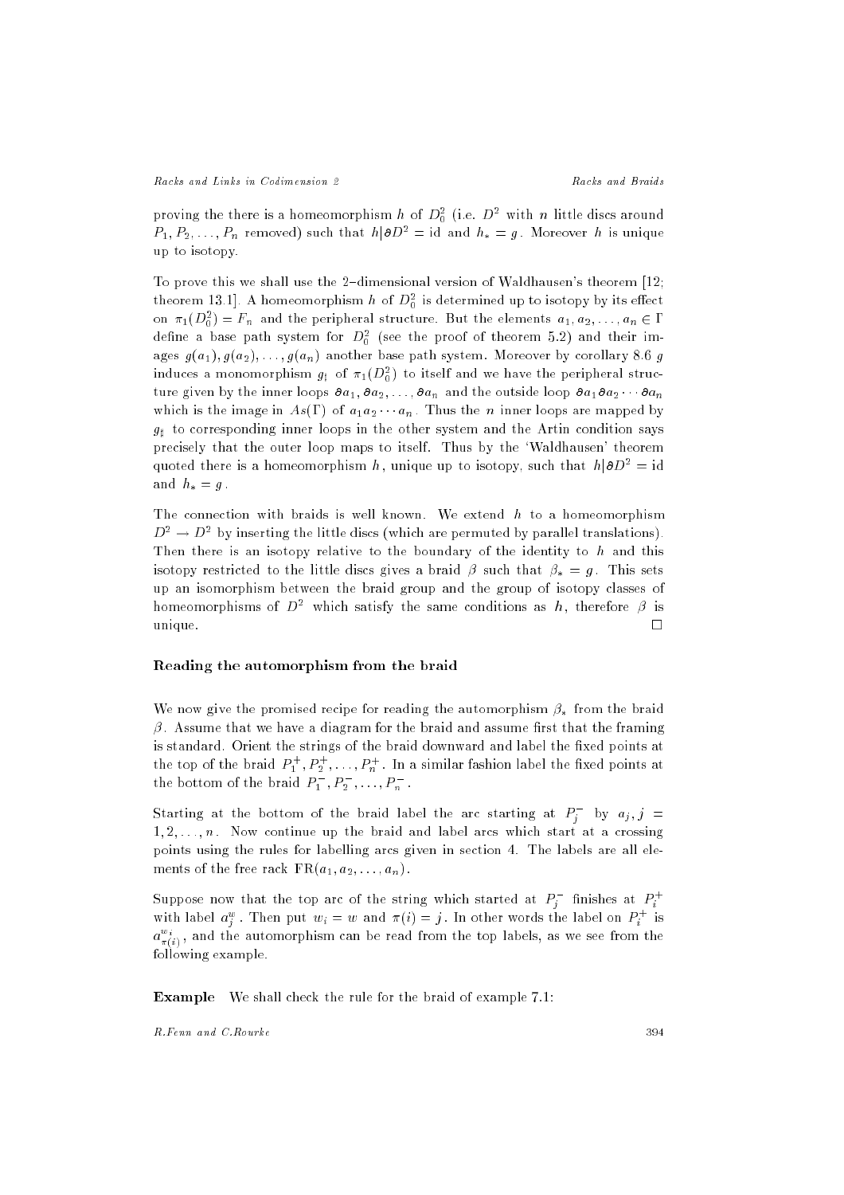proving the there is a homeomorphism $h$ of $D^2_0$ (i.e. $D^2$ with $n$ little discs around $P_1, P_2, \ldots, P_n$ removed) such that $h|\partial D^2 = \mathrm{id}$ and $h_* = g$. Moreover $h$ is unique up to isotopy.

To prove this we shall use the 2–dimensional version of Waldhausen's theorem [12; theorem 13.1]. A homeomorphism $h$ of $D^2_0$ is determined up to isotopy by its effect on $\pi_1(D^2_0) = F_n$ and the peripheral structure. But the elements $a_1, a_2, \ldots, a_n \in \Gamma$ define a base path system for $D^2_0$ (see the proof of theorem 5.2) and their images $g(a_1), g(a_2), \ldots, g(a_n)$ another base path system. Moreover by corollary 8.6 $g$ induces a monomorphism $g_\sharp$ of $\pi_1(D^2_0)$ to itself and we have the peripheral structure given by the inner loops $\partial a_1, \partial a_2, \ldots, \partial a_n$ and the outside loop $\partial a_1 \partial a_2 \cdots \partial a_n$ which is the image in $As(\Gamma)$ of $a_1 a_2 \cdots a_n$. Thus the $n$ inner loops are mapped by $g_\sharp$ to corresponding inner loops in the other system and the Artin condition says precisely that the outer loop maps to itself. Thus by the 'Waldhausen' theorem quoted there is a homeomorphism $h$, unique up to isotopy, such that $h|\partial D^2 = \mathrm{id}$ and $h_* = g$.

The connection with braids is well known. We extend $h$ to a homeomorphism $D^2 \to D^2$ by inserting the little discs (which are permuted by parallel translations). Then there is an isotopy relative to the boundary of the identity to $h$ and this isotopy restricted to the little discs gives a braid $\beta$ such that $\beta_* = g$. This sets up an isomorphism between the braid group and the group of isotopy classes of homeomorphisms of $D^2$ which satisfy the same conditions as $h$, therefore $\beta$ is unique. □

### Reading the automorphism from the braid

We now give the promised recipe for reading the automorphism $\beta_*$ from the braid $\beta$. Assume that we have a diagram for the braid and assume first that the framing is standard. Orient the strings of the braid downward and label the fixed points at the top of the braid $P_1^+, P_2^+, \ldots, P_n^+$. In a similar fashion label the fixed points at the bottom of the braid $P_1^-, P_2^-, \ldots, P_n^-$.

Starting at the bottom of the braid label the arc starting at $P_j^-$ by $a_j, j = 1, 2, \ldots, n$. Now continue up the braid and label arcs which start at a crossing points using the rules for labelling arcs given in section 4. The labels are all elements of the free rack $\mathrm{FR}(a_1, a_2, \ldots, a_n)$.

Suppose now that the top arc of the string which started at $P_j^-$ finishes at $P_i^+$ with label $a_j^w$. Then put $w_i = w$ and $\pi(i) = j$. In other words the label on $P_i^+$ is $a_{\pi(i)}^{w_i}$, and the automorphism can be read from the top labels, as we see from the following example.

**Example** We shall check the rule for the braid of example 7.1: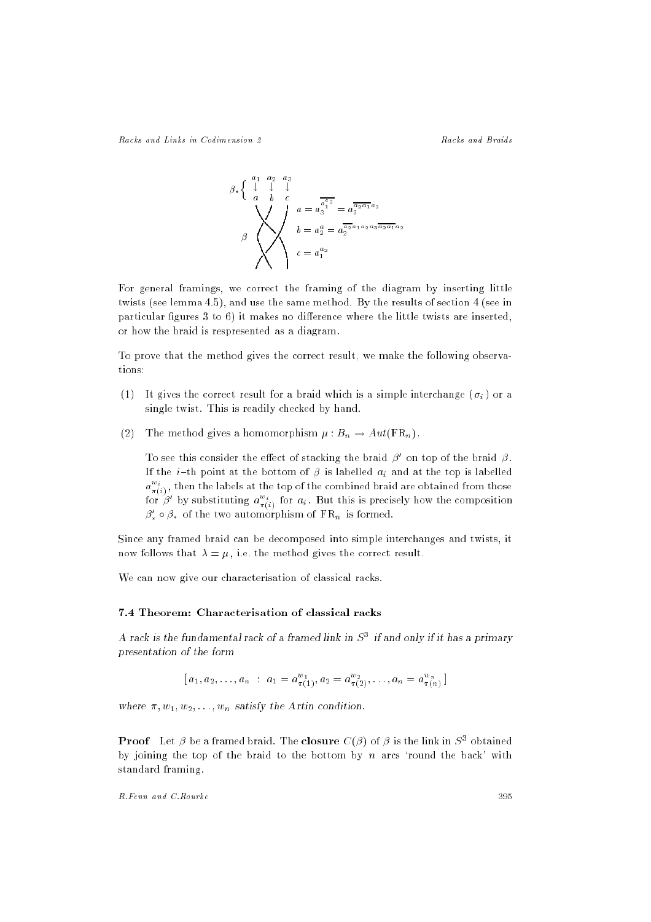$$\beta_* \left\{ \begin{array}{ccc} a_1 & a_2 & a_3 \\ \downarrow & \downarrow & \downarrow \\ a & b & c \end{array} \right.$$

$$a = a_3^{\overline{a_1^{a_2}}} = a_3^{\overline{a_2 a_1} a_2}$$

$$b = a_2^a = a_2^{\overline{a_2} a_1 a_2 a_3 \overline{a_2 a_1} a_2}$$

$$c = a_1^{a_2}$$

For general framings, we correct the framing of the diagram by inserting little twists (see lemma 4.5), and use the same method. By the results of section 4 (see in particular figures 3 to 6) it makes no difference where the little twists are inserted, or how the braid is respresented as a diagram.

To prove that the method gives the correct result, we make the following observations:

(1) It gives the correct result for a braid which is a simple interchange ($\sigma_i$) or a single twist. This is readily checked by hand.

(2) The method gives a homomorphism $\mu : B_n \to Aut(\mathrm{FR}_n)$.

To see this consider the effect of stacking the braid $\beta'$ on top of the braid $\beta$. If the $i$-th point at the bottom of $\beta$ is labelled $a_i$ and at the top is labelled $a_{\pi(i)}^{w_i}$, then the labels at the top of the combined braid are obtained from those for $\beta'$ by substituting $a_{\pi(i)}^{w_i}$ for $a_i$. But this is precisely how the composition $\beta'_* \circ \beta_*$ of the two automorphism of $\mathrm{FR}_n$ is formed.

Since any framed braid can be decomposed into simple interchanges and twists, it now follows that $\lambda = \mu$, i.e. the method gives the correct result.

We can now give our characterisation of classical racks.

### 7.4 Theorem: Characterisation of classical racks

*A rack is the fundamental rack of a framed link in $S^3$ if and only if it has a primary presentation of the form*

$$[\, a_1, a_2, \ldots, a_n \;:\; a_1 = a_{\pi(1)}^{w_1}, a_2 = a_{\pi(2)}^{w_2}, \ldots, a_n = a_{\pi(n)}^{w_n} \,]$$

*where $\pi, w_1, w_2, \ldots, w_n$ satisfy the Artin condition.*

**Proof** Let $\beta$ be a framed braid. The **closure** $C(\beta)$ of $\beta$ is the link in $S^3$ obtained by joining the top of the braid to the bottom by $n$ arcs 'round the back' with standard framing.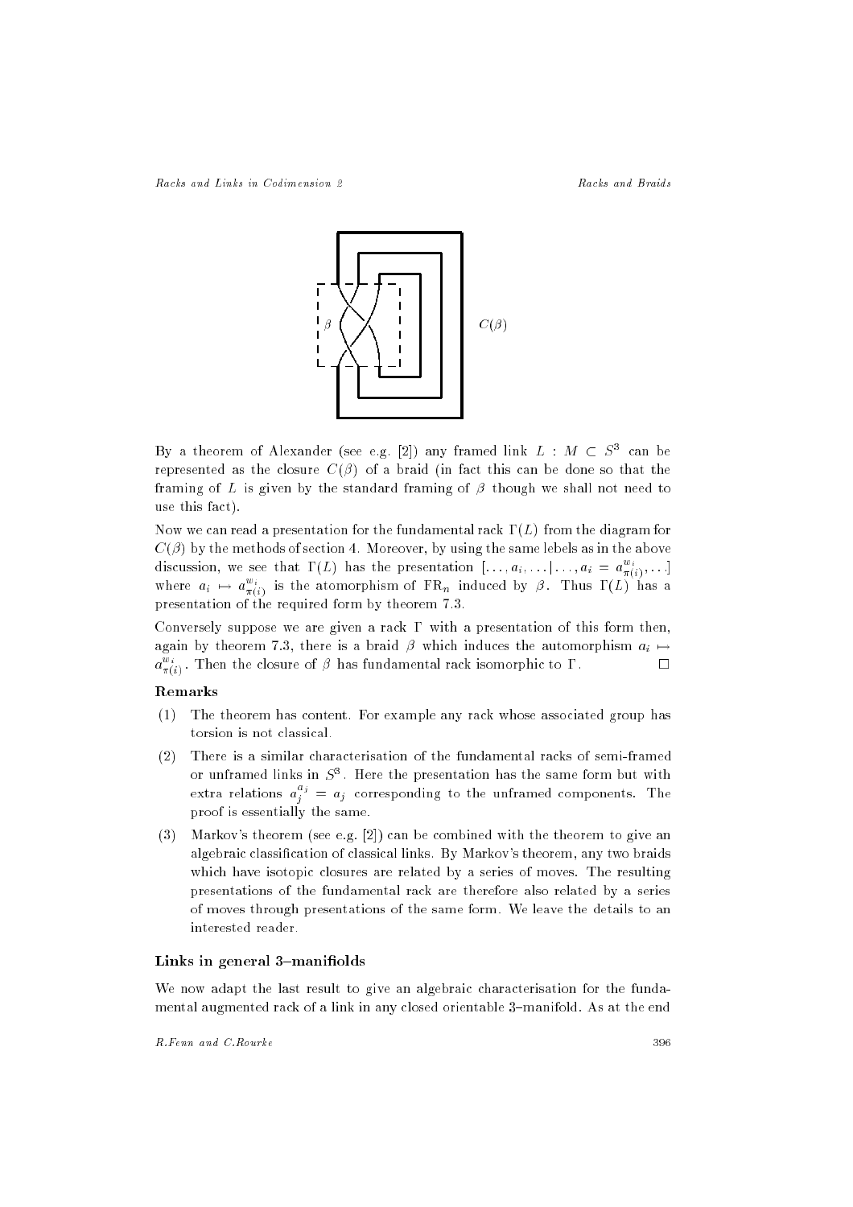By a theorem of Alexander (see e.g. [2]) any framed link $L : M \subset S^3$ can be represented as the closure $C(\beta)$ of a braid (in fact this can be done so that the framing of $L$ is given by the standard framing of $\beta$ though we shall not need to use this fact).

Now we can read a presentation for the fundamental rack $\Gamma(L)$ from the diagram for $C(\beta)$ by the methods of section 4. Moreover, by using the same lebels as in the above discussion, we see that $\Gamma(L)$ has the presentation $[\ldots, a_i, \ldots | \ldots, a_i = a_{\pi(i)}^{w_i}, \ldots]$ where $a_i \mapsto a_{\pi(i)}^{w_i}$ is the atomorphism of $\mathrm{FR}_n$ induced by $\beta$. Thus $\Gamma(L)$ has a presentation of the required form by theorem 7.3.

Conversely suppose we are given a rack $\Gamma$ with a presentation of this form then, again by theorem 7.3, there is a braid $\beta$ which induces the automorphism $a_i \mapsto a_{\pi(i)}^{w_i}$. Then the closure of $\beta$ has fundamental rack isomorphic to $\Gamma$. □

**Remarks**

(1) The theorem has content. For example any rack whose associated group has torsion is not classical.

(2) There is a similar characterisation of the fundamental racks of semi-framed or unframed links in $S^3$. Here the presentation has the same form but with extra relations $a_j^{a_j} = a_j$ corresponding to the unframed components. The proof is essentially the same.

(3) Markov's theorem (see e.g. [2]) can be combined with the theorem to give an algebraic classification of classical links. By Markov's theorem, any two braids which have isotopic closures are related by a series of moves. The resulting presentations of the fundamental rack are therefore also related by a series of moves through presentations of the same form. We leave the details to an interested reader.

### Links in general 3–manifolds

We now adapt the last result to give an algebraic characterisation for the fundamental augmented rack of a link in any closed orientable 3–manifold. As at the end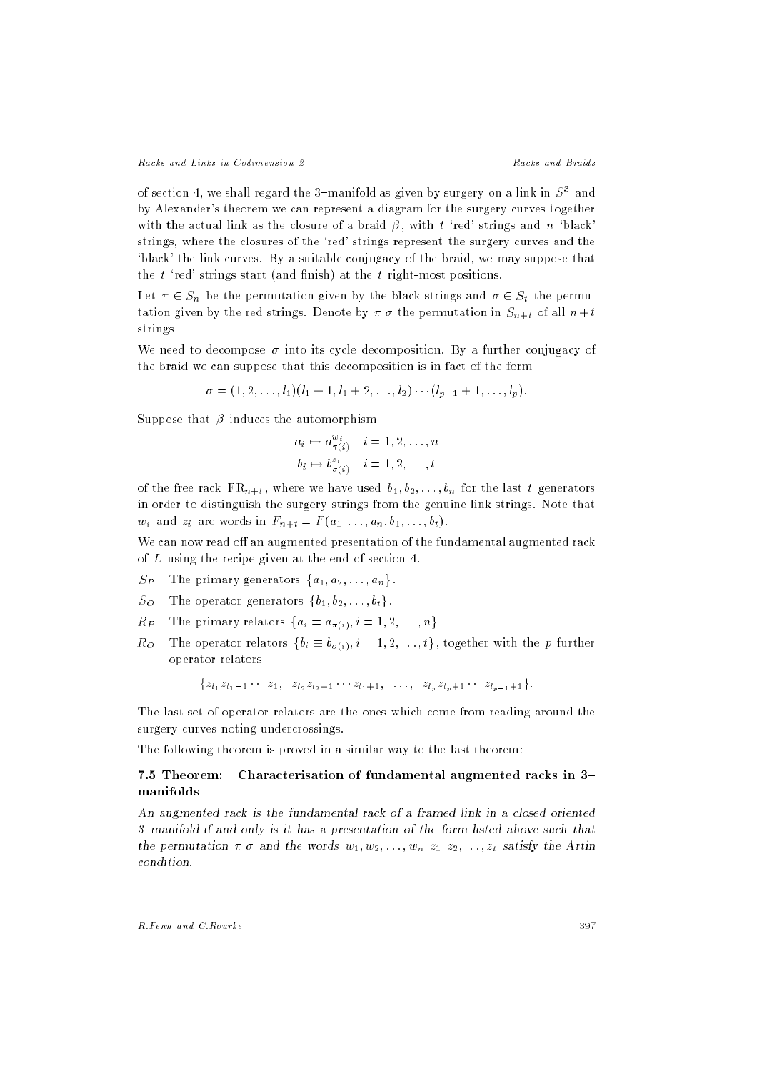of section 4, we shall regard the 3–manifold as given by surgery on a link in $S^3$ and by Alexander's theorem we can represent a diagram for the surgery curves together with the actual link as the closure of a braid $\beta$, with $t$ 'red' strings and $n$ 'black' strings, where the closures of the 'red' strings represent the surgery curves and the 'black' the link curves. By a suitable conjugacy of the braid, we may suppose that the $t$ 'red' strings start (and finish) at the $t$ right-most positions.

Let $\pi \in S_n$ be the permutation given by the black strings and $\sigma \in S_t$ the permutation given by the red strings. Denote by $\pi|\sigma$ the permutation in $S_{n+t}$ of all $n+t$ strings.

We need to decompose $\sigma$ into its cycle decomposition. By a further conjugacy of the braid we can suppose that this decomposition is in fact of the form

$$\sigma = (1, 2, \ldots, l_1)(l_1 + 1, l_1 + 2, \ldots, l_2) \cdots (l_{p-1} + 1, \ldots, l_p).$$

Suppose that $\beta$ induces the automorphism

$$a_i \mapsto a_{\pi(i)}^{w_i} \quad i = 1, 2, \ldots, n$$
$$b_i \mapsto b_{\sigma(i)}^{z_i} \quad i = 1, 2, \ldots, t$$

of the free rack $\mathrm{FR}_{n+t}$, where we have used $b_1, b_2, \ldots, b_n$ for the last $t$ generators in order to distinguish the surgery strings from the genuine link strings. Note that $w_i$ and $z_i$ are words in $F_{n+t} = F(a_1, \ldots, a_n, b_1, \ldots, b_t)$.

We can now read off an augmented presentation of the fundamental augmented rack of $L$ using the recipe given at the end of section 4.

- $S_P$ The primary generators $\{a_1, a_2, \ldots, a_n\}$.
- $S_O$ The operator generators $\{b_1, b_2, \ldots, b_t\}$.
- $R_P$ The primary relators $\{a_i = a_{\pi(i)}, i = 1, 2, \ldots, n\}$.
- $R_O$ The operator relators $\{b_i \equiv b_{\sigma(i)}, i = 1, 2, \ldots, t\}$, together with the $p$ further operator relators

$$\{z_{l_1} z_{l_1 - 1} \cdots z_1, \;\; z_{l_2} z_{l_2+1} \cdots z_{l_1+1}, \;\; \ldots, \;\; z_{l_p} z_{l_p+1} \cdots z_{l_{p-1}+1}\}.$$

The last set of operator relators are the ones which come from reading around the surgery curves noting undercrossings.

The following theorem is proved in a similar way to the last theorem:

### 7.5 Theorem: Characterisation of fundamental augmented racks in 3–manifolds

*An augmented rack is the fundamental rack of a framed link in a closed oriented 3–manifold if and only is it has a presentation of the form listed above such that the permutation $\pi|\sigma$ and the words $w_1, w_2, \ldots, w_n, z_1, z_2, \ldots, z_t$ satisfy the Artin condition.*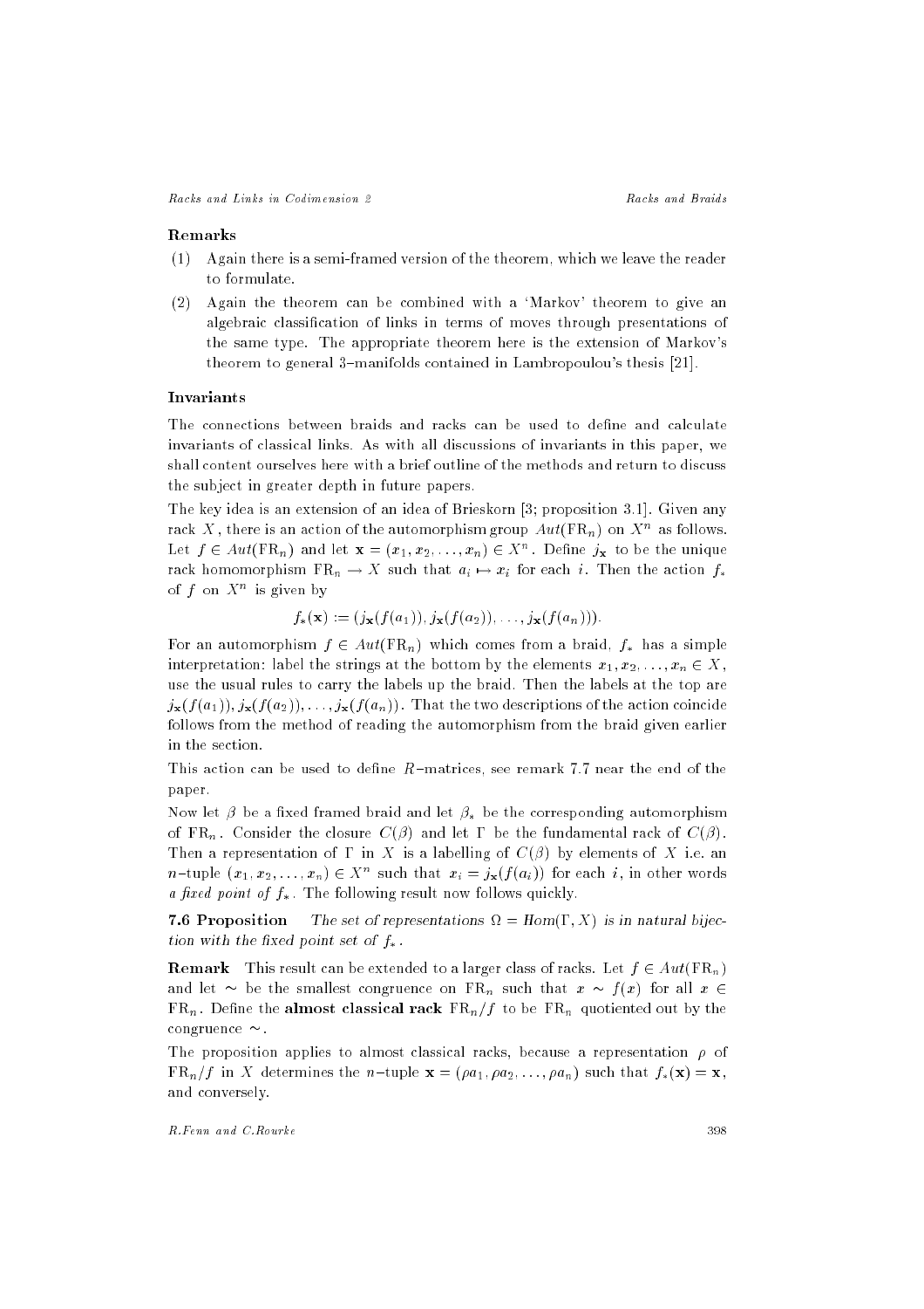**Remarks**

(1) Again there is a semi-framed version of the theorem, which we leave the reader to formulate.

(2) Again the theorem can be combined with a 'Markov' theorem to give an algebraic classification of links in terms of moves through presentations of the same type. The appropriate theorem here is the extension of Markov's theorem to general 3–manifolds contained in Lambropoulou's thesis [21].

**Invariants**

The connections between braids and racks can be used to define and calculate invariants of classical links. As with all discussions of invariants in this paper, we shall content ourselves here with a brief outline of the methods and return to discuss the subject in greater depth in future papers.

The key idea is an extension of an idea of Brieskorn [3; proposition 3.1]. Given any rack $X$, there is an action of the automorphism group $Aut(\mathrm{FR}_n)$ on $X^n$ as follows. Let $f \in Aut(\mathrm{FR}_n)$ and let $\mathbf{x} = (x_1, x_2, \ldots, x_n) \in X^n$. Define $j_{\mathbf{x}}$ to be the unique rack homomorphism $\mathrm{FR}_n \to X$ such that $a_i \mapsto x_i$ for each $i$. Then the action $f_*$ of $f$ on $X^n$ is given by

$$f_*(\mathbf{x}) := (j_{\mathbf{x}}(f(a_1)), j_{\mathbf{x}}(f(a_2)), \ldots, j_{\mathbf{x}}(f(a_n))).$$

For an automorphism $f \in Aut(\mathrm{FR}_n)$ which comes from a braid, $f_*$ has a simple interpretation: label the strings at the bottom by the elements $x_1, x_2, \ldots, x_n \in X$, use the usual rules to carry the labels up the braid. Then the labels at the top are $j_{\mathbf{x}}(f(a_1)), j_{\mathbf{x}}(f(a_2)), \ldots, j_{\mathbf{x}}(f(a_n))$. That the two descriptions of the action coincide follows from the method of reading the automorphism from the braid given earlier in the section.

This action can be used to define $R$–matrices, see remark 7.7 near the end of the paper.

Now let $\beta$ be a fixed framed braid and let $\beta_*$ be the corresponding automorphism of $\mathrm{FR}_n$. Consider the closure $C(\beta)$ and let $\Gamma$ be the fundamental rack of $C(\beta)$. Then a representation of $\Gamma$ in $X$ is a labelling of $C(\beta)$ by elements of $X$ i.e. an $n$–tuple $(x_1, x_2, \ldots, x_n) \in X^n$ such that $x_i = j_{\mathbf{x}}(f(a_i))$ for each $i$, in other words *a fixed point of* $f_*$. The following result now follows quickly.

**7.6 Proposition** *The set of representations $\Omega = Hom(\Gamma, X)$ is in natural bijection with the fixed point set of $f_*$.*

**Remark** This result can be extended to a larger class of racks. Let $f \in Aut(\mathrm{FR}_n)$ and let $\sim$ be the smallest congruence on $\mathrm{FR}_n$ such that $x \sim f(x)$ for all $x \in \mathrm{FR}_n$. Define the **almost classical rack** $\mathrm{FR}_n/f$ to be $\mathrm{FR}_n$ quotiented out by the congruence $\sim$.

The proposition applies to almost classical racks, because a representation $\rho$ of $\mathrm{FR}_n/f$ in $X$ determines the $n$–tuple $\mathbf{x} = (\rho a_1, \rho a_2, \ldots, \rho a_n)$ such that $f_*(\mathbf{x}) = \mathbf{x}$, and conversely.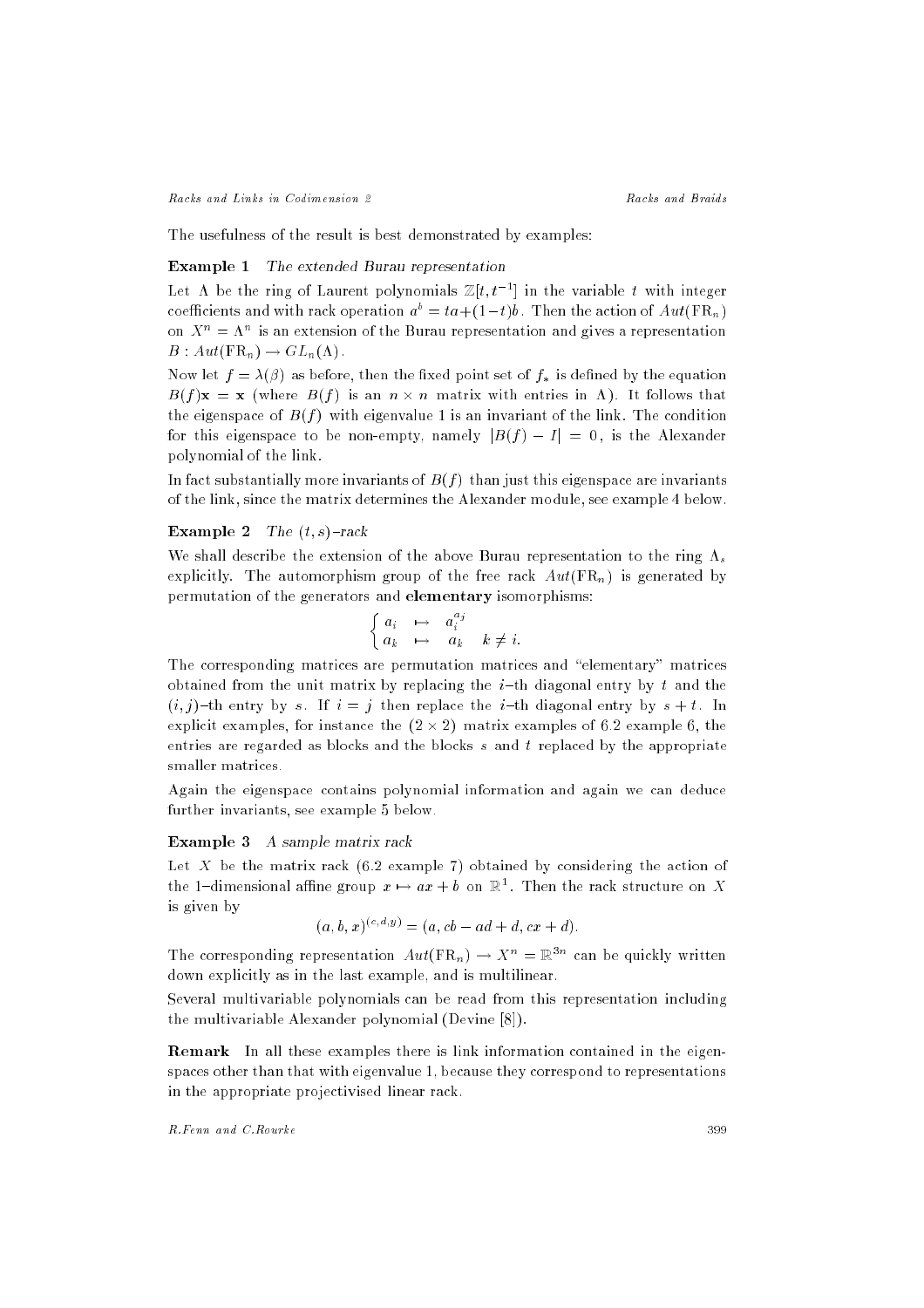The usefulness of the result is best demonstrated by examples:

**Example 1** *The extended Burau representation*

Let $\Lambda$ be the ring of Laurent polynomials $\mathbb{Z}[t, t^{-1}]$ in the variable $t$ with integer coefficients and with rack operation $a^b = ta + (1-t)b$. Then the action of $Aut(\mathrm{FR}_n)$ on $X^n = \Lambda^n$ is an extension of the Burau representation and gives a representation $B : Aut(\mathrm{FR}_n) \to GL_n(\Lambda)$.

Now let $f = \lambda(\beta)$ as before, then the fixed point set of $f_*$ is defined by the equation $B(f)\mathbf{x} = \mathbf{x}$ (where $B(f)$ is an $n \times n$ matrix with entries in $\Lambda$). It follows that the eigenspace of $B(f)$ with eigenvalue 1 is an invariant of the link. The condition for this eigenspace to be non-empty, namely $|B(f) - I| = 0$, is the Alexander polynomial of the link.

In fact substantially more invariants of $B(f)$ than just this eigenspace are invariants of the link, since the matrix determines the Alexander module, see example 4 below.

**Example 2** *The $(t, s)$–rack*

We shall describe the extension of the above Burau representation to the ring $\Lambda_s$ explicitly. The automorphism group of the free rack $Aut(\mathrm{FR}_n)$ is generated by permutation of the generators and **elementary** isomorphisms:

$$\begin{cases} a_i & \mapsto & a_i^{a_j} \\ a_k & \mapsto & a_k \quad k \neq i. \end{cases}$$

The corresponding matrices are permutation matrices and "elementary" matrices obtained from the unit matrix by replacing the $i$–th diagonal entry by $t$ and the $(i, j)$–th entry by $s$. If $i = j$ then replace the $i$–th diagonal entry by $s + t$. In explicit examples, for instance the $(2 \times 2)$ matrix examples of 6.2 example 6, the entries are regarded as blocks and the blocks $s$ and $t$ replaced by the appropriate smaller matrices.

Again the eigenspace contains polynomial information and again we can deduce further invariants, see example 5 below.

**Example 3** *A sample matrix rack*

Let $X$ be the matrix rack (6.2 example 7) obtained by considering the action of the 1–dimensional affine group $x \mapsto ax + b$ on $\mathbb{R}^1$. Then the rack structure on $X$ is given by

$$(a, b, x)^{(c,d,y)} = (a, cb - ad + d, cx + d).$$

The corresponding representation $Aut(\mathrm{FR}_n) \to X^n = \mathbb{R}^{3n}$ can be quickly written down explicitly as in the last example, and is multilinear.

Several multivariable polynomials can be read from this representation including the multivariable Alexander polynomial (Devine [8]).

**Remark** In all these examples there is link information contained in the eigenspaces other than that with eigenvalue 1, because they correspond to representations in the appropriate projectivised linear rack.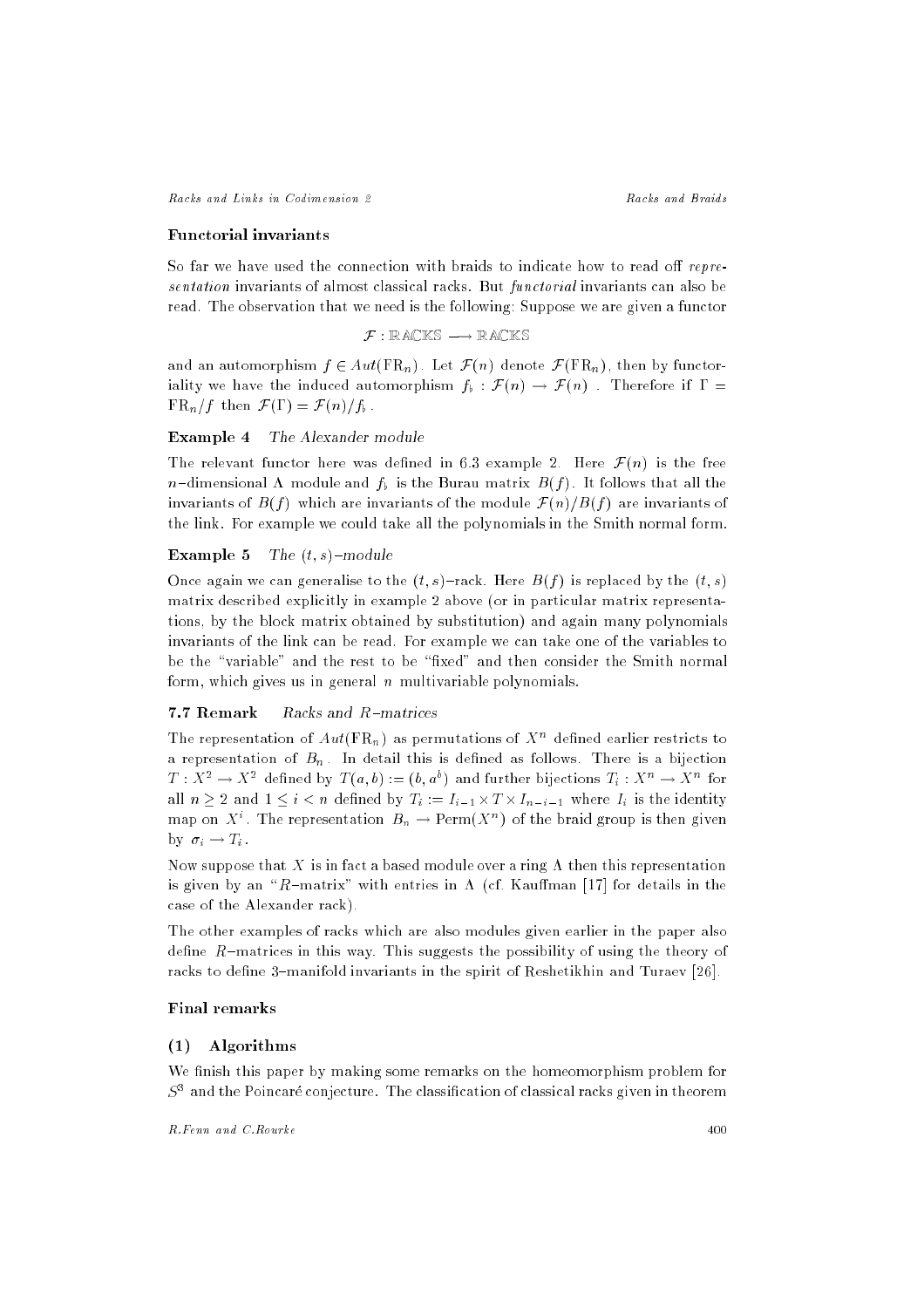### Functorial invariants

So far we have used the connection with braids to indicate how to read off *representation* invariants of almost classical racks. But *functorial* invariants can also be read. The observation that we need is the following: Suppose we are given a functor

$$\mathcal{F} : \mathbb{RACKS} \longrightarrow \mathbb{RACKS}$$

and an automorphism $f \in Aut(\mathrm{FR}_n)$. Let $\mathcal{F}(n)$ denote $\mathcal{F}(\mathrm{FR}_n)$, then by functoriality we have the induced automorphism $f_\flat : \mathcal{F}(n) \to \mathcal{F}(n)$. Therefore if $\Gamma = \mathrm{FR}_n/f$ then $\mathcal{F}(\Gamma) = \mathcal{F}(n)/f_\flat$.

**Example 4** *The Alexander module*

The relevant functor here was defined in 6.3 example 2. Here $\mathcal{F}(n)$ is the free $n$-dimensional $\Lambda$ module and $f_\flat$ is the Burau matrix $B(f)$. It follows that all the invariants of $B(f)$ which are invariants of the module $\mathcal{F}(n)/B(f)$ are invariants of the link. For example we could take all the polynomials in the Smith normal form.

**Example 5** *The $(t,s)$-module*

Once again we can generalise to the $(t,s)$-rack. Here $B(f)$ is replaced by the $(t,s)$ matrix described explicitly in example 2 above (or in particular matrix representations, by the block matrix obtained by substitution) and again many polynomials invariants of the link can be read. For example we can take one of the variables to be the "variable" and the rest to be "fixed" and then consider the Smith normal form, which gives us in general $n$ multivariable polynomials.

**7.7 Remark** *Racks and $R$-matrices*

The representation of $Aut(\mathrm{FR}_n)$ as permutations of $X^n$ defined earlier restricts to a representation of $B_n$. In detail this is defined as follows. There is a bijection $T : X^2 \to X^2$ defined by $T(a,b) := (b, a^b)$ and further bijections $T_i : X^n \to X^n$ for all $n \geq 2$ and $1 \leq i < n$ defined by $T_i := I_{i-1} \times T \times I_{n-i-1}$ where $I_i$ is the identity map on $X^i$. The representation $B_n \to \mathrm{Perm}(X^n)$ of the braid group is then given by $\sigma_i \to T_i$.

Now suppose that $X$ is in fact a based module over a ring $\Lambda$ then this representation is given by an "$R$-matrix" with entries in $\Lambda$ (cf. Kauffman [17] for details in the case of the Alexander rack).

The other examples of racks which are also modules given earlier in the paper also define $R$-matrices in this way. This suggests the possibility of using the theory of racks to define 3-manifold invariants in the spirit of Reshetikhin and Turaev [26].

### Final remarks

### (1) Algorithms

We finish this paper by making some remarks on the homeomorphism problem for $S^3$ and the Poincaré conjecture. The classification of classical racks given in theorem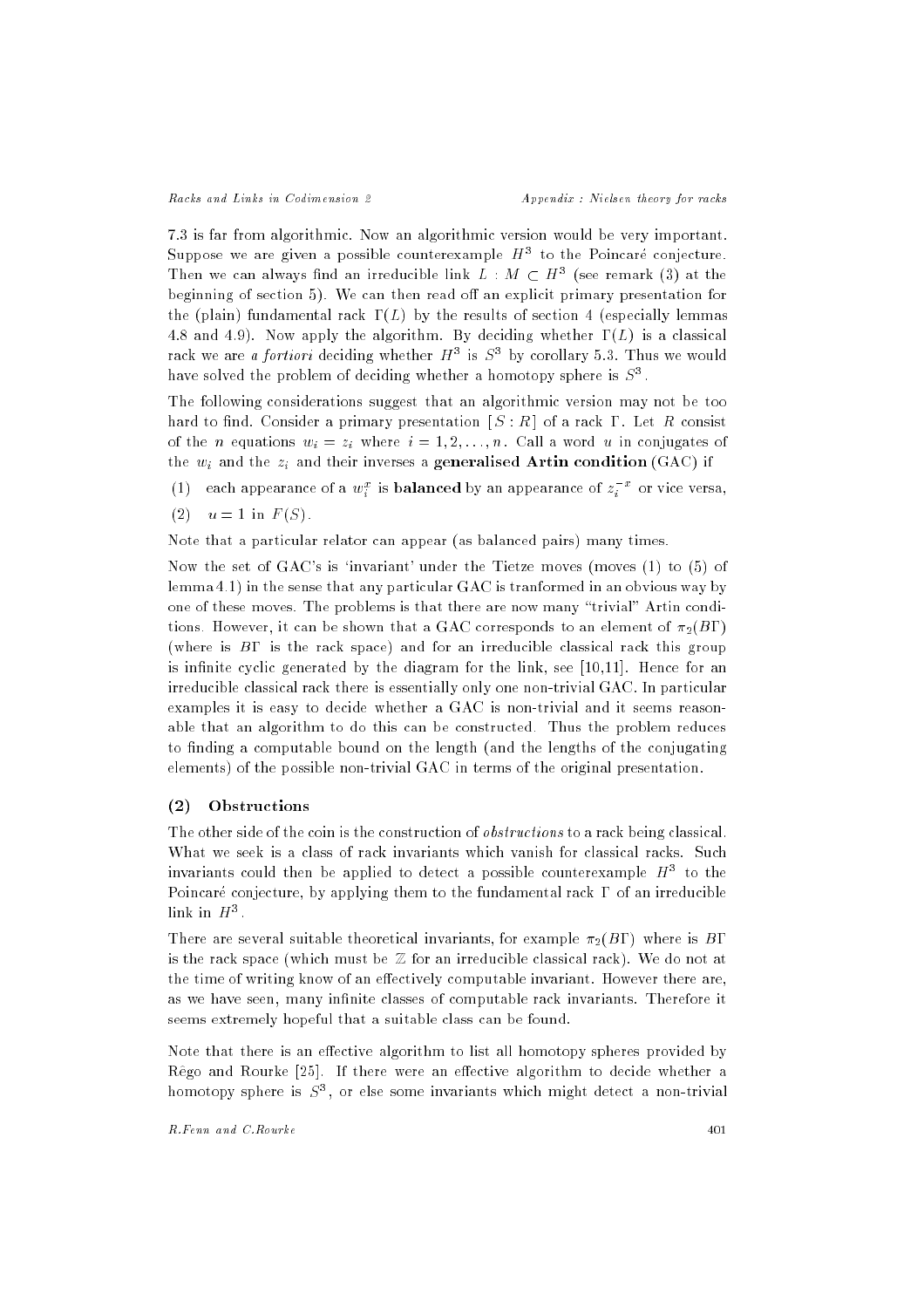7.3 is far from algorithmic. Now an algorithmic version would be very important. Suppose we are given a possible counterexample $H^3$ to the Poincaré conjecture. Then we can always find an irreducible link $L : M \subset H^3$ (see remark (3) at the beginning of section 5). We can then read off an explicit primary presentation for the (plain) fundamental rack $\Gamma(L)$ by the results of section 4 (especially lemmas 4.8 and 4.9). Now apply the algorithm. By deciding whether $\Gamma(L)$ is a classical rack we are *a fortiori* deciding whether $H^3$ is $S^3$ by corollary 5.3. Thus we would have solved the problem of deciding whether a homotopy sphere is $S^3$.

The following considerations suggest that an algorithmic version may not be too hard to find. Consider a primary presentation $[S : R]$ of a rack $\Gamma$. Let $R$ consist of the $n$ equations $w_i = z_i$ where $i = 1, 2, \ldots, n$. Call a word $u$ in conjugates of the $w_i$ and the $z_i$ and their inverses a **generalised Artin condition** (GAC) if

(1) each appearance of a $w_i^x$ is **balanced** by an appearance of $z_i^{-x}$ or vice versa,

(2) $u = 1$ in $F(S)$.

Note that a particular relator can appear (as balanced pairs) many times.

Now the set of GAC's is 'invariant' under the Tietze moves (moves (1) to (5) of lemma 4.1) in the sense that any particular GAC is tranformed in an obvious way by one of these moves. The problems is that there are now many "trivial" Artin conditions. However, it can be shown that a GAC corresponds to an element of $\pi_2(B\Gamma)$ (where is $B\Gamma$ is the rack space) and for an irreducible classical rack this group is infinite cyclic generated by the diagram for the link, see [10,11]. Hence for an irreducible classical rack there is essentially only one non-trivial GAC. In particular examples it is easy to decide whether a GAC is non-trivial and it seems reasonable that an algorithm to do this can be constructed. Thus the problem reduces to finding a computable bound on the length (and the lengths of the conjugating elements) of the possible non-trivial GAC in terms of the original presentation.

### (2) Obstructions

The other side of the coin is the construction of *obstructions* to a rack being classical. What we seek is a class of rack invariants which vanish for classical racks. Such invariants could then be applied to detect a possible counterexample $H^3$ to the Poincaré conjecture, by applying them to the fundamental rack $\Gamma$ of an irreducible link in $H^3$.

There are several suitable theoretical invariants, for example $\pi_2(B\Gamma)$ where is $B\Gamma$ is the rack space (which must be $\mathbb{Z}$ for an irreducible classical rack). We do not at the time of writing know of an effectively computable invariant. However there are, as we have seen, many infinite classes of computable rack invariants. Therefore it seems extremely hopeful that a suitable class can be found.

Note that there is an effective algorithm to list all homotopy spheres provided by Rêgo and Rourke [25]. If there were an effective algorithm to decide whether a homotopy sphere is $S^3$, or else some invariants which might detect a non-trivial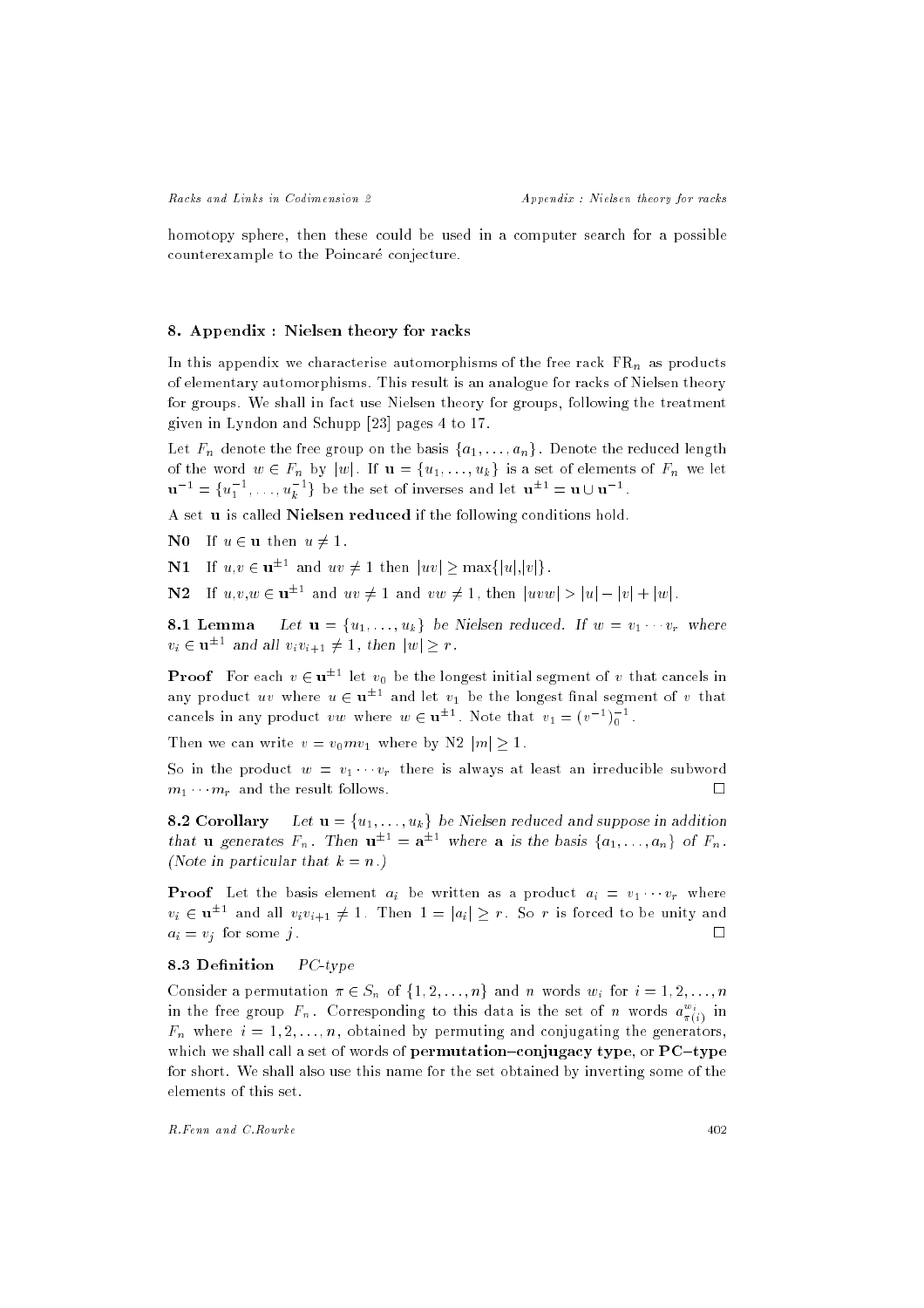homotopy sphere, then these could be used in a computer search for a possible counterexample to the Poincaré conjecture.

## 8. Appendix : Nielsen theory for racks

In this appendix we characterise automorphisms of the free rack $\mathrm{FR}_n$ as products of elementary automorphisms. This result is an analogue for racks of Nielsen theory for groups. We shall in fact use Nielsen theory for groups, following the treatment given in Lyndon and Schupp [23] pages 4 to 17.

Let $F_n$ denote the free group on the basis $\{a_1, \ldots, a_n\}$. Denote the reduced length of the word $w \in F_n$ by $|w|$. If $\mathbf{u} = \{u_1, \ldots, u_k\}$ is a set of elements of $F_n$ we let $\mathbf{u}^{-1} = \{u_1^{-1}, \ldots, u_k^{-1}\}$ be the set of inverses and let $\mathbf{u}^{\pm 1} = \mathbf{u} \cup \mathbf{u}^{-1}$.

A set $\mathbf{u}$ is called **Nielsen reduced** if the following conditions hold.

**N0** If $u \in \mathbf{u}$ then $u \neq 1$.

**N1** If $u,v \in \mathbf{u}^{\pm 1}$ and $uv \neq 1$ then $|uv| \geq \max\{|u|,|v|\}$.

**N2** If $u,v,w \in \mathbf{u}^{\pm 1}$ and $uv \neq 1$ and $vw \neq 1$, then $|uvw| > |u| - |v| + |w|$.

**8.1 Lemma** *Let $\mathbf{u} = \{u_1, \ldots, u_k\}$ be Nielsen reduced. If $w = v_1 \cdots v_r$ where $v_i \in \mathbf{u}^{\pm 1}$ and all $v_i v_{i+1} \neq 1$, then $|w| \geq r$.*

**Proof** For each $v \in \mathbf{u}^{\pm 1}$ let $v_0$ be the longest initial segment of $v$ that cancels in any product $uv$ where $u \in \mathbf{u}^{\pm 1}$ and let $v_1$ be the longest final segment of $v$ that cancels in any product $vw$ where $w \in \mathbf{u}^{\pm 1}$. Note that $v_1 = (v^{-1})_0^{-1}$.

Then we can write $v = v_0 m v_1$ where by N2 $|m| \geq 1$.

So in the product $w = v_1 \cdots v_r$ there is always at least an irreducible subword $m_1 \cdots m_r$ and the result follows. $\square$

**8.2 Corollary** *Let $\mathbf{u} = \{u_1, \ldots, u_k\}$ be Nielsen reduced and suppose in addition that $\mathbf{u}$ generates $F_n$. Then $\mathbf{u}^{\pm 1} = \mathbf{a}^{\pm 1}$ where $\mathbf{a}$ is the basis $\{a_1, \ldots, a_n\}$ of $F_n$. (Note in particular that $k = n$.)*

**Proof** Let the basis element $a_i$ be written as a product $a_i = v_1 \cdots v_r$ where $v_i \in \mathbf{u}^{\pm 1}$ and all $v_i v_{i+1} \neq 1$. Then $1 = |a_i| \geq r$. So $r$ is forced to be unity and $a_i = v_j$ for some $j$. $\square$

**8.3 Definition** *PC-type*

Consider a permutation $\pi \in S_n$ of $\{1, 2, \ldots, n\}$ and $n$ words $w_i$ for $i = 1, 2, \ldots, n$ in the free group $F_n$. Corresponding to this data is the set of $n$ words $a_{\pi(i)}^{w_i}$ in $F_n$ where $i = 1, 2, \ldots, n$, obtained by permuting and conjugating the generators, which we shall call a set of words of **permutation–conjugacy type**, or **PC–type** for short. We shall also use this name for the set obtained by inverting some of the elements of this set.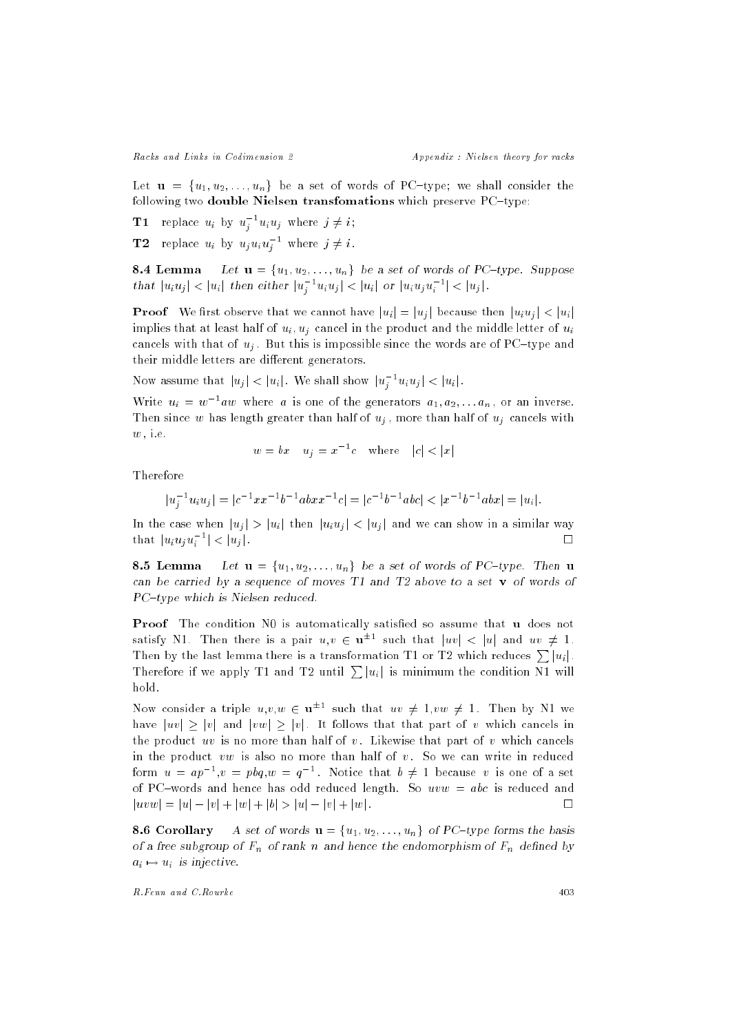Let $\mathbf{u} = \{u_1, u_2, \ldots, u_n\}$ be a set of words of PC–type; we shall consider the following two **double Nielsen transfomations** which preserve PC–type:

**T1** replace $u_i$ by $u_j^{-1} u_i u_j$ where $j \neq i$;

**T2** replace $u_i$ by $u_j u_i u_j^{-1}$ where $j \neq i$.

**8.4 Lemma** *Let $\mathbf{u} = \{u_1, u_2, \ldots, u_n\}$ be a set of words of PC–type. Suppose that $|u_i u_j| < |u_i|$ then either $|u_j^{-1} u_i u_j| < |u_i|$ or $|u_i u_j u_i^{-1}| < |u_j|$.*

**Proof** We first observe that we cannot have $|u_i| = |u_j|$ because then $|u_i u_j| < |u_i|$ implies that at least half of $u_i, u_j$ cancel in the product and the middle letter of $u_i$ cancels with that of $u_j$. But this is impossible since the words are of PC–type and their middle letters are different generators.

Now assume that $|u_j| < |u_i|$. We shall show $|u_j^{-1} u_i u_j| < |u_i|$.

Write $u_i = w^{-1} a w$ where $a$ is one of the generators $a_1, a_2, \ldots a_n$, or an inverse. Then since $w$ has length greater than half of $u_j$, more than half of $u_j$ cancels with $w$, i.e.

$$w = bx \quad u_j = x^{-1} c \quad \text{where} \quad |c| < |x|$$

Therefore

$$|u_j^{-1} u_i u_j| = |c^{-1} x x^{-1} b^{-1} a b x x^{-1} c| = |c^{-1} b^{-1} a b c| < |x^{-1} b^{-1} a b x| = |u_i|.$$

In the case when $|u_j| > |u_i|$ then $|u_i u_j| < |u_j|$ and we can show in a similar way that $|u_i u_j u_i^{-1}| < |u_j|$. $\square$

**8.5 Lemma** *Let $\mathbf{u} = \{u_1, u_2, \ldots, u_n\}$ be a set of words of PC–type. Then $\mathbf{u}$ can be carried by a sequence of moves T1 and T2 above to a set $\mathbf{v}$ of words of PC–type which is Nielsen reduced.*

**Proof** The condition N0 is automatically satisfied so assume that $\mathbf{u}$ does not satisfy N1. Then there is a pair $u, v \in \mathbf{u}^{\pm 1}$ such that $|uv| < |u|$ and $uv \neq 1$. Then by the last lemma there is a transformation T1 or T2 which reduces $\sum |u_i|$. Therefore if we apply T1 and T2 until $\sum |u_i|$ is minimum the condition N1 will hold.

Now consider a triple $u, v, w \in \mathbf{u}^{\pm 1}$ such that $uv \neq 1, vw \neq 1$. Then by N1 we have $|uv| \geq |v|$ and $|vw| \geq |v|$. It follows that that part of $v$ which cancels in the product $uv$ is no more than half of $v$. Likewise that part of $v$ which cancels in the product $vw$ is also no more than half of $v$. So we can write in reduced form $u = ap^{-1}, v = pbq, w = q^{-1}$. Notice that $b \neq 1$ because $v$ is one of a set of PC–words and hence has odd reduced length. So $uvw = abc$ is reduced and $|uvw| = |u| - |v| + |w| + |b| > |u| - |v| + |w|$. $\square$

**8.6 Corollary** *A set of words $\mathbf{u} = \{u_1, u_2, \ldots, u_n\}$ of PC–type forms the basis of a free subgroup of $F_n$ of rank $n$ and hence the endomorphism of $F_n$ defined by $a_i \mapsto u_i$ is injective.*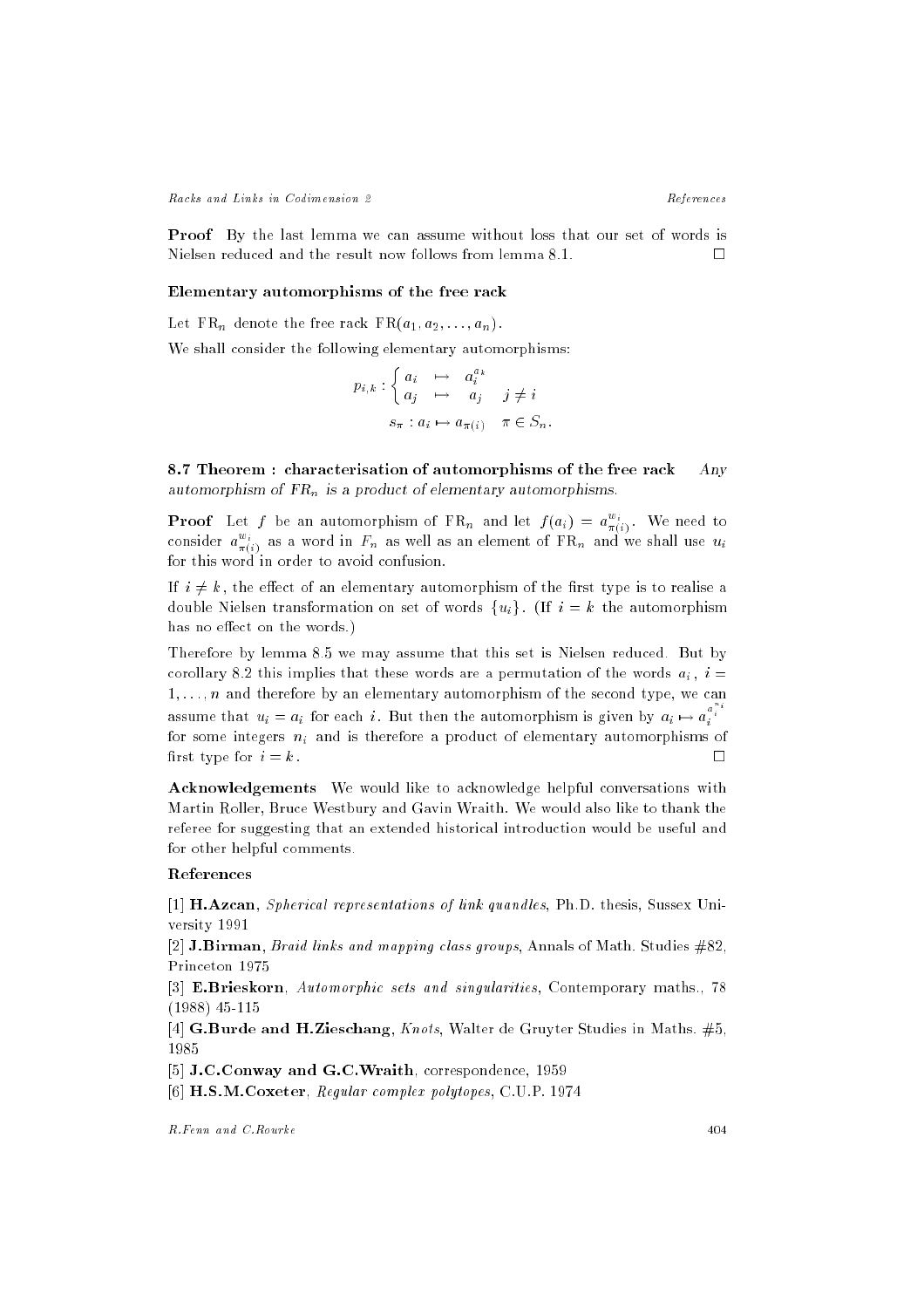**Proof** By the last lemma we can assume without loss that our set of words is Nielsen reduced and the result now follows from lemma 8.1. □

### Elementary automorphisms of the free rack

Let $\mathrm{FR}_n$ denote the free rack $\mathrm{FR}(a_1, a_2, \ldots, a_n)$.

We shall consider the following elementary automorphisms:

$$p_{i,k} : \begin{cases} a_i & \mapsto & a_i^{a_k} \\ a_j & \mapsto & a_j \quad j \neq i \end{cases}$$

$$s_\pi : a_i \mapsto a_{\pi(i)} \quad \pi \in S_n.$$

**8.7 Theorem : characterisation of automorphisms of the free rack** *Any automorphism of $FR_n$ is a product of elementary automorphisms.*

**Proof** Let $f$ be an automorphism of $\mathrm{FR}_n$ and let $f(a_i) = a_{\pi(i)}^{w_i}$. We need to consider $a_{\pi(i)}^{w_i}$ as a word in $F_n$ as well as an element of $\mathrm{FR}_n$ and we shall use $u_i$ for this word in order to avoid confusion.

If $i \neq k$, the effect of an elementary automorphism of the first type is to realise a double Nielsen transformation on set of words $\{u_i\}$. (If $i = k$ the automorphism has no effect on the words.)

Therefore by lemma 8.5 we may assume that this set is Nielsen reduced. But by corollary 8.2 this implies that these words are a permutation of the words $a_i$, $i = 1, \ldots, n$ and therefore by an elementary automorphism of the second type, we can assume that $u_i = a_i$ for each $i$. But then the automorphism is given by $a_i \mapsto a_i^{a_i^{n_i}}$ for some integers $n_i$ and is therefore a product of elementary automorphisms of first type for $i = k$. □

**Acknowledgements** We would like to acknowledge helpful conversations with Martin Roller, Bruce Westbury and Gavin Wraith. We would also like to thank the referee for suggesting that an extended historical introduction would be useful and for other helpful comments.

### References

[1] **H.Azcan**, *Spherical representations of link quandles*, Ph.D. thesis, Sussex University 1991

[2] **J.Birman**, *Braid links and mapping class groups*, Annals of Math. Studies #82, Princeton 1975

[3] **E.Brieskorn**, *Automorphic sets and singularities*, Contemporary maths., 78 (1988) 45-115

[4] **G.Burde and H.Zieschang**, *Knots*, Walter de Gruyter Studies in Maths. #5, 1985

[5] **J.C.Conway and G.C.Wraith**, correspondence, 1959

[6] **H.S.M.Coxeter**, *Regular complex polytopes*, C.U.P. 1974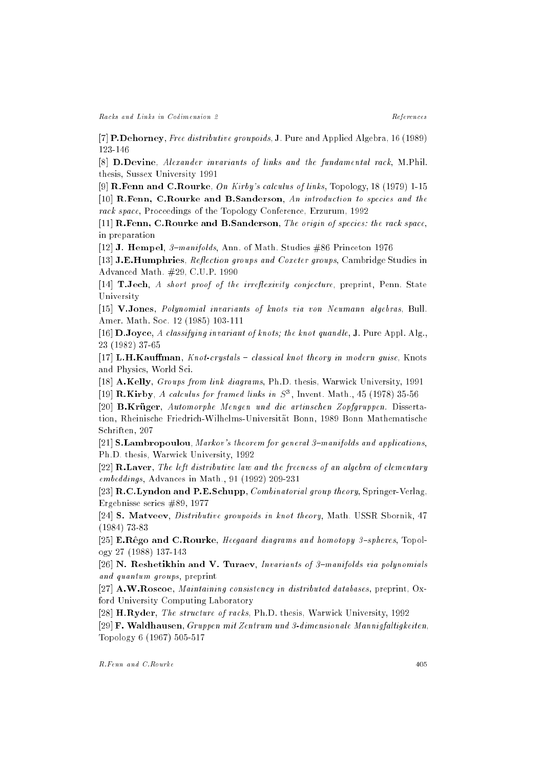[7] **P.Dehorney**, *Free distributive groupoids*, J. Pure and Applied Algebra, 16 (1989) 123-146

[8] **D.Devine**, *Alexander invariants of links and the fundamental rack*, M.Phil. thesis, Sussex University 1991

[9] **R.Fenn and C.Rourke**, *On Kirby's calculus of links*, Topology, 18 (1979) 1-15

[10] **R.Fenn, C.Rourke and B.Sanderson**, *An introduction to species and the rack space*, Proceedings of the Topology Conference, Erzurum, 1992

[11] **R.Fenn, C.Rourke and B.Sanderson**, *The origin of species: the rack space*, in preparation

[12] **J. Hempel**, *3–manifolds*, Ann. of Math. Studies #86 Princeton 1976

[13] **J.E.Humphries**, *Reflection groups and Coxeter groups*, Cambridge Studies in Advanced Math. #29, C.U.P. 1990

[14] **T.Jech**, *A short proof of the irreflexivity conjecture*, preprint, Penn. State University

[15] **V.Jones**, *Polynomial invariants of knots via von Neumann algebras*, Bull. Amer. Math. Soc. 12 (1985) 103-111

[16] **D.Joyce**, *A classifying invariant of knots; the knot quandle*, J. Pure Appl. Alg., 23 (1982) 37-65

[17] **L.H.Kauffman**, *Knot-crystals – classical knot theory in modern guise*, Knots and Physics, World Sci.

[18] **A.Kelly**, *Groups from link diagrams*, Ph.D. thesis, Warwick University, 1991

[19] **R.Kirby**, *A calculus for framed links in $S^3$*, Invent. Math., 45 (1978) 35-56

[20] **B.Krüger**, *Automorphe Mengen und die artinschen Zopfgruppen.* Dissertation, Rheinische Friedrich-Wilhelms-Universität Bonn, 1989 Bonn Mathematische Schriften, 207

[21] **S.Lambropoulou**, *Markov's theorem for general 3–manifolds and applications*, Ph.D. thesis, Warwick University, 1992

[22] **R.Laver**, *The left distributive law and the freeness of an algebra of elementary embeddings*, Advances in Math., 91 (1992) 209-231

[23] **R.C.Lyndon and P.E.Schupp**, *Combinatorial group theory*, Springer-Verlag, Ergebnisse series #89, 1977

[24] **S. Matveev**, *Distributive groupoids in knot theory*, Math. USSR Sbornik, 47 (1984) 73-83

[25] **E.Rêgo and C.Rourke**, *Heegaard diagrams and homotopy 3–spheres*, Topology 27 (1988) 137-143

[26] **N. Reshetikhin and V. Turaev**, *Invariants of 3–manifolds via polynomials and quantum groups*, preprint

[27] **A.W.Roscoe**, *Maintaining consistency in distributed databases*, preprint, Oxford University Computing Laboratory

[28] **H.Ryder**, *The structure of racks*, Ph.D. thesis, Warwick University, 1992

[29] **F. Waldhausen**, *Gruppen mit Zentrum und 3-dimensionale Mannigfaltigkeiten*, Topology 6 (1967) 505-517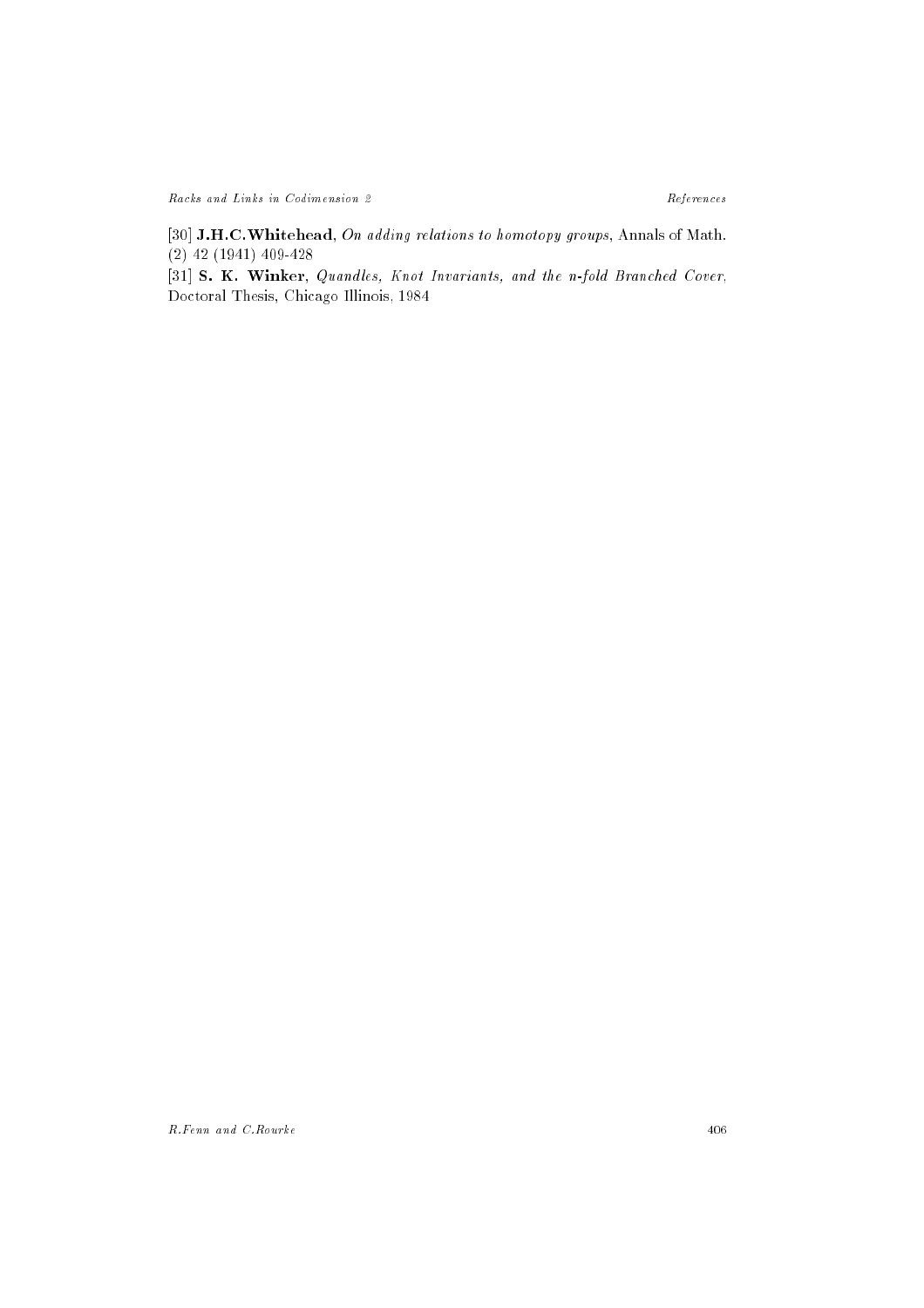[30] **J.H.C.Whitehead**, *On adding relations to homotopy groups*, Annals of Math. (2) 42 (1941) 409-428

[31] **S. K. Winker**, *Quandles, Knot Invariants, and the n-fold Branched Cover*, Doctoral Thesis, Chicago Illinois, 1984